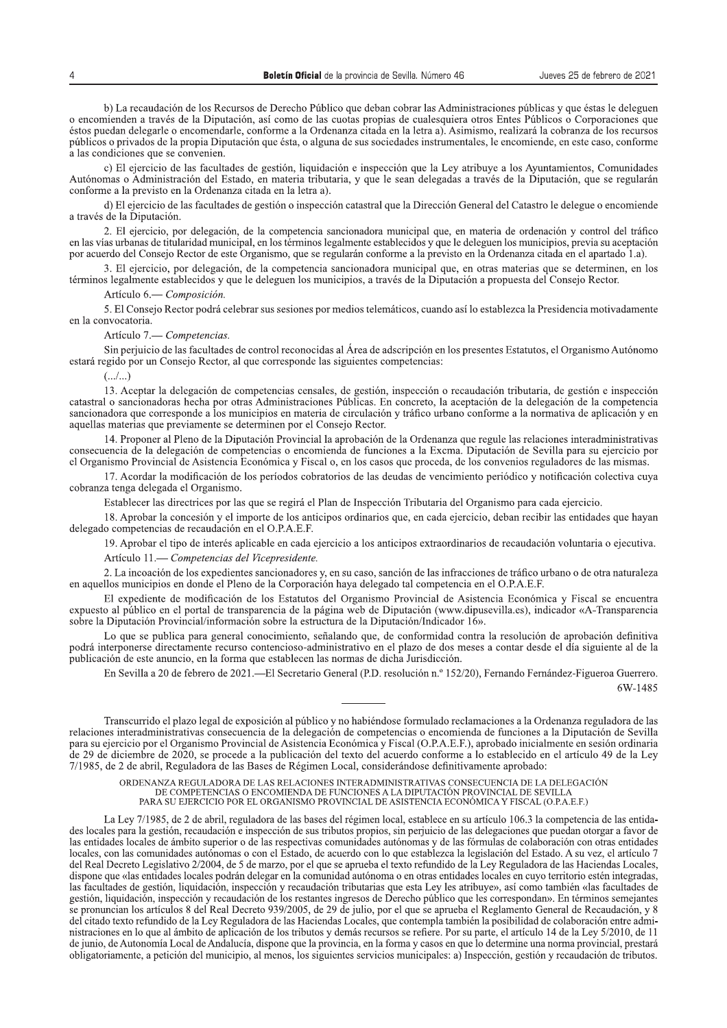b) La recaudación de los Recursos de Derecho Público que deban cobrar las Administraciones públicas y que éstas le deleguen o encomienden a través de la Diputación, así como de las cuotas propias de cualesquiera otros Entes Públicos o Corporaciones que éstos puedan delegarle o encomendarle, conforme a la Ordenanza citada en la letra a). Asimismo, realizará la cobranza de los recursos públicos o privados de la propia Diputación que ésta, o alguna de sus sociedades instrumentales, le encomiende, en este caso, conforme a las condiciones que se convenien.

c) El ejercicio de las facultades de gestión, liquidación e inspección que la Ley atribuye a los Ayuntamientos, Comunidades Autónomas o Administración del Estado, en materia tributaria, y que le sean delegadas a través de la Diputación, que se regularán conforme a la previsto en la Ordenanza citada en la letra a).

d) El ejercicio de las facultades de gestión o inspección catastral que la Dirección General del Catastro le delegue o encomiende a través de la Diputación.

2. El ejercicio, por delegación, de la competencia sancionadora municipal que, en materia de ordenación y control del tráfico en las vías urbanas de titularidad municipal, en los términos legalmente establecidos y que le deleguen los municipios, previa su aceptación por acuerdo del Consejo Rector de este Organismo, que se regularán conforme a la previsto en la Ordenanza citada en el apartado 1.a).

3. El ejercicio, por delegación, de la competencia sancionadora municipal que, en otras materias que se determinen, en los términos legalmente establecidos y que le deleguen los municipios, a través de la Diputación a propuesta del Consejo Rector.

Artículo 6.— *Composición.*

5. El Consejo Rector podrá celebrar sus sesiones por medios telemáticos, cuando así lo establezca la Presidencia motivadamente en la convocatoria.

Artículo 7.— *Competencias.*

Sin perjuicio de las facultades de control reconocidas al Área de adscripción en los presentes Estatutos, el Organismo Autónomo estará regido por un Consejo Rector, al que corresponde las siguientes competencias:

(.../...)

13. Aceptar la delegación de competencias censales, de gestión, inspección o recaudación tributaria, de gestión e inspección catastral o sancionadoras hecha por otras Administraciones Públicas. En concreto, la aceptación de la delegación de la competencia sancionadora que corresponde a los municipios en materia de circulación y tráfico urbano conforme a la normativa de aplicación y en aquellas materias que previamente se determinen por el Consejo Rector.

14. Proponer al Pleno de la Diputación Provincial la aprobación de la Ordenanza que regule las relaciones interadministrativas consecuencia de la delegación de competencias o encomienda de funciones a la Excma. Diputación de Sevilla para su ejercicio por el Organismo Provincial de Asistencia Económica y Fiscal o, en los casos que proceda, de los convenios reguladores de las mismas.

17. Acordar la modificación de los períodos cobratorios de las deudas de vencimiento periódico y notificación colectiva cuya cobranza tenga delegada el Organismo.

Establecer las directrices por las que se regirá el Plan de Inspección Tributaria del Organismo para cada ejercicio.

18. Aprobar la concesión y el importe de los anticipos ordinarios que, en cada ejercicio, deban recibir las entidades que hayan delegado competencias de recaudación en el O.P.A.E.F.

19. Aprobar el tipo de interés aplicable en cada ejercicio a los anticipos extraordinarios de recaudación voluntaria o ejecutiva.

Artículo 11.— *Competencias del Vicepresidente.*

2. La incoación de los expedientes sancionadores y, en su caso, sanción de las infracciones de tráfico urbano o de otra naturaleza en aquellos municipios en donde el Pleno de la Corporación haya delegado tal competencia en el O.P.A.E.F.

El expediente de modificación de los Estatutos del Organismo Provincial de Asistencia Económica y Fiscal se encuentra expuesto al público en el portal de transparencia de la página web de Diputación (www.dipusevilla.es), indicador «A-Transparencia sobre la Diputación Provincial/información sobre la estructura de la Diputación/Indicador 16».

Lo que se publica para general conocimiento, señalando que, de conformidad contra la resolución de aprobación definitiva podrá interponerse directamente recurso contencioso-administrativo en el plazo de dos meses a contar desde el día siguiente al de la publicación de este anuncio, en la forma que establecen las normas de dicha Jurisdicción.

En Sevilla a 20 de febrero de 2021.—El Secretario General (P.D. resolución n.º 152/20), Fernando Fernández-Figueroa Guerrero.

6W-1485

---

Transcurrido el plazo legal de exposición al público y no habiéndose formulado reclamaciones a la Ordenanza reguladora de las relaciones interadministrativas consecuencia de la delegación de competencias o encomienda de funciones a la Diputación de Sevilla para su ejercicio por el Organismo Provincial de Asistencia Económica y Fiscal (O.P.A.E.F.), aprobado inicialmente en sesión ordinaria de 29 de diciembre de 2020, se procede a la publicación del texto del acuerdo conforme a lo establecido en el artículo 49 de la Ley 7/1985, de 2 de abril, Reguladora de las Bases de Régimen Local, considerándose definitivamente aprobado:

ORDENANZA REGULADORA DE LAS RELACIONES INTERADMINISTRATIVAS CONSECUENCIA DE LA DELEGACIÓN DE COMPETENCIAS O ENCOMIENDA DE FUNCIONES A LA DIPUTACIÓN PROVINCIAL DE SEVILLA PARA SU EJERCICIO POR EL ORGANISMO PROVINCIAL DE ASISTENCIA ECONÓMICA Y FISCAL (O.P.A.E.F.)

La Ley 7/1985, de 2 de abril, reguladora de las bases del régimen local, establece en su artículo 106.3 la competencia de las entidades locales para la gestión, recaudación e inspección de sus tributos propios, sin perjuicio de las delegaciones que puedan otorgar a favor de las entidades locales de ámbito superior o de las respectivas comunidades autónomas y de las fórmulas de colaboración con otras entidades locales, con las comunidades autónomas o con el Estado, de acuerdo con lo que establezca la legislación del Estado. A su vez, el artículo 7 del Real Decreto Legislativo 2/2004, de 5 de marzo, por el que se aprueba el texto refundido de la Ley Reguladora de las Haciendas Locales, dispone que «las entidades locales podrán delegar en la comunidad autónoma o en otras entidades locales en cuyo territorio estén integradas, las facultades de gestión, liquidación, inspección y recaudación tributarias que esta Ley les atribuye», así como también «las facultades de gestión, liquidación, inspección y recaudación de los restantes ingresos de Derecho público que les correspondan». En términos semejantes se pronuncian los artículos 8 del Real Decreto 939/2005, de 29 de julio, por el que se aprueba el Reglamento General de Recaudación, y 8 del citado texto refundido de la Ley Reguladora de las Haciendas Locales, que contempla también la posibilidad de colaboración entre administraciones en lo que al ámbito de aplicación de los tributos y demás recursos se refiere. Por su parte, el artículo 14 de la Ley 5/2010, de 11 de junio, de Autonomía Local de Andalucía, dispone que la provincia, en la forma y casos en que lo determine una norma provincial, prestará obligatoriamente, a petición del municipio, al menos, los siguientes servicios municipales: a) Inspección, gestión y recaudación de tributos.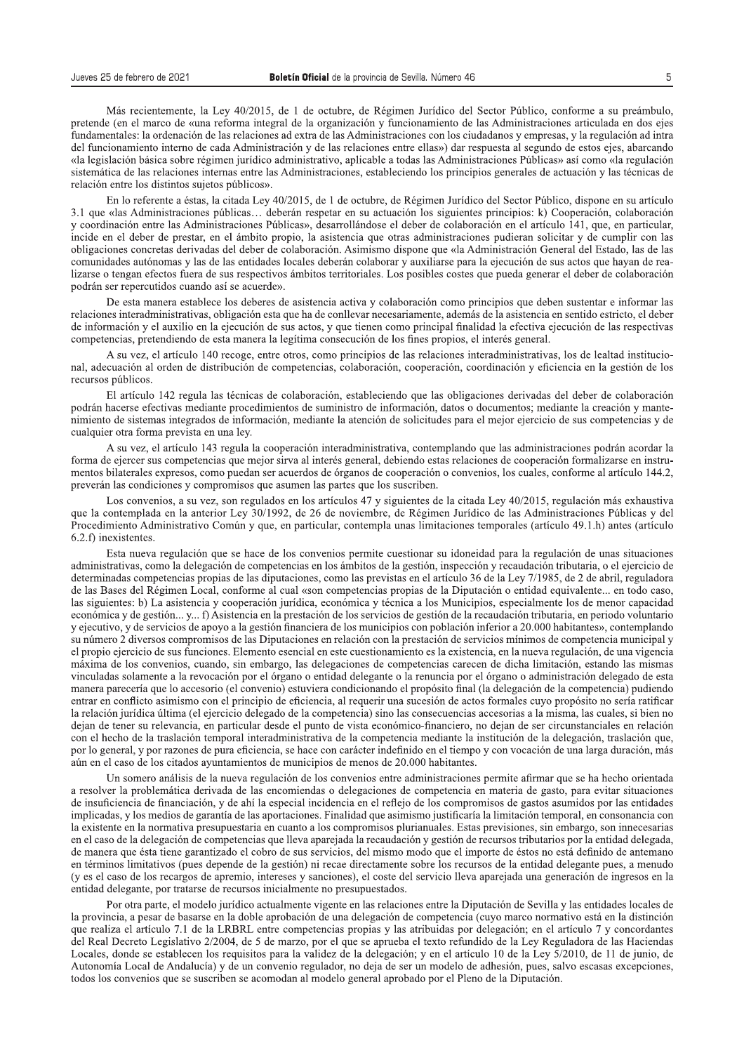Más recientemente, la Ley 40/2015, de 1 de octubre, de Régimen Jurídico del Sector Público, conforme a su preámbulo, pretende (en el marco de «una reforma integral de la organización y funcionamiento de las Administraciones articulada en dos ejes fundamentales: la ordenación de las relaciones ad extra de las Administraciones con los ciudadanos y empresas, y la regulación ad intra del funcionamiento interno de cada Administración y de las relaciones entre ellas») dar respuesta al segundo de estos ejes, abarcando «la legislación básica sobre régimen jurídico administrativo, aplicable a todas las Administraciones Públicas» así como «la regulación sistemática de las relaciones internas entre las Administraciones, estableciendo los principios generales de actuación y las técnicas de relación entre los distintos sujetos públicos».

En lo referente a éstas, la citada Ley 40/2015, de 1 de octubre, de Régimen Jurídico del Sector Público, dispone en su artículo 3.1 que «las Administraciones públicas… deberán respetar en su actuación los siguientes principios: k) Cooperación, colaboración y coordinación entre las Administraciones Públicas», desarrollándose el deber de colaboración en el artículo 141, que, en particular, incide en el deber de prestar, en el ámbito propio, la asistencia que otras administraciones pudieran solicitar y de cumplir con las obligaciones concretas derivadas del deber de colaboración. Asimismo dispone que «la Administración General del Estado, las de las comunidades autónomas y las de las entidades locales deberán colaborar y auxiliarse para la ejecución de sus actos que hayan de realizarse o tengan efectos fuera de sus respectivos ámbitos territoriales. Los posibles costes que pueda generar el deber de colaboración podrán ser repercutidos cuando así se acuerde».

De esta manera establece los deberes de asistencia activa y colaboración como principios que deben sustentar e informar las relaciones interadministrativas, obligación esta que ha de conllevar necesariamente, además de la asistencia en sentido estricto, el deber de información y el auxilio en la ejecución de sus actos, y que tienen como principal finalidad la efectiva ejecución de las respectivas competencias, pretendiendo de esta manera la legítima consecución de los fines propios, el interés general.

A su vez, el artículo 140 recoge, entre otros, como principios de las relaciones interadministrativas, los de lealtad institucional, adecuación al orden de distribución de competencias, colaboración, cooperación, coordinación y eficiencia en la gestión de los recursos públicos.

El artículo 142 regula las técnicas de colaboración, estableciendo que las obligaciones derivadas del deber de colaboración podrán hacerse efectivas mediante procedimientos de suministro de información, datos o documentos; mediante la creación y mantenimiento de sistemas integrados de información, mediante la atención de solicitudes para el mejor ejercicio de sus competencias y de cualquier otra forma prevista en una ley.

A su vez, el artículo 143 regula la cooperación interadministrativa, contemplando que las administraciones podrán acordar la forma de ejercer sus competencias que mejor sirva al interés general, debiendo estas relaciones de cooperación formalizarse en instrumentos bilaterales expresos, como puedan ser acuerdos de órganos de cooperación o convenios, los cuales, conforme al artículo 144.2, preverán las condiciones y compromisos que asumen las partes que los suscriben.

Los convenios, a su vez, son regulados en los artículos 47 y siguientes de la citada Ley 40/2015, regulación más exhaustiva que la contemplada en la anterior Ley 30/1992, de 26 de noviembre, de Régimen Jurídico de las Administraciones Públicas y del Procedimiento Administrativo Común y que, en particular, contempla unas limitaciones temporales (artículo 49.1.h) antes (artículo 6.2.f) inexistentes.

Esta nueva regulación que se hace de los convenios permite cuestionar su idoneidad para la regulación de unas situaciones administrativas, como la delegación de competencias en los ámbitos de la gestión, inspección y recaudación tributaria, o el ejercicio de determinadas competencias propias de las diputaciones, como las previstas en el artículo 36 de la Ley 7/1985, de 2 de abril, reguladora de las Bases del Régimen Local, conforme al cual «son competencias propias de la Diputación o entidad equivalente... en todo caso, las siguientes: b) La asistencia y cooperación jurídica, económica y técnica a los Municipios, especialmente los de menor capacidad económica y de gestión... y... f) Asistencia en la prestación de los servicios de gestión de la recaudación tributaria, en periodo voluntario y ejecutivo, y de servicios de apoyo a la gestión financiera de los municipios con población inferior a 20.000 habitantes», contemplando su número 2 diversos compromisos de las Diputaciones en relación con la prestación de servicios mínimos de competencia municipal y el propio ejercicio de sus funciones. Elemento esencial en este cuestionamiento es la existencia, en la nueva regulación, de una vigencia máxima de los convenios, cuando, sin embargo, las delegaciones de competencias carecen de dicha limitación, estando las mismas vinculadas solamente a la revocación por el órgano o entidad delegante o la renuncia por el órgano o administración delegado de esta manera parecería que lo accesorio (el convenio) estuviera condicionando el propósito final (la delegación de la competencia) pudiendo entrar en conflicto asimismo con el principio de eficiencia, al requerir una sucesión de actos formales cuyo propósito no sería ratificar la relación jurídica última (el ejercicio delegado de la competencia) sino las consecuencias accesorias a la misma, las cuales, si bien no dejan de tener su relevancia, en particular desde el punto de vista económico-financiero, no dejan de ser circunstanciales en relación con el hecho de la traslación temporal interadministrativa de la competencia mediante la institución de la delegación, traslación que, por lo general, y por razones de pura eficiencia, se hace con carácter indefinido en el tiempo y con vocación de una larga duración, más aún en el caso de los citados ayuntamientos de municipios de menos de 20.000 habitantes.

Un somero análisis de la nueva regulación de los convenios entre administraciones permite afirmar que se ha hecho orientada a resolver la problemática derivada de las encomiendas o delegaciones de competencia en materia de gasto, para evitar situaciones de insuficiencia de financiación, y de ahí la especial incidencia en el reflejo de los compromisos de gastos asumidos por las entidades implicadas, y los medios de garantía de las aportaciones. Finalidad que asimismo justificaría la limitación temporal, en consonancia con la existente en la normativa presupuestaria en cuanto a los compromisos plurianuales. Estas previsiones, sin embargo, son innecesarias en el caso de la delegación de competencias que lleva aparejada la recaudación y gestión de recursos tributarios por la entidad delegada, de manera que ésta tiene garantizado el cobro de sus servicios, del mismo modo que el importe de éstos no está definido de antemano en términos limitativos (pues depende de la gestión) ni recae directamente sobre los recursos de la entidad delegante pues, a menudo (y es el caso de los recargos de apremio, intereses y sanciones), el coste del servicio lleva aparejada una generación de ingresos en la entidad delegante, por tratarse de recursos inicialmente no presupuestados.

Por otra parte, el modelo jurídico actualmente vigente en las relaciones entre la Diputación de Sevilla y las entidades locales de la provincia, a pesar de basarse en la doble aprobación de una delegación de competencia (cuyo marco normativo está en la distinción que realiza el artículo 7.1 de la LRBRL entre competencias propias y las atribuidas por delegación; en el artículo 7 y concordantes del Real Decreto Legislativo 2/2004, de 5 de marzo, por el que se aprueba el texto refundido de la Ley Reguladora de las Haciendas Locales, donde se establecen los requisitos para la validez de la delegación; y en el artículo 10 de la Ley 5/2010, de 11 de junio, de Autonomía Local de Andalucía) y de un convenio regulador, no deja de ser un modelo de adhesión, pues, salvo escasas excepciones, todos los convenios que se suscriben se acomodan al modelo general aprobado por el Pleno de la Diputación.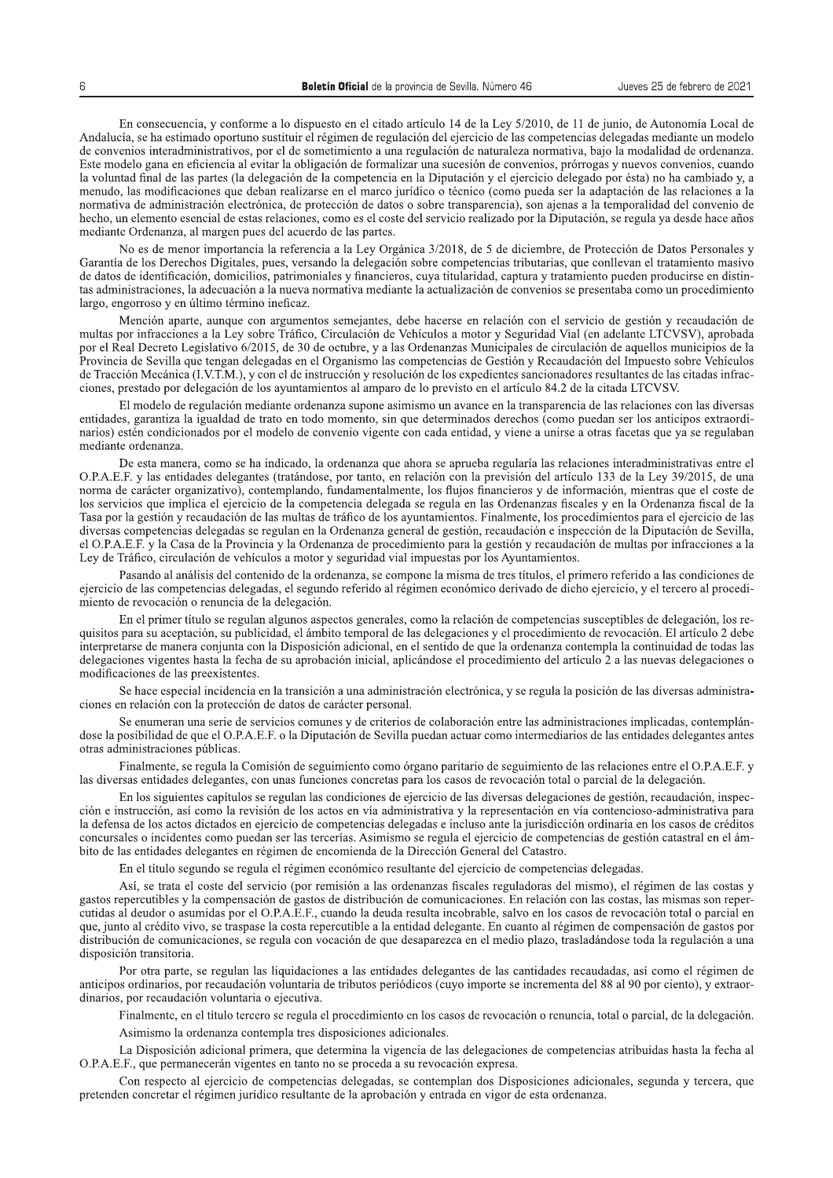En consecuencia, y conforme a lo dispuesto en el citado artículo 14 de la Ley 5/2010, de 11 de junio, de Autonomía Local de Andalucía, se ha estimado oportuno sustituir el régimen de regulación del ejercicio de las competencias delegadas mediante un modelo de convenios interadministrativos, por el de sometimiento a una regulación de naturaleza normativa, bajo la modalidad de ordenanza. Este modelo gana en eficiencia al evitar la obligación de formalizar una sucesión de convenios, prórrogas y nuevos convenios, cuando la voluntad final de las partes (la delegación de la competencia en la Diputación y el ejercicio delegado por ésta) no ha cambiado y, a menudo, las modificaciones que deban realizarse en el marco jurídico o técnico (como pueda ser la adaptación de las relaciones a la normativa de administración electrónica, de protección de datos o sobre transparencia), son ajenas a la temporalidad del convenio de hecho, un elemento esencial de estas relaciones, como es el coste del servicio realizado por la Diputación, se regula ya desde hace años mediante Ordenanza, al margen pues del acuerdo de las partes.

No es de menor importancia la referencia a la Ley Orgánica 3/2018, de 5 de diciembre, de Protección de Datos Personales y Garantía de los Derechos Digitales, pues, versando la delegación sobre competencias tributarias, que conllevan el tratamiento masivo de datos de identificación, domicilios, patrimoniales y financieros, cuya titularidad, captura y tratamiento pueden producirse en distintas administraciones, la adecuación a la nueva normativa mediante la actualización de convenios se presentaba como un procedimiento largo, engorroso y en último término ineficaz.

Mención aparte, aunque con argumentos semejantes, debe hacerse en relación con el servicio de gestión y recaudación de multas por infracciones a la Ley sobre Tráfico, Circulación de Vehículos a motor y Seguridad Vial (en adelante LTCVSV), aprobada por el Real Decreto Legislativo 6/2015, de 30 de octubre, y a las Ordenanzas Municipales de circulación de aquellos municipios de la Provincia de Sevilla que tengan delegadas en el Organismo las competencias de Gestión y Recaudación del Impuesto sobre Vehículos de Tracción Mecánica (I.V.T.M.), y con el de instrucción y resolución de los expedientes sancionadores resultantes de las citadas infracciones, prestado por delegación de los ayuntamientos al amparo de lo previsto en el artículo 84.2 de la citada LTCVSV.

El modelo de regulación mediante ordenanza supone asimismo un avance en la transparencia de las relaciones con las diversas entidades, garantiza la igualdad de trato en todo momento, sin que determinados derechos (como puedan ser los anticipos extraordinarios) estén condicionados por el modelo de convenio vigente con cada entidad, y viene a unirse a otras facetas que ya se regulaban mediante ordenanza.

De esta manera, como se ha indicado, la ordenanza que ahora se aprueba regularía las relaciones interadministrativas entre el O.P.A.E.F. y las entidades delegantes (tratándose, por tanto, en relación con la previsión del artículo 133 de la Ley 39/2015, de una norma de carácter organizativo), contemplando, fundamentalmente, los flujos financieros y de información, mientras que el coste de los servicios que implica el ejercicio de la competencia delegada se regula en las Ordenanzas fiscales y en la Ordenanza fiscal de la Tasa por la gestión y recaudación de las multas de tráfico de los ayuntamientos. Finalmente, los procedimientos para el ejercicio de las diversas competencias delegadas se regulan en la Ordenanza general de gestión, recaudación e inspección de la Diputación de Sevilla, el O.P.A.E.F. y la Casa de la Provincia y la Ordenanza de procedimiento para la gestión y recaudación de multas por infracciones a la Ley de Tráfico, circulación de vehículos a motor y seguridad vial impuestas por los Ayuntamientos.

Pasando al análisis del contenido de la ordenanza, se compone la misma de tres títulos, el primero referido a las condiciones de ejercicio de las competencias delegadas, el segundo referido al régimen económico derivado de dicho ejercicio, y el tercero al procedimiento de revocación o renuncia de la delegación.

En el primer título se regulan algunos aspectos generales, como la relación de competencias susceptibles de delegación, los requisitos para su aceptación, su publicidad, el ámbito temporal de las delegaciones y el procedimiento de revocación. El artículo 2 debe interpretarse de manera conjunta con la Disposición adicional, en el sentido de que la ordenanza contempla la continuidad de todas las delegaciones vigentes hasta la fecha de su aprobación inicial, aplicándose el procedimiento del artículo 2 a las nuevas delegaciones o modificaciones de las preexistentes.

Se hace especial incidencia en la transición a una administración electrónica, y se regula la posición de las diversas administraciones en relación con la protección de datos de carácter personal.

Se enumeran una serie de servicios comunes y de criterios de colaboración entre las administraciones implicadas, contemplándose la posibilidad de que el O.P.A.E.F. o la Diputación de Sevilla puedan actuar como intermediarios de las entidades delegantes antes otras administraciones públicas.

Finalmente, se regula la Comisión de seguimiento como órgano paritario de seguimiento de las relaciones entre el O.P.A.E.F. y las diversas entidades delegantes, con unas funciones concretas para los casos de revocación total o parcial de la delegación.

En los siguientes capítulos se regulan las condiciones de ejercicio de las diversas delegaciones de gestión, recaudación, inspección e instrucción, así como la revisión de los actos en vía administrativa y la representación en vía contencioso-administrativa para la defensa de los actos dictados en ejercicio de competencias delegadas e incluso ante la jurisdicción ordinaria en los casos de créditos concursales o incidentes como puedan ser las tercerías. Asimismo se regula el ejercicio de competencias de gestión catastral en el ámbito de las entidades delegantes en régimen de encomienda de la Dirección General del Catastro.

En el título segundo se regula el régimen económico resultante del ejercicio de competencias delegadas.

Así, se trata el coste del servicio (por remisión a las ordenanzas fiscales reguladoras del mismo), el régimen de las costas y gastos repercutibles y la compensación de gastos de distribución de comunicaciones. En relación con las costas, las mismas son repercutidas al deudor o asumidas por el O.P.A.E.F., cuando la deuda resulta incobrable, salvo en los casos de revocación total o parcial en que, junto al crédito vivo, se traspase la costa repercutible a la entidad delegante. En cuanto al régimen de compensación de gastos por distribución de comunicaciones, se regula con vocación de que desaparezca en el medio plazo, trasladándose toda la regulación a una disposición transitoria.

Por otra parte, se regulan las liquidaciones a las entidades delegantes de las cantidades recaudadas, así como el régimen de anticipos ordinarios, por recaudación voluntaria de tributos periódicos (cuyo importe se incrementa del 88 al 90 por ciento), y extraordinarios, por recaudación voluntaria o ejecutiva.

Finalmente, en el título tercero se regula el procedimiento en los casos de revocación o renuncia, total o parcial, de la delegación.

Asimismo la ordenanza contempla tres disposiciones adicionales.

La Disposición adicional primera, que determina la vigencia de las delegaciones de competencias atribuidas hasta la fecha al O.P.A.E.F., que permanecerán vigentes en tanto no se proceda a su revocación expresa.

Con respecto al ejercicio de competencias delegadas, se contemplan dos Disposiciones adicionales, segunda y tercera, que pretenden concretar el régimen jurídico resultante de la aprobación y entrada en vigor de esta ordenanza.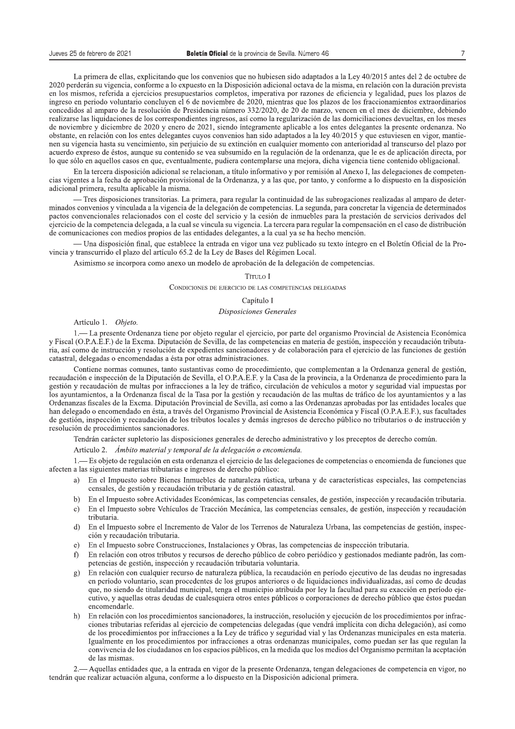La primera de ellas, explicitando que los convenios que no hubiesen sido adaptados a la Ley 40/2015 antes del 2 de octubre de 2020 perderán su vigencia, conforme a lo expuesto en la Disposición adicional octava de la misma, en relación con la duración prevista en los mismos, referida a ejercicios presupuestarios completos, imperativa por razones de eficiencia y legalidad, pues los plazos de ingreso en período voluntario concluyen el 6 de noviembre de 2020, mientras que los plazos de los fraccionamientos extraordinarios concedidos al amparo de la resolución de Presidencia número 332/2020, de 20 de marzo, vencen en el mes de diciembre, debiendo realizarse las liquidaciones de los correspondientes ingresos, así como la regularización de las domiciliaciones devueltas, en los meses de noviembre y diciembre de 2020 y enero de 2021, siendo íntegramente aplicable a los entes delegantes la presente ordenanza. No obstante, en relación con los entes delegantes cuyos convenios han sido adaptados a la ley 40/2015 y que estuviesen en vigor, mantienen su vigencia hasta su vencimiento, sin perjuicio de su extinción en cualquier momento con anterioridad al transcurso del plazo por acuerdo expreso de éstos, aunque su contenido se vea subsumido en la regulación de la ordenanza, que le es de aplicación directa, por lo que sólo en aquellos casos en que, eventualmente, pudiera contemplarse una mejora, dicha vigencia tiene contenido obligacional.

En la tercera disposición adicional se relacionan, a título informativo y por remisión al Anexo I, las delegaciones de competencias vigentes a la fecha de aprobación provisional de la Ordenanza, y a las que, por tanto, y conforme a lo dispuesto en la disposición adicional primera, resulta aplicable la misma.

— Tres disposiciones transitorias. La primera, para regular la continuidad de las subrogaciones realizadas al amparo de determinados convenios y vinculada a la vigencia de la delegación de competencias. La segunda, para concretar la vigencia de determinados pactos convencionales relacionados con el coste del servicio y la cesión de inmuebles para la prestación de servicios derivados del ejercicio de la competencia delegada, a la cual se vincula su vigencia. La tercera para regular la compensación en el caso de distribución de comunicaciones con medios propios de las entidades delegantes, a la cual ya se ha hecho mención.

— Una disposición final, que establece la entrada en vigor una vez publicado su texto íntegro en el Boletín Oficial de la Provincia y transcurrido el plazo del artículo 65.2 de la Ley de Bases del Régimen Local.

Asimismo se incorpora como anexo un modelo de aprobación de la delegación de competencias.

# Título I

## Condiciones de ejercicio de las competencias delegadas

### Capítulo I

### *Disposiciones Generales*

Artículo 1. *Objeto.*

1.— La presente Ordenanza tiene por objeto regular el ejercicio, por parte del organismo Provincial de Asistencia Económica y Fiscal (O.P.A.E.F.) de la Excma. Diputación de Sevilla, de las competencias en materia de gestión, inspección y recaudación tributaria, así como de instrucción y resolución de expedientes sancionadores y de colaboración para el ejercicio de las funciones de gestión catastral, delegadas o encomendadas a ésta por otras administraciones.

Contiene normas comunes, tanto sustantivas como de procedimiento, que complementan a la Ordenanza general de gestión, recaudación e inspección de la Diputación de Sevilla, el O.P.A.E.F. y la Casa de la provincia, a la Ordenanza de procedimiento para la gestión y recaudación de multas por infracciones a la ley de tráfico, circulación de vehículos a motor y seguridad vial impuestas por los ayuntamientos, a la Ordenanza fiscal de la Tasa por la gestión y recaudación de las multas de tráfico de los ayuntamientos y a las Ordenanzas fiscales de la Excma. Diputación Provincial de Sevilla, así como a las Ordenanzas aprobadas por las entidades locales que han delegado o encomendado en ésta, a través del Organismo Provincial de Asistencia Económica y Fiscal (O.P.A.E.F.), sus facultades de gestión, inspección y recaudación de los tributos locales y demás ingresos de derecho público no tributarios o de instrucción y resolución de procedimientos sancionadores.

Tendrán carácter supletorio las disposiciones generales de derecho administrativo y los preceptos de derecho común.

Artículo 2. *Ámbito material y temporal de la delegación o encomienda.*

1.— Es objeto de regulación en esta ordenanza el ejercicio de las delegaciones de competencias o encomienda de funciones que afecten a las siguientes materias tributarias e ingresos de derecho público:

a) En el Impuesto sobre Bienes Inmuebles de naturaleza rústica, urbana y de características especiales, las competencias censales, de gestión y recaudación tributaria y de gestión catastral.
b) En el Impuesto sobre Actividades Económicas, las competencias censales, de gestión, inspección y recaudación tributaria.
c) En el Impuesto sobre Vehículos de Tracción Mecánica, las competencias censales, de gestión, inspección y recaudación tributaria.
d) En el Impuesto sobre el Incremento de Valor de los Terrenos de Naturaleza Urbana, las competencias de gestión, inspección y recaudación tributaria.
e) En el Impuesto sobre Construcciones, Instalaciones y Obras, las competencias de inspección tributaria.
f) En relación con otros tributos y recursos de derecho público de cobro periódico y gestionados mediante padrón, las competencias de gestión, inspección y recaudación tributaria voluntaria.
g) En relación con cualquier recurso de naturaleza pública, la recaudación en período ejecutivo de las deudas no ingresadas en período voluntario, sean procedentes de los grupos anteriores o de liquidaciones individualizadas, así como de deudas que, no siendo de titularidad municipal, tenga el municipio atribuida por ley la facultad para su exacción en período ejecutivo, y aquellas otras deudas de cualesquiera otros entes públicos o corporaciones de derecho público que éstos puedan encomendarle.
h) En relación con los procedimientos sancionadores, la instrucción, resolución y ejecución de los procedimientos por infracciones tributarias referidas al ejercicio de competencias delegadas (que vendrá implícita con dicha delegación), así como de los procedimientos por infracciones a la Ley de tráfico y seguridad vial y las Ordenanzas municipales en esta materia. Igualmente en los procedimientos por infracciones a otras ordenanzas municipales, como puedan ser las que regulan la convivencia de los ciudadanos en los espacios públicos, en la medida que los medios del Organismo permitan la aceptación de las mismas.

2.— Aquellas entidades que, a la entrada en vigor de la presente Ordenanza, tengan delegaciones de competencia en vigor, no tendrán que realizar actuación alguna, conforme a lo dispuesto en la Disposición adicional primera.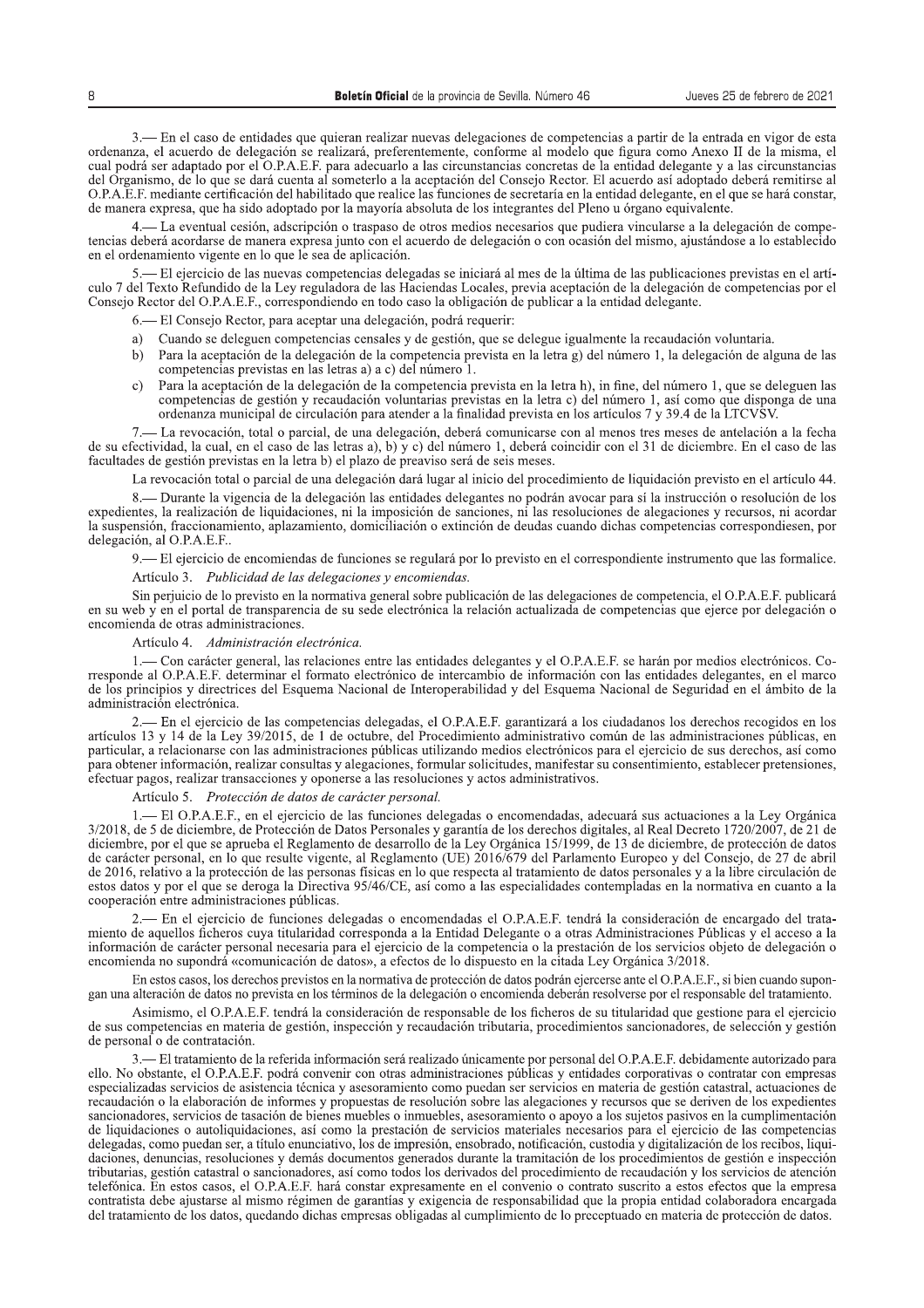3.— En el caso de entidades que quieran realizar nuevas delegaciones de competencias a partir de la entrada en vigor de esta ordenanza, el acuerdo de delegación se realizará, preferentemente, conforme al modelo que figura como Anexo II de la misma, el cual podrá ser adaptado por el O.P.A.E.F. para adecuarlo a las circunstancias concretas de la entidad delegante y a las circunstancias del Organismo, de lo que se dará cuenta al someterlo a la aceptación del Consejo Rector. El acuerdo así adoptado deberá remitirse al O.P.A.E.F. mediante certificación del habilitado que realice las funciones de secretaría en la entidad delegante, en el que se hará constar, de manera expresa, que ha sido adoptado por la mayoría absoluta de los integrantes del Pleno u órgano equivalente.

4.— La eventual cesión, adscripción o traspaso de otros medios necesarios que pudiera vincularse a la delegación de competencias deberá acordarse de manera expresa junto con el acuerdo de delegación o con ocasión del mismo, ajustándose a lo establecido en el ordenamiento vigente en lo que le sea de aplicación.

5.— El ejercicio de las nuevas competencias delegadas se iniciará al mes de la última de las publicaciones previstas en el artículo 7 del Texto Refundido de la Ley reguladora de las Haciendas Locales, previa aceptación de la delegación de competencias por el Consejo Rector del O.P.A.E.F., correspondiendo en todo caso la obligación de publicar a la entidad delegante.

6.— El Consejo Rector, para aceptar una delegación, podrá requerir:

a) Cuando se deleguen competencias censales y de gestión, que se delegue igualmente la recaudación voluntaria.
b) Para la aceptación de la delegación de la competencia prevista en la letra g) del número 1, la delegación de alguna de las competencias previstas en las letras a) a c) del número 1.
c) Para la aceptación de la delegación de la competencia prevista en la letra h), in fine, del número 1, que se deleguen las competencias de gestión y recaudación voluntarias previstas en la letra c) del número 1, así como que disponga de una ordenanza municipal de circulación para atender a la finalidad prevista en los artículos 7 y 39.4 de la LTCVSV.

7.— La revocación, total o parcial, de una delegación, deberá comunicarse con al menos tres meses de antelación a la fecha de su efectividad, la cual, en el caso de las letras a), b) y c) del número 1, deberá coincidir con el 31 de diciembre. En el caso de las facultades de gestión previstas en la letra b) el plazo de preaviso será de seis meses.

La revocación total o parcial de una delegación dará lugar al inicio del procedimiento de liquidación previsto en el artículo 44.

8.— Durante la vigencia de la delegación las entidades delegantes no podrán avocar para sí la instrucción o resolución de los expedientes, la realización de liquidaciones, ni la imposición de sanciones, ni las resoluciones de alegaciones y recursos, ni acordar la suspensión, fraccionamiento, aplazamiento, domiciliación o extinción de deudas cuando dichas competencias correspondiesen, por delegación, al O.P.A.E.F..

9.— El ejercicio de encomiendas de funciones se regulará por lo previsto en el correspondiente instrumento que las formalice.

Artículo 3. *Publicidad de las delegaciones y encomiendas.*

Sin perjuicio de lo previsto en la normativa general sobre publicación de las delegaciones de competencia, el O.P.A.E.F. publicará en su web y en el portal de transparencia de su sede electrónica la relación actualizada de competencias que ejerce por delegación o encomienda de otras administraciones.

Artículo 4. *Administración electrónica.*

1.— Con carácter general, las relaciones entre las entidades delegantes y el O.P.A.E.F. se harán por medios electrónicos. Corresponde al O.P.A.E.F. determinar el formato electrónico de intercambio de información con las entidades delegantes, en el marco de los principios y directrices del Esquema Nacional de Interoperabilidad y del Esquema Nacional de Seguridad en el ámbito de la administración electrónica.

2.— En el ejercicio de las competencias delegadas, el O.P.A.E.F. garantizará a los ciudadanos los derechos recogidos en los artículos 13 y 14 de la Ley 39/2015, de 1 de octubre, del Procedimiento administrativo común de las administraciones públicas, en particular, a relacionarse con las administraciones públicas utilizando medios electrónicos para el ejercicio de sus derechos, así como para obtener información, realizar consultas y alegaciones, formular solicitudes, manifestar su consentimiento, establecer pretensiones, efectuar pagos, realizar transacciones y oponerse a las resoluciones y actos administrativos.

Artículo 5. *Protección de datos de carácter personal.*

1.— El O.P.A.E.F., en el ejercicio de las funciones delegadas o encomendadas, adecuará sus actuaciones a la Ley Orgánica 3/2018, de 5 de diciembre, de Protección de Datos Personales y garantía de los derechos digitales, al Real Decreto 1720/2007, de 21 de diciembre, por el que se aprueba el Reglamento de desarrollo de la Ley Orgánica 15/1999, de 13 de diciembre, de protección de datos de carácter personal, en lo que resulte vigente, al Reglamento (UE) 2016/679 del Parlamento Europeo y del Consejo, de 27 de abril de 2016, relativo a la protección de las personas físicas en lo que respecta al tratamiento de datos personales y a la libre circulación de estos datos y por el que se deroga la Directiva 95/46/CE, así como a las especialidades contempladas en la normativa en cuanto a la cooperación entre administraciones públicas.

2.— En el ejercicio de funciones delegadas o encomendadas el O.P.A.E.F. tendrá la consideración de encargado del tratamiento de aquellos ficheros cuya titularidad corresponda a la Entidad Delegante o a otras Administraciones Públicas y el acceso a la información de carácter personal necesaria para el ejercicio de la competencia o la prestación de los servicios objeto de delegación o encomienda no supondrá «comunicación de datos», a efectos de lo dispuesto en la citada Ley Orgánica 3/2018.

En estos casos, los derechos previstos en la normativa de protección de datos podrán ejercerse ante el O.P.A.E.F., si bien cuando supongan una alteración de datos no prevista en los términos de la delegación o encomienda deberán resolverse por el responsable del tratamiento.

Asimismo, el O.P.A.E.F. tendrá la consideración de responsable de los ficheros de su titularidad que gestione para el ejercicio de sus competencias en materia de gestión, inspección y recaudación tributaria, procedimientos sancionadores, de selección y gestión de personal o de contratación.

3.— El tratamiento de la referida información será realizado únicamente por personal del O.P.A.E.F. debidamente autorizado para ello. No obstante, el O.P.A.E.F. podrá convenir con otras administraciones públicas y entidades corporativas o contratar con empresas especializadas servicios de asistencia técnica y asesoramiento como puedan ser servicios en materia de gestión catastral, actuaciones de recaudación o la elaboración de informes y propuestas de resolución sobre las alegaciones y recursos que se deriven de los expedientes sancionadores, servicios de tasación de bienes muebles o inmuebles, asesoramiento o apoyo a los sujetos pasivos en la cumplimentación de liquidaciones o autoliquidaciones, así como la prestación de servicios materiales necesarios para el ejercicio de las competencias delegadas, como puedan ser, a título enunciativo, los de impresión, ensobrado, notificación, custodia y digitalización de los recibos, liquidaciones, denuncias, resoluciones y demás documentos generados durante la tramitación de los procedimientos de gestión e inspección tributarias, gestión catastral o sancionadores, así como todos los derivados del procedimiento de recaudación y los servicios de atención telefónica. En estos casos, el O.P.A.E.F. hará constar expresamente en el convenio o contrato suscrito a estos efectos que la empresa contratista debe ajustarse al mismo régimen de garantías y exigencia de responsabilidad que la propia entidad colaboradora encargada del tratamiento de los datos, quedando dichas empresas obligadas al cumplimiento de lo preceptuado en materia de protección de datos.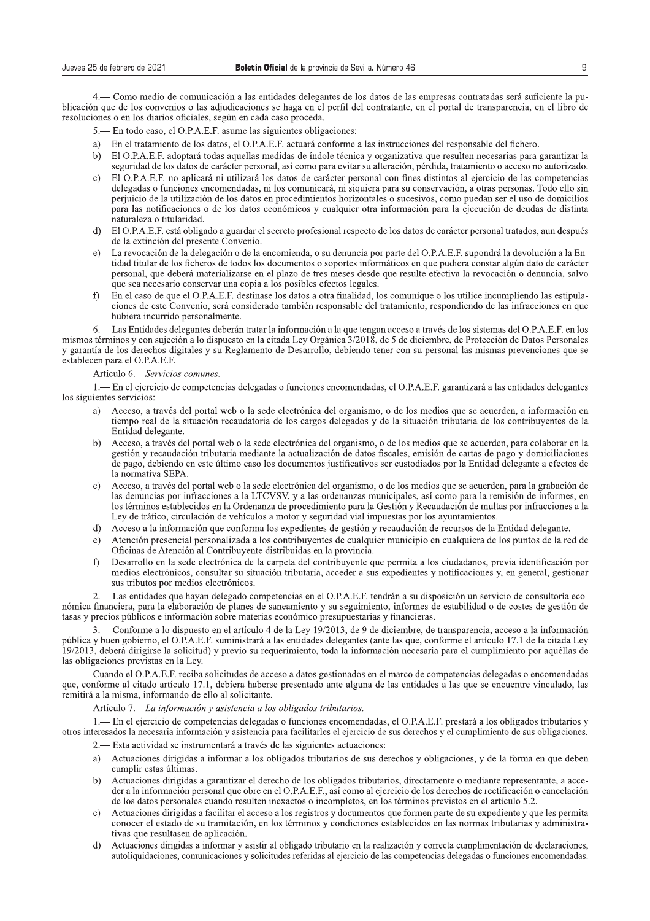4.— Como medio de comunicación a las entidades delegantes de los datos de las empresas contratadas será suficiente la publicación que de los convenios o las adjudicaciones se haga en el perfil del contratante, en el portal de transparencia, en el libro de resoluciones o en los diarios oficiales, según en cada caso proceda.

5.— En todo caso, el O.P.A.E.F. asume las siguientes obligaciones:

a) En el tratamiento de los datos, el O.P.A.E.F. actuará conforme a las instrucciones del responsable del fichero.
b) El O.P.A.E.F. adoptará todas aquellas medidas de índole técnica y organizativa que resulten necesarias para garantizar la seguridad de los datos de carácter personal, así como para evitar su alteración, pérdida, tratamiento o acceso no autorizado.
c) El O.P.A.E.F. no aplicará ni utilizará los datos de carácter personal con fines distintos al ejercicio de las competencias delegadas o funciones encomendadas, ni los comunicará, ni siquiera para su conservación, a otras personas. Todo ello sin perjuicio de la utilización de los datos en procedimientos horizontales o sucesivos, como puedan ser el uso de domicilios para las notificaciones o de los datos económicos y cualquier otra información para la ejecución de deudas de distinta naturaleza o titularidad.
d) El O.P.A.E.F. está obligado a guardar el secreto profesional respecto de los datos de carácter personal tratados, aun después de la extinción del presente Convenio.
e) La revocación de la delegación o de la encomienda, o su denuncia por parte del O.P.A.E.F. supondrá la devolución a la Entidad titular de los ficheros de todos los documentos o soportes informáticos en que pudiera constar algún dato de carácter personal, que deberá materializarse en el plazo de tres meses desde que resulte efectiva la revocación o denuncia, salvo que sea necesario conservar una copia a los posibles efectos legales.
f) En el caso de que el O.P.A.E.F. destinase los datos a otra finalidad, los comunique o los utilice incumpliendo las estipulaciones de este Convenio, será considerado también responsable del tratamiento, respondiendo de las infracciones en que hubiera incurrido personalmente.

6.— Las Entidades delegantes deberán tratar la información a la que tengan acceso a través de los sistemas del O.P.A.E.F. en los mismos términos y con sujeción a lo dispuesto en la citada Ley Orgánica 3/2018, de 5 de diciembre, de Protección de Datos Personales y garantía de los derechos digitales y su Reglamento de Desarrollo, debiendo tener con su personal las mismas prevenciones que se establecen para el O.P.A.E.F.

Artículo 6. *Servicios comunes.*

1.— En el ejercicio de competencias delegadas o funciones encomendadas, el O.P.A.E.F. garantizará a las entidades delegantes los siguientes servicios:

a) Acceso, a través del portal web o la sede electrónica del organismo, o de los medios que se acuerden, a información en tiempo real de la situación recaudatoria de los cargos delegados y de la situación tributaria de los contribuyentes de la Entidad delegante.
b) Acceso, a través del portal web o la sede electrónica del organismo, o de los medios que se acuerden, para colaborar en la gestión y recaudación tributaria mediante la actualización de datos fiscales, emisión de cartas de pago y domiciliaciones de pago, debiendo en este último caso los documentos justificativos ser custodiados por la Entidad delegante a efectos de la normativa SEPA.
c) Acceso, a través del portal web o la sede electrónica del organismo, o de los medios que se acuerden, para la grabación de las denuncias por infracciones a la LTCVSV, y a las ordenanzas municipales, así como para la remisión de informes, en los términos establecidos en la Ordenanza de procedimiento para la Gestión y Recaudación de multas por infracciones a la Ley de tráfico, circulación de vehículos a motor y seguridad vial impuestas por los ayuntamientos.
d) Acceso a la información que conforma los expedientes de gestión y recaudación de recursos de la Entidad delegante.
e) Atención presencial personalizada a los contribuyentes de cualquier municipio en cualquiera de los puntos de la red de Oficinas de Atención al Contribuyente distribuidas en la provincia.
f) Desarrollo en la sede electrónica de la carpeta del contribuyente que permita a los ciudadanos, previa identificación por medios electrónicos, consultar su situación tributaria, acceder a sus expedientes y notificaciones y, en general, gestionar sus tributos por medios electrónicos.

2.— Las entidades que hayan delegado competencias en el O.P.A.E.F. tendrán a su disposición un servicio de consultoría económica financiera, para la elaboración de planes de saneamiento y su seguimiento, informes de estabilidad o de costes de gestión de tasas y precios públicos e información sobre materias económico presupuestarias y financieras.

3.— Conforme a lo dispuesto en el artículo 4 de la Ley 19/2013, de 9 de diciembre, de transparencia, acceso a la información pública y buen gobierno, el O.P.A.E.F. suministrará a las entidades delegantes (ante las que, conforme el artículo 17.1 de la citada Ley 19/2013, deberá dirigirse la solicitud) y previo su requerimiento, toda la información necesaria para el cumplimiento por aquéllas de las obligaciones previstas en la Ley.

Cuando el O.P.A.E.F. reciba solicitudes de acceso a datos gestionados en el marco de competencias delegadas o encomendadas que, conforme al citado artículo 17.1, debiera haberse presentado ante alguna de las entidades a las que se encuentre vinculado, las remitirá a la misma, informando de ello al solicitante.

Artículo 7. *La información y asistencia a los obligados tributarios.*

1.— En el ejercicio de competencias delegadas o funciones encomendadas, el O.P.A.E.F. prestará a los obligados tributarios y otros interesados la necesaria información y asistencia para facilitarles el ejercicio de sus derechos y el cumplimiento de sus obligaciones.

2.— Esta actividad se instrumentará a través de las siguientes actuaciones:

a) Actuaciones dirigidas a informar a los obligados tributarios de sus derechos y obligaciones, y de la forma en que deben cumplir estas últimas.
b) Actuaciones dirigidas a garantizar el derecho de los obligados tributarios, directamente o mediante representante, a acceder a la información personal que obre en el O.P.A.E.F., así como al ejercicio de los derechos de rectificación o cancelación de los datos personales cuando resulten inexactos o incompletos, en los términos previstos en el artículo 5.2.
c) Actuaciones dirigidas a facilitar el acceso a los registros y documentos que formen parte de su expediente y que les permita conocer el estado de su tramitación, en los términos y condiciones establecidos en las normas tributarias y administrativas que resultasen de aplicación.
d) Actuaciones dirigidas a informar y asistir al obligado tributario en la realización y correcta cumplimentación de declaraciones, autoliquidaciones, comunicaciones y solicitudes referidas al ejercicio de las competencias delegadas o funciones encomendadas.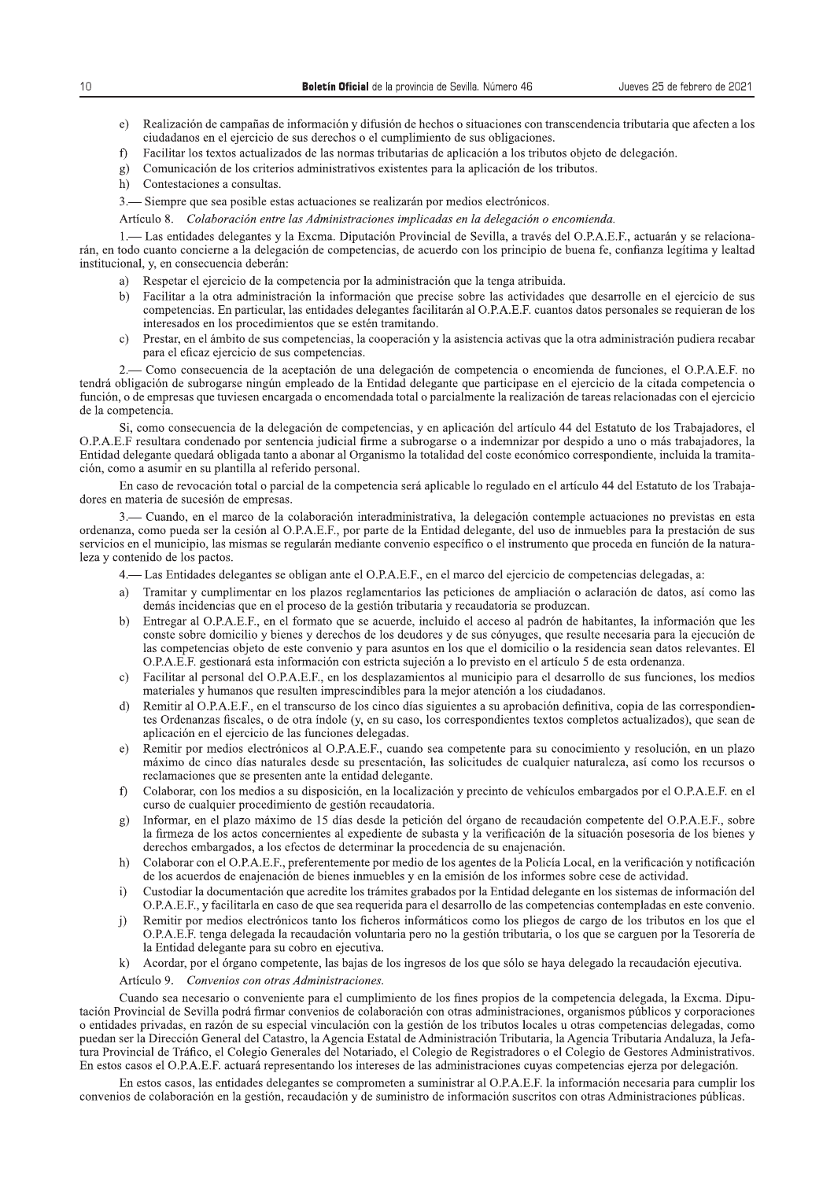e) Realización de campañas de información y difusión de hechos o situaciones con transcendencia tributaria que afecten a los ciudadanos en el ejercicio de sus derechos o el cumplimiento de sus obligaciones.
f) Facilitar los textos actualizados de las normas tributarias de aplicación a los tributos objeto de delegación.
g) Comunicación de los criterios administrativos existentes para la aplicación de los tributos.
h) Contestaciones a consultas.

3.— Siempre que sea posible estas actuaciones se realizarán por medios electrónicos.

Artículo 8. *Colaboración entre las Administraciones implicadas en la delegación o encomienda.*

1.— Las entidades delegantes y la Excma. Diputación Provincial de Sevilla, a través del O.P.A.E.F., actuarán y se relacionarán, en todo cuanto concierne a la delegación de competencias, de acuerdo con los principio de buena fe, confianza legítima y lealtad institucional, y, en consecuencia deberán:

a) Respetar el ejercicio de la competencia por la administración que la tenga atribuida.
b) Facilitar a la otra administración la información que precise sobre las actividades que desarrolle en el ejercicio de sus competencias. En particular, las entidades delegantes facilitarán al O.P.A.E.F. cuantos datos personales se requieran de los interesados en los procedimientos que se estén tramitando.
c) Prestar, en el ámbito de sus competencias, la cooperación y la asistencia activas que la otra administración pudiera recabar para el eficaz ejercicio de sus competencias.

2.— Como consecuencia de la aceptación de una delegación de competencia o encomienda de funciones, el O.P.A.E.F. no tendrá obligación de subrogarse ningún empleado de la Entidad delegante que participase en el ejercicio de la citada competencia o función, o de empresas que tuviesen encargada o encomendada total o parcialmente la realización de tareas relacionadas con el ejercicio de la competencia.

Si, como consecuencia de la delegación de competencias, y en aplicación del artículo 44 del Estatuto de los Trabajadores, el O.P.A.E.F resultara condenado por sentencia judicial firme a subrogarse o a indemnizar por despido a uno o más trabajadores, la Entidad delegante quedará obligada tanto a abonar al Organismo la totalidad del coste económico correspondiente, incluida la tramitación, como a asumir en su plantilla al referido personal.

En caso de revocación total o parcial de la competencia será aplicable lo regulado en el artículo 44 del Estatuto de los Trabajadores en materia de sucesión de empresas.

3.— Cuando, en el marco de la colaboración interadministrativa, la delegación contemple actuaciones no previstas en esta ordenanza, como pueda ser la cesión al O.P.A.E.F., por parte de la Entidad delegante, del uso de inmuebles para la prestación de sus servicios en el municipio, las mismas se regularán mediante convenio específico o el instrumento que proceda en función de la naturaleza y contenido de los pactos.

4.— Las Entidades delegantes se obligan ante el O.P.A.E.F., en el marco del ejercicio de competencias delegadas, a:

a) Tramitar y cumplimentar en los plazos reglamentarios las peticiones de ampliación o aclaración de datos, así como las demás incidencias que en el proceso de la gestión tributaria y recaudatoria se produzcan.
b) Entregar al O.P.A.E.F., en el formato que se acuerde, incluido el acceso al padrón de habitantes, la información que les conste sobre domicilio y bienes y derechos de los deudores y de sus cónyuges, que resulte necesaria para la ejecución de las competencias objeto de este convenio y para asuntos en los que el domicilio o la residencia sean datos relevantes. El O.P.A.E.F. gestionará esta información con estricta sujeción a lo previsto en el artículo 5 de esta ordenanza.
c) Facilitar al personal del O.P.A.E.F., en los desplazamientos al municipio para el desarrollo de sus funciones, los medios materiales y humanos que resulten imprescindibles para la mejor atención a los ciudadanos.
d) Remitir al O.P.A.E.F., en el transcurso de los cinco días siguientes a su aprobación definitiva, copia de las correspondientes Ordenanzas fiscales, o de otra índole (y, en su caso, los correspondientes textos completos actualizados), que sean de aplicación en el ejercicio de las funciones delegadas.
e) Remitir por medios electrónicos al O.P.A.E.F., cuando sea competente para su conocimiento y resolución, en un plazo máximo de cinco días naturales desde su presentación, las solicitudes de cualquier naturaleza, así como los recursos o reclamaciones que se presenten ante la entidad delegante.
f) Colaborar, con los medios a su disposición, en la localización y precinto de vehículos embargados por el O.P.A.E.F. en el curso de cualquier procedimiento de gestión recaudatoria.
g) Informar, en el plazo máximo de 15 días desde la petición del órgano de recaudación competente del O.P.A.E.F., sobre la firmeza de los actos concernientes al expediente de subasta y la verificación de la situación posesoria de los bienes y derechos embargados, a los efectos de determinar la procedencia de su enajenación.
h) Colaborar con el O.P.A.E.F., preferentemente por medio de los agentes de la Policía Local, en la verificación y notificación de los acuerdos de enajenación de bienes inmuebles y en la emisión de los informes sobre cese de actividad.
i) Custodiar la documentación que acredite los trámites grabados por la Entidad delegante en los sistemas de información del O.P.A.E.F., y facilitarla en caso de que sea requerida para el desarrollo de las competencias contempladas en este convenio.
j) Remitir por medios electrónicos tanto los ficheros informáticos como los pliegos de cargo de los tributos en los que el O.P.A.E.F. tenga delegada la recaudación voluntaria pero no la gestión tributaria, o los que se carguen por la Tesorería de la Entidad delegante para su cobro en ejecutiva.
k) Acordar, por el órgano competente, las bajas de los ingresos de los que sólo se haya delegado la recaudación ejecutiva.

Artículo 9. *Convenios con otras Administraciones.*

Cuando sea necesario o conveniente para el cumplimiento de los fines propios de la competencia delegada, la Excma. Diputación Provincial de Sevilla podrá firmar convenios de colaboración con otras administraciones, organismos públicos y corporaciones o entidades privadas, en razón de su especial vinculación con la gestión de los tributos locales u otras competencias delegadas, como puedan ser la Dirección General del Catastro, la Agencia Estatal de Administración Tributaria, la Agencia Tributaria Andaluza, la Jefatura Provincial de Tráfico, el Colegio Generales del Notariado, el Colegio de Registradores o el Colegio de Gestores Administrativos. En estos casos el O.P.A.E.F. actuará representando los intereses de las administraciones cuyas competencias ejerza por delegación.

En estos casos, las entidades delegantes se comprometen a suministrar al O.P.A.E.F. la información necesaria para cumplir los convenios de colaboración en la gestión, recaudación y de suministro de información suscritos con otras Administraciones públicas.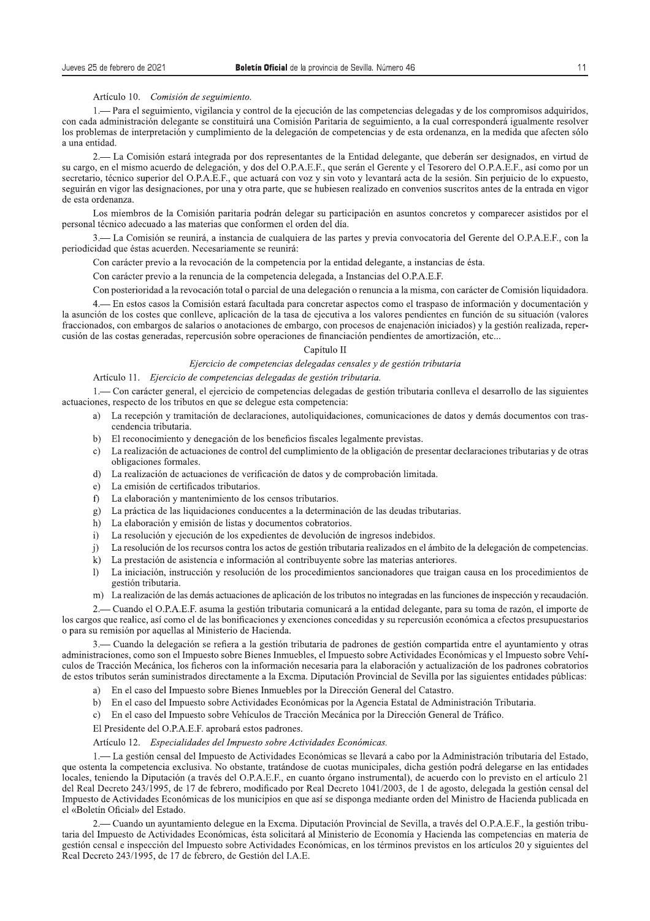Artículo 10. *Comisión de seguimiento.*

1.— Para el seguimiento, vigilancia y control de la ejecución de las competencias delegadas y de los compromisos adquiridos, con cada administración delegante se constituirá una Comisión Paritaria de seguimiento, a la cual corresponderá igualmente resolver los problemas de interpretación y cumplimiento de la delegación de competencias y de esta ordenanza, en la medida que afecten sólo a una entidad.

2.— La Comisión estará integrada por dos representantes de la Entidad delegante, que deberán ser designados, en virtud de su cargo, en el mismo acuerdo de delegación, y dos del O.P.A.E.F., que serán el Gerente y el Tesorero del O.P.A.E.F., así como por un secretario, técnico superior del O.P.A.E.F., que actuará con voz y sin voto y levantará acta de la sesión. Sin perjuicio de lo expuesto, seguirán en vigor las designaciones, por una y otra parte, que se hubiesen realizado en convenios suscritos antes de la entrada en vigor de esta ordenanza.

Los miembros de la Comisión paritaria podrán delegar su participación en asuntos concretos y comparecer asistidos por el personal técnico adecuado a las materias que conformen el orden del día.

3.— La Comisión se reunirá, a instancia de cualquiera de las partes y previa convocatoria del Gerente del O.P.A.E.F., con la periodicidad que éstas acuerden. Necesariamente se reunirá:

Con carácter previo a la revocación de la competencia por la entidad delegante, a instancias de ésta.

Con carácter previo a la renuncia de la competencia delegada, a Instancias del O.P.A.E.F.

Con posterioridad a la revocación total o parcial de una delegación o renuncia a la misma, con carácter de Comisión liquidadora.

4.— En estos casos la Comisión estará facultada para concretar aspectos como el traspaso de información y documentación y la asunción de los costes que conlleve, aplicación de la tasa de ejecutiva a los valores pendientes en función de su situación (valores fraccionados, con embargos de salarios o anotaciones de embargo, con procesos de enajenación iniciados) y la gestión realizada, repercusión de las costas generadas, repercusión sobre operaciones de financiación pendientes de amortización, etc...

## Capítulo II

### *Ejercicio de competencias delegadas censales y de gestión tributaria*

Artículo 11. *Ejercicio de competencias delegadas de gestión tributaria.*

1.— Con carácter general, el ejercicio de competencias delegadas de gestión tributaria conlleva el desarrollo de las siguientes actuaciones, respecto de los tributos en que se delegue esta competencia:

a) La recepción y tramitación de declaraciones, autoliquidaciones, comunicaciones de datos y demás documentos con trascendencia tributaria.
b) El reconocimiento y denegación de los beneficios fiscales legalmente previstas.
c) La realización de actuaciones de control del cumplimiento de la obligación de presentar declaraciones tributarias y de otras obligaciones formales.
d) La realización de actuaciones de verificación de datos y de comprobación limitada.
e) La emisión de certificados tributarios.
f) La elaboración y mantenimiento de los censos tributarios.
g) La práctica de las liquidaciones conducentes a la determinación de las deudas tributarias.
h) La elaboración y emisión de listas y documentos cobratorios.
i) La resolución y ejecución de los expedientes de devolución de ingresos indebidos.
j) La resolución de los recursos contra los actos de gestión tributaria realizados en el ámbito de la delegación de competencias.
k) La prestación de asistencia e información al contribuyente sobre las materias anteriores.
l) La iniciación, instrucción y resolución de los procedimientos sancionadores que traigan causa en los procedimientos de gestión tributaria.
m) La realización de las demás actuaciones de aplicación de los tributos no integradas en las funciones de inspección y recaudación.

2.— Cuando el O.P.A.E.F. asuma la gestión tributaria comunicará a la entidad delegante, para su toma de razón, el importe de los cargos que realice, así como el de las bonificaciones y exenciones concedidas y su repercusión económica a efectos presupuestarios o para su remisión por aquellas al Ministerio de Hacienda.

3.— Cuando la delegación se refiera a la gestión tributaria de padrones de gestión compartida entre el ayuntamiento y otras administraciones, como son el Impuesto sobre Bienes Inmuebles, el Impuesto sobre Actividades Económicas y el Impuesto sobre Vehículos de Tracción Mecánica, los ficheros con la información necesaria para la elaboración y actualización de los padrones cobratorios de estos tributos serán suministrados directamente a la Excma. Diputación Provincial de Sevilla por las siguientes entidades públicas:

a) En el caso del Impuesto sobre Bienes Inmuebles por la Dirección General del Catastro.
b) En el caso del Impuesto sobre Actividades Económicas por la Agencia Estatal de Administración Tributaria.
c) En el caso del Impuesto sobre Vehículos de Tracción Mecánica por la Dirección General de Tráfico.

El Presidente del O.P.A.E.F. aprobará estos padrones.

Artículo 12. *Especialidades del Impuesto sobre Actividades Económicas.*

1.— La gestión censal del Impuesto de Actividades Económicas se llevará a cabo por la Administración tributaria del Estado, que ostenta la competencia exclusiva. No obstante, tratándose de cuotas municipales, dicha gestión podrá delegarse en las entidades locales, teniendo la Diputación (a través del O.P.A.E.F., en cuanto órgano instrumental), de acuerdo con lo previsto en el artículo 21 del Real Decreto 243/1995, de 17 de febrero, modificado por Real Decreto 1041/2003, de 1 de agosto, delegada la gestión censal del Impuesto de Actividades Económicas de los municipios en que así se disponga mediante orden del Ministro de Hacienda publicada en el «Boletín Oficial» del Estado.

2.— Cuando un ayuntamiento delegue en la Excma. Diputación Provincial de Sevilla, a través del O.P.A.E.F., la gestión tributaria del Impuesto de Actividades Económicas, ésta solicitará al Ministerio de Economía y Hacienda las competencias en materia de gestión censal e inspección del Impuesto sobre Actividades Económicas, en los términos previstos en los artículos 20 y siguientes del Real Decreto 243/1995, de 17 de febrero, de Gestión del I.A.E.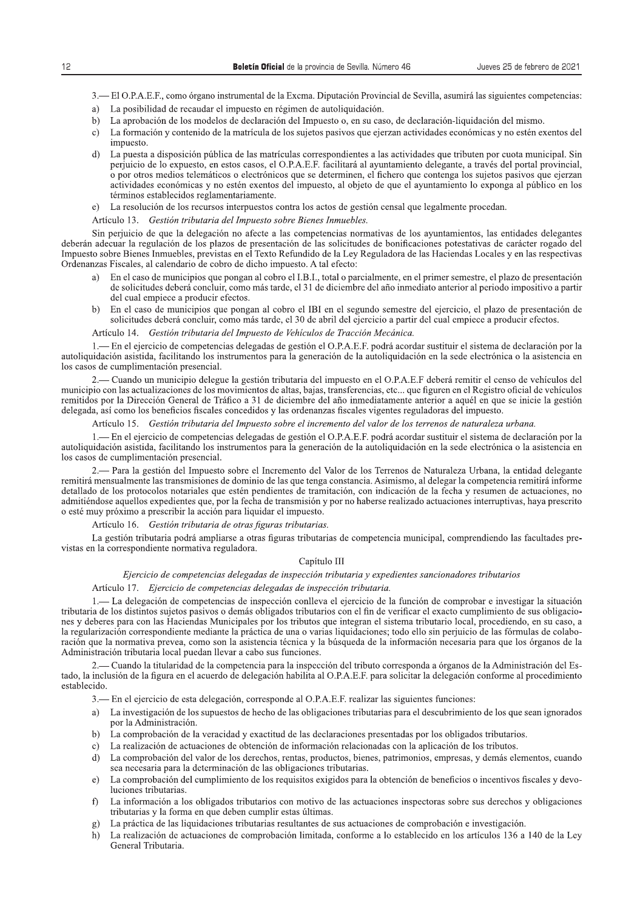3.— El O.P.A.E.F., como órgano instrumental de la Excma. Diputación Provincial de Sevilla, asumirá las siguientes competencias:

a) La posibilidad de recaudar el impuesto en régimen de autoliquidación.
b) La aprobación de los modelos de declaración del Impuesto o, en su caso, de declaración-liquidación del mismo.
c) La formación y contenido de la matrícula de los sujetos pasivos que ejerzan actividades económicas y no estén exentos del impuesto.
d) La puesta a disposición pública de las matrículas correspondientes a las actividades que tributen por cuota municipal. Sin perjuicio de lo expuesto, en estos casos, el O.P.A.E.F. facilitará al ayuntamiento delegante, a través del portal provincial, o por otros medios telemáticos o electrónicos que se determinen, el fichero que contenga los sujetos pasivos que ejerzan actividades económicas y no estén exentos del impuesto, al objeto de que el ayuntamiento lo exponga al público en los términos establecidos reglamentariamente.
e) La resolución de los recursos interpuestos contra los actos de gestión censal que legalmente procedan.

Artículo 13. *Gestión tributaria del Impuesto sobre Bienes Inmuebles.*

Sin perjuicio de que la delegación no afecte a las competencias normativas de los ayuntamientos, las entidades delegantes deberán adecuar la regulación de los plazos de presentación de las solicitudes de bonificaciones potestativas de carácter rogado del Impuesto sobre Bienes Inmuebles, previstas en el Texto Refundido de la Ley Reguladora de las Haciendas Locales y en las respectivas Ordenanzas Fiscales, al calendario de cobro de dicho impuesto. A tal efecto:

a) En el caso de municipios que pongan al cobro el I.B.I., total o parcialmente, en el primer semestre, el plazo de presentación de solicitudes deberá concluir, como más tarde, el 31 de diciembre del año inmediato anterior al periodo impositivo a partir del cual empiece a producir efectos.
b) En el caso de municipios que pongan al cobro el IBI en el segundo semestre del ejercicio, el plazo de presentación de solicitudes deberá concluir, como más tarde, el 30 de abril del ejercicio a partir del cual empiece a producir efectos.

Artículo 14. *Gestión tributaria del Impuesto de Vehículos de Tracción Mecánica.*

1.— En el ejercicio de competencias delegadas de gestión el O.P.A.E.F. podrá acordar sustituir el sistema de declaración por la autoliquidación asistida, facilitando los instrumentos para la generación de la autoliquidación en la sede electrónica o la asistencia en los casos de cumplimentación presencial.

2.— Cuando un municipio delegue la gestión tributaria del impuesto en el O.P.A.E.F deberá remitir el censo de vehículos del municipio con las actualizaciones de los movimientos de altas, bajas, transferencias, etc... que figuren en el Registro oficial de vehículos remitidos por la Dirección General de Tráfico a 31 de diciembre del año inmediatamente anterior a aquél en que se inicie la gestión delegada, así como los beneficios fiscales concedidos y las ordenanzas fiscales vigentes reguladoras del impuesto.

Artículo 15. *Gestión tributaria del Impuesto sobre el incremento del valor de los terrenos de naturaleza urbana.*

1.— En el ejercicio de competencias delegadas de gestión el O.P.A.E.F. podrá acordar sustituir el sistema de declaración por la autoliquidación asistida, facilitando los instrumentos para la generación de la autoliquidación en la sede electrónica o la asistencia en los casos de cumplimentación presencial.

2.— Para la gestión del Impuesto sobre el Incremento del Valor de los Terrenos de Naturaleza Urbana, la entidad delegante remitirá mensualmente las transmisiones de dominio de las que tenga constancia. Asimismo, al delegar la competencia remitirá informe detallado de los protocolos notariales que estén pendientes de tramitación, con indicación de la fecha y resumen de actuaciones, no admitiéndose aquellos expedientes que, por la fecha de transmisión y por no haberse realizado actuaciones interruptivas, haya prescrito o esté muy próximo a prescribir la acción para liquidar el impuesto.

Artículo 16. *Gestión tributaria de otras figuras tributarias.*

La gestión tributaria podrá ampliarse a otras figuras tributarias de competencia municipal, comprendiendo las facultades previstas en la correspondiente normativa reguladora.

## Capítulo III

### *Ejercicio de competencias delegadas de inspección tributaria y expedientes sancionadores tributarios*

Artículo 17. *Ejercicio de competencias delegadas de inspección tributaria.*

1.— La delegación de competencias de inspección conlleva el ejercicio de la función de comprobar e investigar la situación tributaria de los distintos sujetos pasivos o demás obligados tributarios con el fin de verificar el exacto cumplimiento de sus obligaciones y deberes para con las Haciendas Municipales por los tributos que integran el sistema tributario local, procediendo, en su caso, a la regularización correspondiente mediante la práctica de una o varias liquidaciones; todo ello sin perjuicio de las fórmulas de colaboración que la normativa prevea, como son la asistencia técnica y la búsqueda de la información necesaria para que los órganos de la Administración tributaria local puedan llevar a cabo sus funciones.

2.— Cuando la titularidad de la competencia para la inspección del tributo corresponda a órganos de la Administración del Estado, la inclusión de la figura en el acuerdo de delegación habilita al O.P.A.E.F. para solicitar la delegación conforme al procedimiento establecido.

3.— En el ejercicio de esta delegación, corresponde al O.P.A.E.F. realizar las siguientes funciones:

a) La investigación de los supuestos de hecho de las obligaciones tributarias para el descubrimiento de los que sean ignorados por la Administración.
b) La comprobación de la veracidad y exactitud de las declaraciones presentadas por los obligados tributarios.
c) La realización de actuaciones de obtención de información relacionadas con la aplicación de los tributos.
d) La comprobación del valor de los derechos, rentas, productos, bienes, patrimonios, empresas, y demás elementos, cuando sea necesaria para la determinación de las obligaciones tributarias.
e) La comprobación del cumplimiento de los requisitos exigidos para la obtención de beneficios o incentivos fiscales y devoluciones tributarias.
f) La información a los obligados tributarios con motivo de las actuaciones inspectoras sobre sus derechos y obligaciones tributarias y la forma en que deben cumplir estas últimas.
g) La práctica de las liquidaciones tributarias resultantes de sus actuaciones de comprobación e investigación.
h) La realización de actuaciones de comprobación limitada, conforme a lo establecido en los artículos 136 a 140 de la Ley General Tributaria.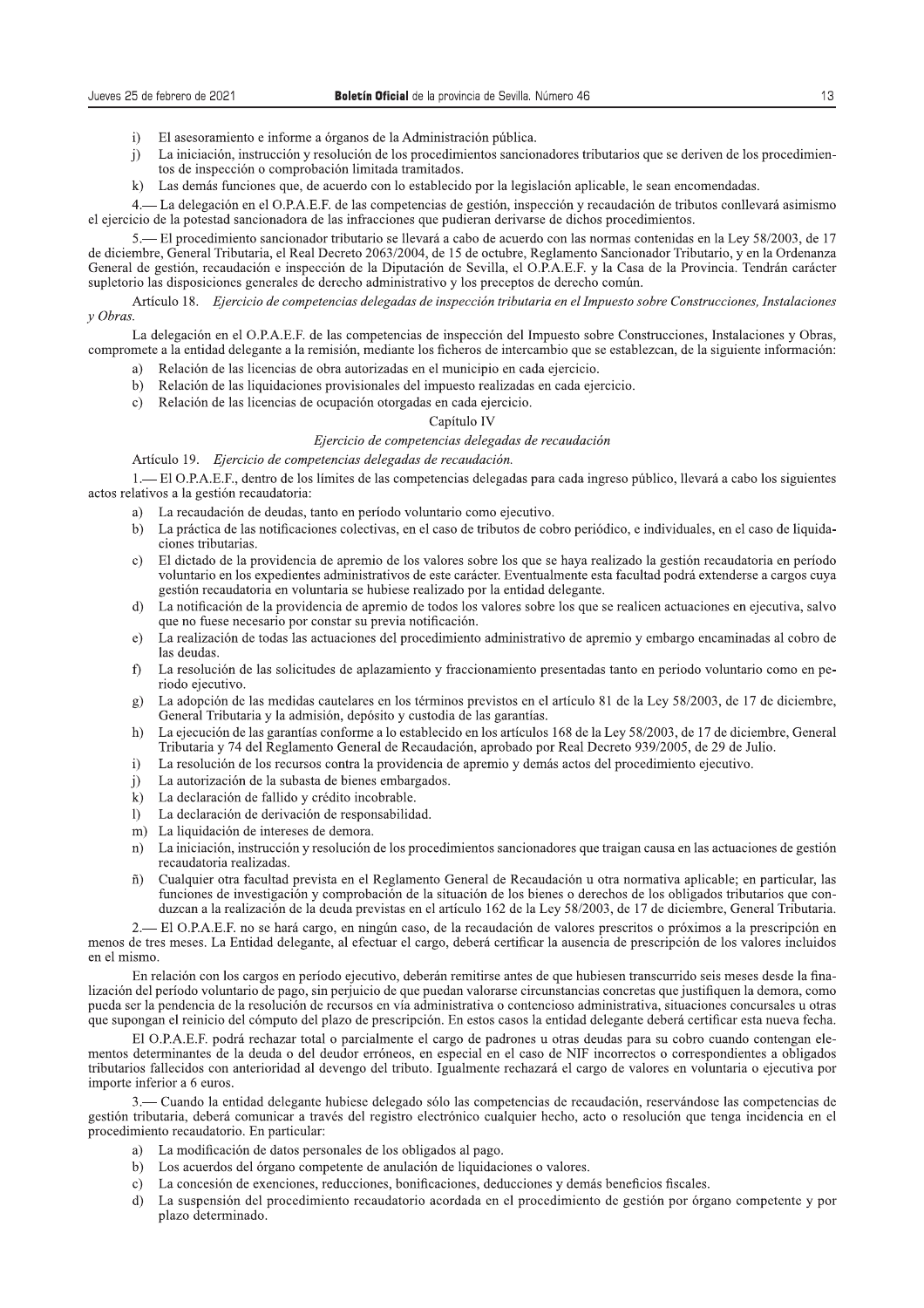i) El asesoramiento e informe a órganos de la Administración pública.
j) La iniciación, instrucción y resolución de los procedimientos sancionadores tributarios que se deriven de los procedimientos de inspección o comprobación limitada tramitados.
k) Las demás funciones que, de acuerdo con lo establecido por la legislación aplicable, le sean encomendadas.

4.— La delegación en el O.P.A.E.F. de las competencias de gestión, inspección y recaudación de tributos conllevará asimismo el ejercicio de la potestad sancionadora de las infracciones que pudieran derivarse de dichos procedimientos.

5.— El procedimiento sancionador tributario se llevará a cabo de acuerdo con las normas contenidas en la Ley 58/2003, de 17 de diciembre, General Tributaria, el Real Decreto 2063/2004, de 15 de octubre, Reglamento Sancionador Tributario, y en la Ordenanza General de gestión, recaudación e inspección de la Diputación de Sevilla, el O.P.A.E.F. y la Casa de la Provincia. Tendrán carácter supletorio las disposiciones generales de derecho administrativo y los preceptos de derecho común.

Artículo 18. *Ejercicio de competencias delegadas de inspección tributaria en el Impuesto sobre Construcciones, Instalaciones y Obras.*

La delegación en el O.P.A.E.F. de las competencias de inspección del Impuesto sobre Construcciones, Instalaciones y Obras, compromete a la entidad delegante a la remisión, mediante los ficheros de intercambio que se establezcan, de la siguiente información:

a) Relación de las licencias de obra autorizadas en el municipio en cada ejercicio.
b) Relación de las liquidaciones provisionales del impuesto realizadas en cada ejercicio.
c) Relación de las licencias de ocupación otorgadas en cada ejercicio.

## Capítulo IV

### *Ejercicio de competencias delegadas de recaudación*

Artículo 19. *Ejercicio de competencias delegadas de recaudación.*

1.— El O.P.A.E.F., dentro de los límites de las competencias delegadas para cada ingreso público, llevará a cabo los siguientes actos relativos a la gestión recaudatoria:

a) La recaudación de deudas, tanto en período voluntario como ejecutivo.
b) La práctica de las notificaciones colectivas, en el caso de tributos de cobro periódico, e individuales, en el caso de liquidaciones tributarias.
c) El dictado de la providencia de apremio de los valores sobre los que se haya realizado la gestión recaudatoria en período voluntario en los expedientes administrativos de este carácter. Eventualmente esta facultad podrá extenderse a cargos cuya gestión recaudatoria en voluntaria se hubiese realizado por la entidad delegante.
d) La notificación de la providencia de apremio de todos los valores sobre los que se realicen actuaciones en ejecutiva, salvo que no fuese necesario por constar su previa notificación.
e) La realización de todas las actuaciones del procedimiento administrativo de apremio y embargo encaminadas al cobro de las deudas.
f) La resolución de las solicitudes de aplazamiento y fraccionamiento presentadas tanto en periodo voluntario como en periodo ejecutivo.
g) La adopción de las medidas cautelares en los términos previstos en el artículo 81 de la Ley 58/2003, de 17 de diciembre, General Tributaria y la admisión, depósito y custodia de las garantías.
h) La ejecución de las garantías conforme a lo establecido en los artículos 168 de la Ley 58/2003, de 17 de diciembre, General Tributaria y 74 del Reglamento General de Recaudación, aprobado por Real Decreto 939/2005, de 29 de Julio.
i) La resolución de los recursos contra la providencia de apremio y demás actos del procedimiento ejecutivo.
j) La autorización de la subasta de bienes embargados.
k) La declaración de fallido y crédito incobrable.
l) La declaración de derivación de responsabilidad.
m) La liquidación de intereses de demora.
n) La iniciación, instrucción y resolución de los procedimientos sancionadores que traigan causa en las actuaciones de gestión recaudatoria realizadas.
ñ) Cualquier otra facultad prevista en el Reglamento General de Recaudación u otra normativa aplicable; en particular, las funciones de investigación y comprobación de la situación de los bienes o derechos de los obligados tributarios que conduzcan a la realización de la deuda previstas en el artículo 162 de la Ley 58/2003, de 17 de diciembre, General Tributaria.

2.— El O.P.A.E.F. no se hará cargo, en ningún caso, de la recaudación de valores prescritos o próximos a la prescripción en menos de tres meses. La Entidad delegante, al efectuar el cargo, deberá certificar la ausencia de prescripción de los valores incluidos en el mismo.

En relación con los cargos en período ejecutivo, deberán remitirse antes de que hubiesen transcurrido seis meses desde la finalización del período voluntario de pago, sin perjuicio de que puedan valorarse circunstancias concretas que justifiquen la demora, como pueda ser la pendencia de la resolución de recursos en vía administrativa o contencioso administrativa, situaciones concursales u otras que supongan el reinicio del cómputo del plazo de prescripción. En estos casos la entidad delegante deberá certificar esta nueva fecha.

El O.P.A.E.F. podrá rechazar total o parcialmente el cargo de padrones u otras deudas para su cobro cuando contengan elementos determinantes de la deuda o del deudor erróneos, en especial en el caso de NIF incorrectos o correspondientes a obligados tributarios fallecidos con anterioridad al devengo del tributo. Igualmente rechazará el cargo de valores en voluntaria o ejecutiva por importe inferior a 6 euros.

3.— Cuando la entidad delegante hubiese delegado sólo las competencias de recaudación, reservándose las competencias de gestión tributaria, deberá comunicar a través del registro electrónico cualquier hecho, acto o resolución que tenga incidencia en el procedimiento recaudatorio. En particular:

a) La modificación de datos personales de los obligados al pago.
b) Los acuerdos del órgano competente de anulación de liquidaciones o valores.
c) La concesión de exenciones, reducciones, bonificaciones, deducciones y demás beneficios fiscales.
d) La suspensión del procedimiento recaudatorio acordada en el procedimiento de gestión por órgano competente y por plazo determinado.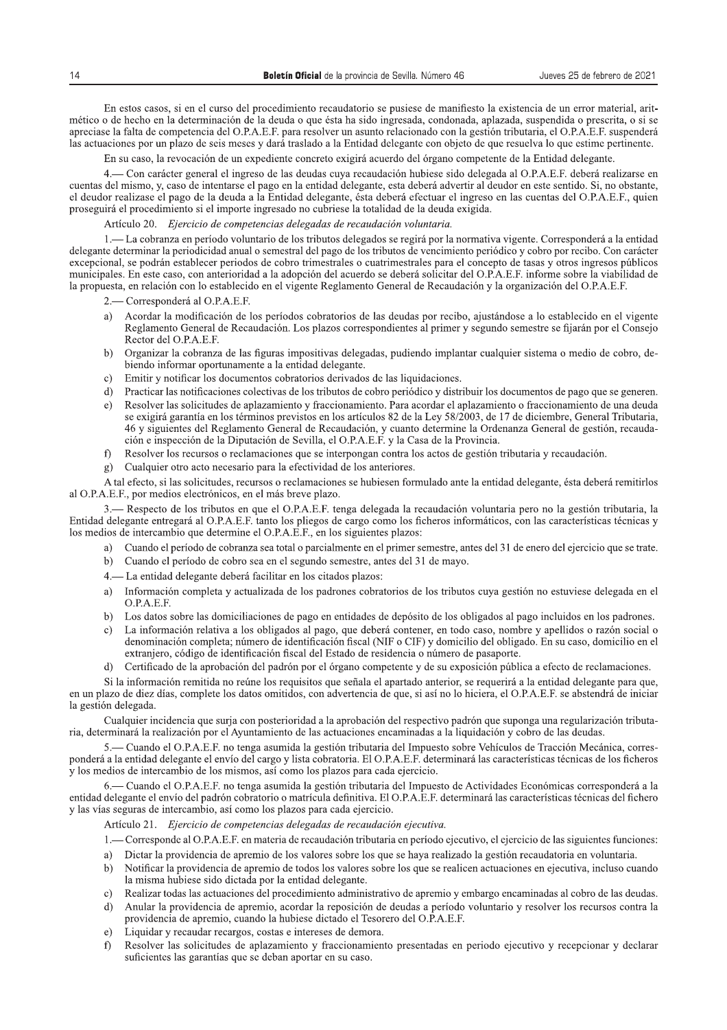En estos casos, si en el curso del procedimiento recaudatorio se pusiese de manifiesto la existencia de un error material, aritmético o de hecho en la determinación de la deuda o que ésta ha sido ingresada, condonada, aplazada, suspendida o prescrita, o si se apreciase la falta de competencia del O.P.A.E.F. para resolver un asunto relacionado con la gestión tributaria, el O.P.A.E.F. suspenderá las actuaciones por un plazo de seis meses y dará traslado a la Entidad delegante con objeto de que resuelva lo que estime pertinente.

En su caso, la revocación de un expediente concreto exigirá acuerdo del órgano competente de la Entidad delegante.

4.— Con carácter general el ingreso de las deudas cuya recaudación hubiese sido delegada al O.P.A.E.F. deberá realizarse en cuentas del mismo, y, caso de intentarse el pago en la entidad delegante, esta deberá advertir al deudor en este sentido. Si, no obstante, el deudor realizase el pago de la deuda a la Entidad delegante, ésta deberá efectuar el ingreso en las cuentas del O.P.A.E.F., quien proseguirá el procedimiento si el importe ingresado no cubriese la totalidad de la deuda exigida.

Artículo 20. *Ejercicio de competencias delegadas de recaudación voluntaria.*

1.— La cobranza en período voluntario de los tributos delegados se regirá por la normativa vigente. Corresponderá a la entidad delegante determinar la periodicidad anual o semestral del pago de los tributos de vencimiento periódico y cobro por recibo. Con carácter excepcional, se podrán establecer periodos de cobro trimestrales o cuatrimestrales para el concepto de tasas y otros ingresos públicos municipales. En este caso, con anterioridad a la adopción del acuerdo se deberá solicitar del O.P.A.E.F. informe sobre la viabilidad de la propuesta, en relación con lo establecido en el vigente Reglamento General de Recaudación y la organización del O.P.A.E.F.

2.— Corresponderá al O.P.A.E.F.

a) Acordar la modificación de los períodos cobratorios de las deudas por recibo, ajustándose a lo establecido en el vigente Reglamento General de Recaudación. Los plazos correspondientes al primer y segundo semestre se fijarán por el Consejo Rector del O.P.A.E.F.
b) Organizar la cobranza de las figuras impositivas delegadas, pudiendo implantar cualquier sistema o medio de cobro, debiendo informar oportunamente a la entidad delegante.
c) Emitir y notificar los documentos cobratorios derivados de las liquidaciones.
d) Practicar las notificaciones colectivas de los tributos de cobro periódico y distribuir los documentos de pago que se generen.
e) Resolver las solicitudes de aplazamiento y fraccionamiento. Para acordar el aplazamiento o fraccionamiento de una deuda se exigirá garantía en los términos previstos en los artículos 82 de la Ley 58/2003, de 17 de diciembre, General Tributaria, 46 y siguientes del Reglamento General de Recaudación, y cuanto determine la Ordenanza General de gestión, recaudación e inspección de la Diputación de Sevilla, el O.P.A.E.F. y la Casa de la Provincia.
f) Resolver los recursos o reclamaciones que se interpongan contra los actos de gestión tributaria y recaudación.
g) Cualquier otro acto necesario para la efectividad de los anteriores.

A tal efecto, si las solicitudes, recursos o reclamaciones se hubiesen formulado ante la entidad delegante, ésta deberá remitirlos al O.P.A.E.F., por medios electrónicos, en el más breve plazo.

3.— Respecto de los tributos en que el O.P.A.E.F. tenga delegada la recaudación voluntaria pero no la gestión tributaria, la Entidad delegante entregará al O.P.A.E.F. tanto los pliegos de cargo como los ficheros informáticos, con las características técnicas y los medios de intercambio que determine el O.P.A.E.F., en los siguientes plazos:

a) Cuando el período de cobranza sea total o parcialmente en el primer semestre, antes del 31 de enero del ejercicio que se trate.
b) Cuando el período de cobro sea en el segundo semestre, antes del 31 de mayo.

4.— La entidad delegante deberá facilitar en los citados plazos:

a) Información completa y actualizada de los padrones cobratorios de los tributos cuya gestión no estuviese delegada en el O.P.A.E.F.
b) Los datos sobre las domiciliaciones de pago en entidades de depósito de los obligados al pago incluidos en los padrones.
c) La información relativa a los obligados al pago, que deberá contener, en todo caso, nombre y apellidos o razón social o denominación completa; número de identificación fiscal (NIF o CIF) y domicilio del obligado. En su caso, domicilio en el extranjero, código de identificación fiscal del Estado de residencia o número de pasaporte.
d) Certificado de la aprobación del padrón por el órgano competente y de su exposición pública a efecto de reclamaciones.

Si la información remitida no reúne los requisitos que señala el apartado anterior, se requerirá a la entidad delegante para que, en un plazo de diez días, complete los datos omitidos, con advertencia de que, si así no lo hiciera, el O.P.A.E.F. se abstendrá de iniciar la gestión delegada.

Cualquier incidencia que surja con posterioridad a la aprobación del respectivo padrón que suponga una regularización tributaria, determinará la realización por el Ayuntamiento de las actuaciones encaminadas a la liquidación y cobro de las deudas.

5.— Cuando el O.P.A.E.F. no tenga asumida la gestión tributaria del Impuesto sobre Vehículos de Tracción Mecánica, corresponderá a la entidad delegante el envío del cargo y lista cobratoria. El O.P.A.E.F. determinará las características técnicas de los ficheros y los medios de intercambio de los mismos, así como los plazos para cada ejercicio.

6.— Cuando el O.P.A.E.F. no tenga asumida la gestión tributaria del Impuesto de Actividades Económicas corresponderá a la entidad delegante el envío del padrón cobratorio o matrícula definitiva. El O.P.A.E.F. determinará las características técnicas del fichero y las vías seguras de intercambio, así como los plazos para cada ejercicio.

Artículo 21. *Ejercicio de competencias delegadas de recaudación ejecutiva.*

1.— Corresponde al O.P.A.E.F. en materia de recaudación tributaria en período ejecutivo, el ejercicio de las siguientes funciones:

a) Dictar la providencia de apremio de los valores sobre los que se haya realizado la gestión recaudatoria en voluntaria.
b) Notificar la providencia de apremio de todos los valores sobre los que se realicen actuaciones en ejecutiva, incluso cuando la misma hubiese sido dictada por la entidad delegante.
c) Realizar todas las actuaciones del procedimiento administrativo de apremio y embargo encaminadas al cobro de las deudas.
d) Anular la providencia de apremio, acordar la reposición de deudas a período voluntario y resolver los recursos contra la providencia de apremio, cuando la hubiese dictado el Tesorero del O.P.A.E.F.
e) Liquidar y recaudar recargos, costas e intereses de demora.
f) Resolver las solicitudes de aplazamiento y fraccionamiento presentadas en periodo ejecutivo y recepcionar y declarar suficientes las garantías que se deban aportar en su caso.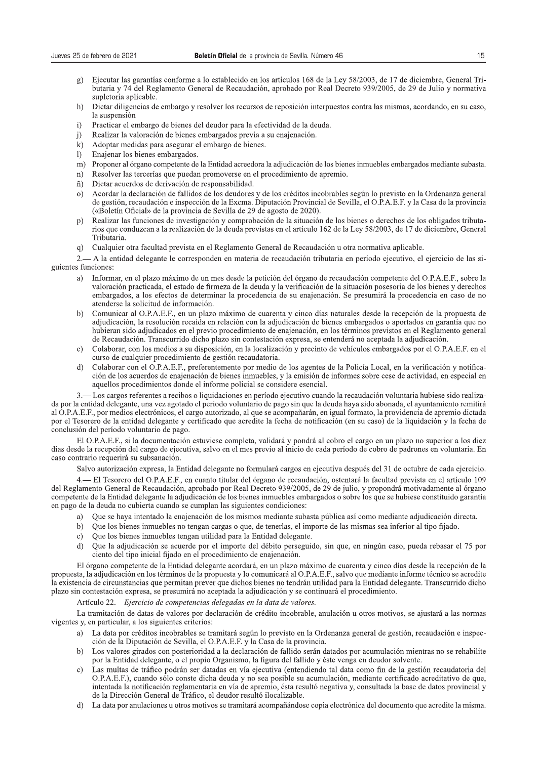g) Ejecutar las garantías conforme a lo establecido en los artículos 168 de la Ley 58/2003, de 17 de diciembre, General Tributaria y 74 del Reglamento General de Recaudación, aprobado por Real Decreto 939/2005, de 29 de Julio y normativa supletoria aplicable.
h) Dictar diligencias de embargo y resolver los recursos de reposición interpuestos contra las mismas, acordando, en su caso, la suspensión
i) Practicar el embargo de bienes del deudor para la efectividad de la deuda.
j) Realizar la valoración de bienes embargados previa a su enajenación.
k) Adoptar medidas para asegurar el embargo de bienes.
l) Enajenar los bienes embargados.
m) Proponer al órgano competente de la Entidad acreedora la adjudicación de los bienes inmuebles embargados mediante subasta.
n) Resolver las tercerías que puedan promoverse en el procedimiento de apremio.
ñ) Dictar acuerdos de derivación de responsabilidad.
o) Acordar la declaración de fallidos de los deudores y de los créditos incobrables según lo previsto en la Ordenanza general de gestión, recaudación e inspección de la Excma. Diputación Provincial de Sevilla, el O.P.A.E.F. y la Casa de la provincia («Boletín Oficial» de la provincia de Sevilla de 29 de agosto de 2020).
p) Realizar las funciones de investigación y comprobación de la situación de los bienes o derechos de los obligados tributarios que conduzcan a la realización de la deuda previstas en el artículo 162 de la Ley 58/2003, de 17 de diciembre, General Tributaria.
q) Cualquier otra facultad prevista en el Reglamento General de Recaudación u otra normativa aplicable.

2.— A la entidad delegante le corresponden en materia de recaudación tributaria en período ejecutivo, el ejercicio de las siguientes funciones:

a) Informar, en el plazo máximo de un mes desde la petición del órgano de recaudación competente del O.P.A.E.F., sobre la valoración practicada, el estado de firmeza de la deuda y la verificación de la situación posesoria de los bienes y derechos embargados, a los efectos de determinar la procedencia de su enajenación. Se presumirá la procedencia en caso de no atenderse la solicitud de información.
b) Comunicar al O.P.A.E.F., en un plazo máximo de cuarenta y cinco días naturales desde la recepción de la propuesta de adjudicación, la resolución recaída en relación con la adjudicación de bienes embargados o aportados en garantía que no hubieran sido adjudicados en el previo procedimiento de enajenación, en los términos previstos en el Reglamento general de Recaudación. Transcurrido dicho plazo sin contestación expresa, se entenderá no aceptada la adjudicación.
c) Colaborar, con los medios a su disposición, en la localización y precinto de vehículos embargados por el O.P.A.E.F. en el curso de cualquier procedimiento de gestión recaudatoria.
d) Colaborar con el O.P.A.E.F., preferentemente por medio de los agentes de la Policía Local, en la verificación y notificación de los acuerdos de enajenación de bienes inmuebles, y la emisión de informes sobre cese de actividad, en especial en aquellos procedimientos donde el informe policial se considere esencial.

3.— Los cargos referentes a recibos o liquidaciones en período ejecutivo cuando la recaudación voluntaria hubiese sido realizada por la entidad delegante, una vez agotado el periodo voluntario de pago sin que la deuda haya sido abonada, el ayuntamiento remitirá al O.P.A.E.F., por medios electrónicos, el cargo autorizado, al que se acompañarán, en igual formato, la providencia de apremio dictada por el Tesorero de la entidad delegante y certificado que acredite la fecha de notificación (en su caso) de la liquidación y la fecha de conclusión del período voluntario de pago.

El O.P.A.E.F., si la documentación estuviese completa, validará y pondrá al cobro el cargo en un plazo no superior a los diez días desde la recepción del cargo de ejecutiva, salvo en el mes previo al inicio de cada período de cobro de padrones en voluntaria. En caso contrario requerirá su subsanación.

Salvo autorización expresa, la Entidad delegante no formulará cargos en ejecutiva después del 31 de octubre de cada ejercicio.

4.— El Tesorero del O.P.A.E.F., en cuanto titular del órgano de recaudación, ostentará la facultad prevista en el artículo 109 del Reglamento General de Recaudación, aprobado por Real Decreto 939/2005, de 29 de julio, y propondrá motivadamente al órgano competente de la Entidad delegante la adjudicación de los bienes inmuebles embargados o sobre los que se hubiese constituido garantía en pago de la deuda no cubierta cuando se cumplan las siguientes condiciones:

a) Que se haya intentado la enajenación de los mismos mediante subasta pública así como mediante adjudicación directa.
b) Que los bienes inmuebles no tengan cargas o que, de tenerlas, el importe de las mismas sea inferior al tipo fijado.
c) Que los bienes inmuebles tengan utilidad para la Entidad delegante.
d) Que la adjudicación se acuerde por el importe del débito perseguido, sin que, en ningún caso, pueda rebasar el 75 por ciento del tipo inicial fijado en el procedimiento de enajenación.

El órgano competente de la Entidad delegante acordará, en un plazo máximo de cuarenta y cinco días desde la recepción de la propuesta, la adjudicación en los términos de la propuesta y lo comunicará al O.P.A.E.F., salvo que mediante informe técnico se acredite la existencia de circunstancias que permitan prever que dichos bienes no tendrán utilidad para la Entidad delegante. Transcurrido dicho plazo sin contestación expresa, se presumirá no aceptada la adjudicación y se continuará el procedimiento.

Artículo 22. *Ejercicio de competencias delegadas en la data de valores.*

La tramitación de datas de valores por declaración de crédito incobrable, anulación u otros motivos, se ajustará a las normas vigentes y, en particular, a los siguientes criterios:

a) La data por créditos incobrables se tramitará según lo previsto en la Ordenanza general de gestión, recaudación e inspección de la Diputación de Sevilla, el O.P.A.E.F. y la Casa de la provincia.
b) Los valores girados con posterioridad a la declaración de fallido serán datados por acumulación mientras no se rehabilite por la Entidad delegante, o el propio Organismo, la figura del fallido y éste venga en deudor solvente.
c) Las multas de tráfico podrán ser datadas en vía ejecutiva (entendiendo tal data como fin de la gestión recaudatoria del O.P.A.E.F.), cuando sólo conste dicha deuda y no sea posible su acumulación, mediante certificado acreditativo de que, intentada la notificación reglamentaria en vía de apremio, ésta resultó negativa y, consultada la base de datos provincial y de la Dirección General de Tráfico, el deudor resultó ilocalizable.
d) La data por anulaciones u otros motivos se tramitará acompañándose copia electrónica del documento que acredite la misma.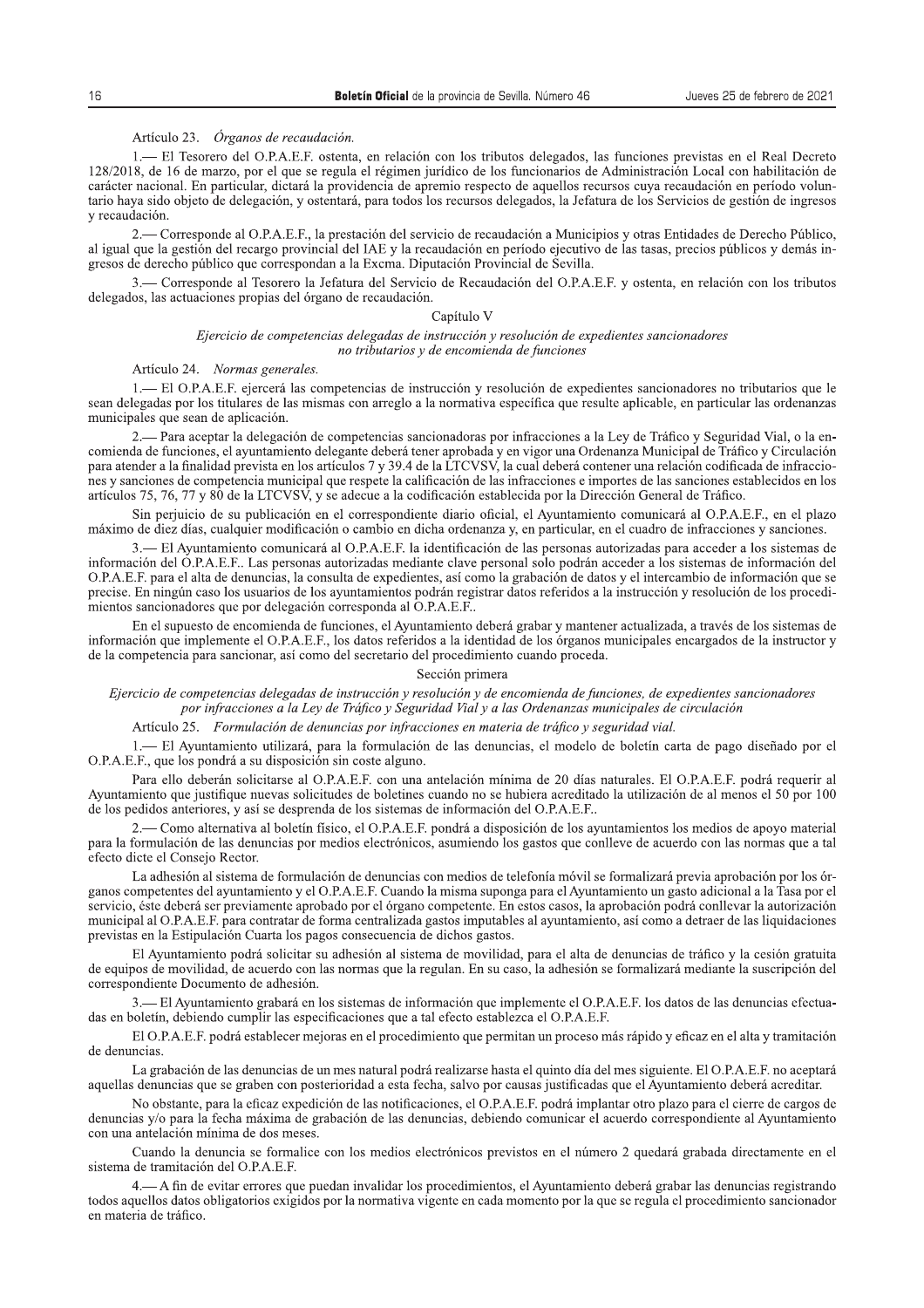Artículo 23. *Órganos de recaudación.*

1.— El Tesorero del O.P.A.E.F. ostenta, en relación con los tributos delegados, las funciones previstas en el Real Decreto 128/2018, de 16 de marzo, por el que se regula el régimen jurídico de los funcionarios de Administración Local con habilitación de carácter nacional. En particular, dictará la providencia de apremio respecto de aquellos recursos cuya recaudación en período voluntario haya sido objeto de delegación, y ostentará, para todos los recursos delegados, la Jefatura de los Servicios de gestión de ingresos y recaudación.

2.— Corresponde al O.P.A.E.F., la prestación del servicio de recaudación a Municipios y otras Entidades de Derecho Público, al igual que la gestión del recargo provincial del IAE y la recaudación en período ejecutivo de las tasas, precios públicos y demás ingresos de derecho público que correspondan a la Excma. Diputación Provincial de Sevilla.

3.— Corresponde al Tesorero la Jefatura del Servicio de Recaudación del O.P.A.E.F. y ostenta, en relación con los tributos delegados, las actuaciones propias del órgano de recaudación.

## Capítulo V

### *Ejercicio de competencias delegadas de instrucción y resolución de expedientes sancionadores no tributarios y de encomienda de funciones*

Artículo 24. *Normas generales.*

1.— El O.P.A.E.F. ejercerá las competencias de instrucción y resolución de expedientes sancionadores no tributarios que le sean delegadas por los titulares de las mismas con arreglo a la normativa específica que resulte aplicable, en particular las ordenanzas municipales que sean de aplicación.

2.— Para aceptar la delegación de competencias sancionadoras por infracciones a la Ley de Tráfico y Seguridad Vial, o la encomienda de funciones, el ayuntamiento delegante deberá tener aprobada y en vigor una Ordenanza Municipal de Tráfico y Circulación para atender a la finalidad prevista en los artículos 7 y 39.4 de la LTCVSV, la cual deberá contener una relación codificada de infracciones y sanciones de competencia municipal que respete la calificación de las infracciones e importes de las sanciones establecidos en los artículos 75, 76, 77 y 80 de la LTCVSV, y se adecue a la codificación establecida por la Dirección General de Tráfico.

Sin perjuicio de su publicación en el correspondiente diario oficial, el Ayuntamiento comunicará al O.P.A.E.F., en el plazo máximo de diez días, cualquier modificación o cambio en dicha ordenanza y, en particular, en el cuadro de infracciones y sanciones.

3.— El Ayuntamiento comunicará al O.P.A.E.F. la identificación de las personas autorizadas para acceder a los sistemas de información del O.P.A.E.F.. Las personas autorizadas mediante clave personal solo podrán acceder a los sistemas de información del O.P.A.E.F. para el alta de denuncias, la consulta de expedientes, así como la grabación de datos y el intercambio de información que se precise. En ningún caso los usuarios de los ayuntamientos podrán registrar datos referidos a la instrucción y resolución de los procedimientos sancionadores que por delegación corresponda al O.P.A.E.F..

En el supuesto de encomienda de funciones, el Ayuntamiento deberá grabar y mantener actualizada, a través de los sistemas de información que implemente el O.P.A.E.F., los datos referidos a la identidad de los órganos municipales encargados de la instructor y de la competencia para sancionar, así como del secretario del procedimiento cuando proceda.

### Sección primera

#### *Ejercicio de competencias delegadas de instrucción y resolución y de encomienda de funciones, de expedientes sancionadores por infracciones a la Ley de Tráfico y Seguridad Vial y a las Ordenanzas municipales de circulación*

Artículo 25. *Formulación de denuncias por infracciones en materia de tráfico y seguridad vial.*

1.— El Ayuntamiento utilizará, para la formulación de las denuncias, el modelo de boletín carta de pago diseñado por el O.P.A.E.F., que los pondrá a su disposición sin coste alguno.

Para ello deberán solicitarse al O.P.A.E.F. con una antelación mínima de 20 días naturales. El O.P.A.E.F. podrá requerir al Ayuntamiento que justifique nuevas solicitudes de boletines cuando no se hubiera acreditado la utilización de al menos el 50 por 100 de los pedidos anteriores, y así se desprenda de los sistemas de información del O.P.A.E.F..

2.— Como alternativa al boletín físico, el O.P.A.E.F. pondrá a disposición de los ayuntamientos los medios de apoyo material para la formulación de las denuncias por medios electrónicos, asumiendo los gastos que conlleve de acuerdo con las normas que a tal efecto dicte el Consejo Rector.

La adhesión al sistema de formulación de denuncias con medios de telefonía móvil se formalizará previa aprobación por los órganos competentes del ayuntamiento y el O.P.A.E.F. Cuando la misma suponga para el Ayuntamiento un gasto adicional a la Tasa por el servicio, éste deberá ser previamente aprobado por el órgano competente. En estos casos, la aprobación podrá conllevar la autorización municipal al O.P.A.E.F. para contratar de forma centralizada gastos imputables al ayuntamiento, así como a detraer de las liquidaciones previstas en la Estipulación Cuarta los pagos consecuencia de dichos gastos.

El Ayuntamiento podrá solicitar su adhesión al sistema de movilidad, para el alta de denuncias de tráfico y la cesión gratuita de equipos de movilidad, de acuerdo con las normas que la regulan. En su caso, la adhesión se formalizará mediante la suscripción del correspondiente Documento de adhesión.

3.— El Ayuntamiento grabará en los sistemas de información que implemente el O.P.A.E.F. los datos de las denuncias efectuadas en boletín, debiendo cumplir las especificaciones que a tal efecto establezca el O.P.A.E.F.

El O.P.A.E.F. podrá establecer mejoras en el procedimiento que permitan un proceso más rápido y eficaz en el alta y tramitación de denuncias.

La grabación de las denuncias de un mes natural podrá realizarse hasta el quinto día del mes siguiente. El O.P.A.E.F. no aceptará aquellas denuncias que se graben con posterioridad a esta fecha, salvo por causas justificadas que el Ayuntamiento deberá acreditar.

No obstante, para la eficaz expedición de las notificaciones, el O.P.A.E.F. podrá implantar otro plazo para el cierre de cargos de denuncias y/o para la fecha máxima de grabación de las denuncias, debiendo comunicar el acuerdo correspondiente al Ayuntamiento con una antelación mínima de dos meses.

Cuando la denuncia se formalice con los medios electrónicos previstos en el número 2 quedará grabada directamente en el sistema de tramitación del O.P.A.E.F.

4.— A fin de evitar errores que puedan invalidar los procedimientos, el Ayuntamiento deberá grabar las denuncias registrando todos aquellos datos obligatorios exigidos por la normativa vigente en cada momento por la que se regula el procedimiento sancionador en materia de tráfico.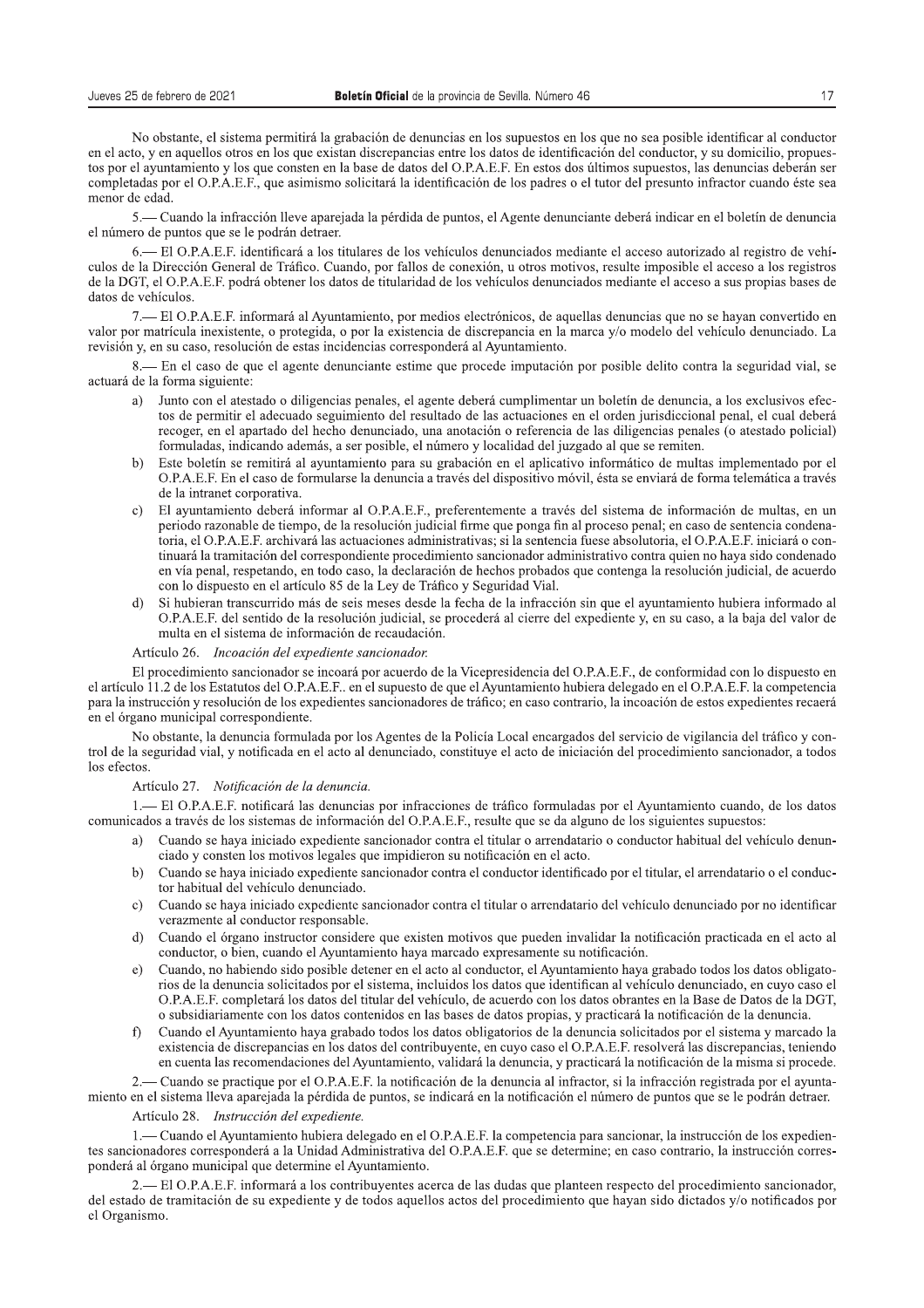No obstante, el sistema permitirá la grabación de denuncias en los supuestos en los que no sea posible identificar al conductor en el acto, y en aquellos otros en los que existan discrepancias entre los datos de identificación del conductor, y su domicilio, propuestos por el ayuntamiento y los que consten en la base de datos del O.P.A.E.F. En estos dos últimos supuestos, las denuncias deberán ser completadas por el O.P.A.E.F., que asimismo solicitará la identificación de los padres o el tutor del presunto infractor cuando éste sea menor de edad.

5.— Cuando la infracción lleve aparejada la pérdida de puntos, el Agente denunciante deberá indicar en el boletín de denuncia el número de puntos que se le podrán detraer.

6.— El O.P.A.E.F. identificará a los titulares de los vehículos denunciados mediante el acceso autorizado al registro de vehículos de la Dirección General de Tráfico. Cuando, por fallos de conexión, u otros motivos, resulte imposible el acceso a los registros de la DGT, el O.P.A.E.F. podrá obtener los datos de titularidad de los vehículos denunciados mediante el acceso a sus propias bases de datos de vehículos.

7.— El O.P.A.E.F. informará al Ayuntamiento, por medios electrónicos, de aquellas denuncias que no se hayan convertido en valor por matrícula inexistente, o protegida, o por la existencia de discrepancia en la marca y/o modelo del vehículo denunciado. La revisión y, en su caso, resolución de estas incidencias corresponderá al Ayuntamiento.

8.— En el caso de que el agente denunciante estime que procede imputación por posible delito contra la seguridad vial, se actuará de la forma siguiente:

a) Junto con el atestado o diligencias penales, el agente deberá cumplimentar un boletín de denuncia, a los exclusivos efectos de permitir el adecuado seguimiento del resultado de las actuaciones en el orden jurisdiccional penal, el cual deberá recoger, en el apartado del hecho denunciado, una anotación o referencia de las diligencias penales (o atestado policial) formuladas, indicando además, a ser posible, el número y localidad del juzgado al que se remiten.

b) Este boletín se remitirá al ayuntamiento para su grabación en el aplicativo informático de multas implementado por el O.P.A.E.F. En el caso de formularse la denuncia a través del dispositivo móvil, ésta se enviará de forma telemática a través de la intranet corporativa.

c) El ayuntamiento deberá informar al O.P.A.E.F., preferentemente a través del sistema de información de multas, en un periodo razonable de tiempo, de la resolución judicial firme que ponga fin al proceso penal; en caso de sentencia condenatoria, el O.P.A.E.F. archivará las actuaciones administrativas; si la sentencia fuese absolutoria, el O.P.A.E.F. iniciará o continuará la tramitación del correspondiente procedimiento sancionador administrativo contra quien no haya sido condenado en vía penal, respetando, en todo caso, la declaración de hechos probados que contenga la resolución judicial, de acuerdo con lo dispuesto en el artículo 85 de la Ley de Tráfico y Seguridad Vial.

d) Si hubieran transcurrido más de seis meses desde la fecha de la infracción sin que el ayuntamiento hubiera informado al O.P.A.E.F. del sentido de la resolución judicial, se procederá al cierre del expediente y, en su caso, a la baja del valor de multa en el sistema de información de recaudación.

Artículo 26. *Incoación del expediente sancionador.*

El procedimiento sancionador se incoará por acuerdo de la Vicepresidencia del O.P.A.E.F., de conformidad con lo dispuesto en el artículo 11.2 de los Estatutos del O.P.A.E.F.. en el supuesto de que el Ayuntamiento hubiera delegado en el O.P.A.E.F. la competencia para la instrucción y resolución de los expedientes sancionadores de tráfico; en caso contrario, la incoación de estos expedientes recaerá en el órgano municipal correspondiente.

No obstante, la denuncia formulada por los Agentes de la Policía Local encargados del servicio de vigilancia del tráfico y control de la seguridad vial, y notificada en el acto al denunciado, constituye el acto de iniciación del procedimiento sancionador, a todos los efectos.

Artículo 27. *Notificación de la denuncia.*

1.— El O.P.A.E.F. notificará las denuncias por infracciones de tráfico formuladas por el Ayuntamiento cuando, de los datos comunicados a través de los sistemas de información del O.P.A.E.F., resulte que se da alguno de los siguientes supuestos:

a) Cuando se haya iniciado expediente sancionador contra el titular o arrendatario o conductor habitual del vehículo denunciado y consten los motivos legales que impidieron su notificación en el acto.

b) Cuando se haya iniciado expediente sancionador contra el conductor identificado por el titular, el arrendatario o el conductor habitual del vehículo denunciado.

c) Cuando se haya iniciado expediente sancionador contra el titular o arrendatario del vehículo denunciado por no identificar verazmente al conductor responsable.

d) Cuando el órgano instructor considere que existen motivos que pueden invalidar la notificación practicada en el acto al conductor, o bien, cuando el Ayuntamiento haya marcado expresamente su notificación.

e) Cuando, no habiendo sido posible detener en el acto al conductor, el Ayuntamiento haya grabado todos los datos obligatorios de la denuncia solicitados por el sistema, incluidos los datos que identifican al vehículo denunciado, en cuyo caso el O.P.A.E.F. completará los datos del titular del vehículo, de acuerdo con los datos obrantes en la Base de Datos de la DGT, o subsidiariamente con los datos contenidos en las bases de datos propias, y practicará la notificación de la denuncia.

f) Cuando el Ayuntamiento haya grabado todos los datos obligatorios de la denuncia solicitados por el sistema y marcado la existencia de discrepancias en los datos del contribuyente, en cuyo caso el O.P.A.E.F. resolverá las discrepancias, teniendo en cuenta las recomendaciones del Ayuntamiento, validará la denuncia, y practicará la notificación de la misma si procede.

2.— Cuando se practique por el O.P.A.E.F. la notificación de la denuncia al infractor, si la infracción registrada por el ayuntamiento en el sistema lleva aparejada la pérdida de puntos, se indicará en la notificación el número de puntos que se le podrán detraer.

Artículo 28. *Instrucción del expediente.*

1.— Cuando el Ayuntamiento hubiera delegado en el O.P.A.E.F. la competencia para sancionar, la instrucción de los expedientes sancionadores corresponderá a la Unidad Administrativa del O.P.A.E.F. que se determine; en caso contrario, la instrucción corresponderá al órgano municipal que determine el Ayuntamiento.

2.— El O.P.A.E.F. informará a los contribuyentes acerca de las dudas que planteen respecto del procedimiento sancionador, del estado de tramitación de su expediente y de todos aquellos actos del procedimiento que hayan sido dictados y/o notificados por el Organismo.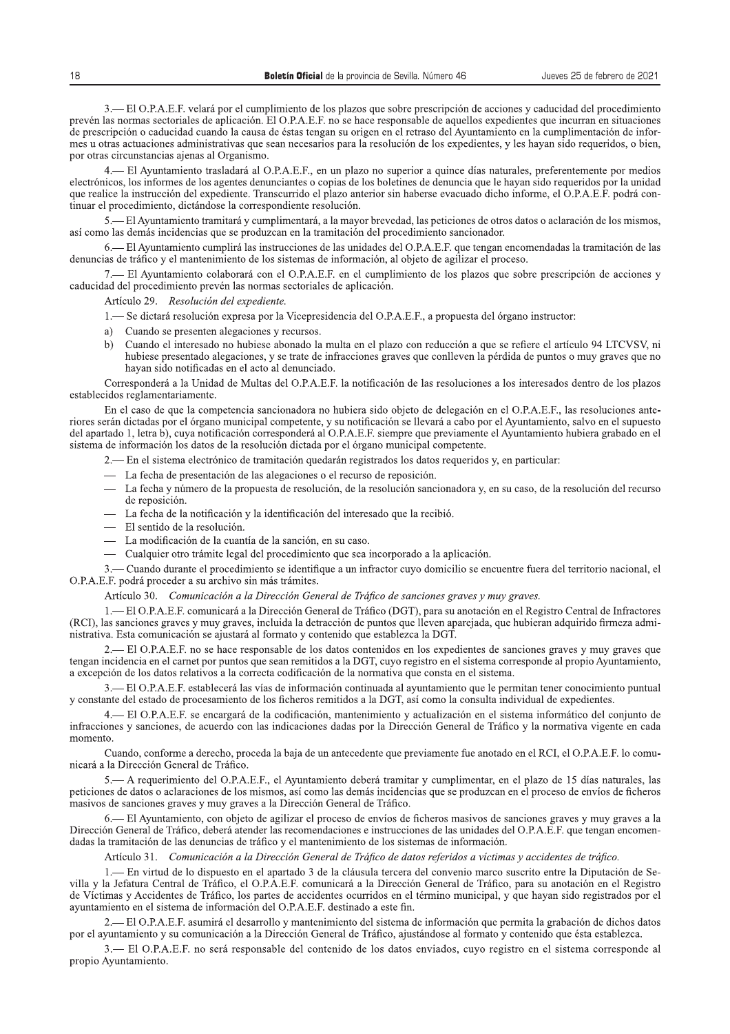3.— El O.P.A.E.F. velará por el cumplimiento de los plazos que sobre prescripción de acciones y caducidad del procedimiento prevén las normas sectoriales de aplicación. El O.P.A.E.F. no se hace responsable de aquellos expedientes que incurran en situaciones de prescripción o caducidad cuando la causa de éstas tengan su origen en el retraso del Ayuntamiento en la cumplimentación de informes u otras actuaciones administrativas que sean necesarios para la resolución de los expedientes, y les hayan sido requeridos, o bien, por otras circunstancias ajenas al Organismo.

4.— El Ayuntamiento trasladará al O.P.A.E.F., en un plazo no superior a quince días naturales, preferentemente por medios electrónicos, los informes de los agentes denunciantes o copias de los boletines de denuncia que le hayan sido requeridos por la unidad que realice la instrucción del expediente. Transcurrido el plazo anterior sin haberse evacuado dicho informe, el O.P.A.E.F. podrá continuar el procedimiento, dictándose la correspondiente resolución.

5.— El Ayuntamiento tramitará y cumplimentará, a la mayor brevedad, las peticiones de otros datos o aclaración de los mismos, así como las demás incidencias que se produzcan en la tramitación del procedimiento sancionador.

6.— El Ayuntamiento cumplirá las instrucciones de las unidades del O.P.A.E.F. que tengan encomendadas la tramitación de las denuncias de tráfico y el mantenimiento de los sistemas de información, al objeto de agilizar el proceso.

7.— El Ayuntamiento colaborará con el O.P.A.E.F. en el cumplimiento de los plazos que sobre prescripción de acciones y caducidad del procedimiento prevén las normas sectoriales de aplicación.

Artículo 29. *Resolución del expediente.*

1.— Se dictará resolución expresa por la Vicepresidencia del O.P.A.E.F., a propuesta del órgano instructor:

a) Cuando se presenten alegaciones y recursos.
b) Cuando el interesado no hubiese abonado la multa en el plazo con reducción a que se refiere el artículo 94 LTCVSV, ni hubiese presentado alegaciones, y se trate de infracciones graves que conlleven la pérdida de puntos o muy graves que no hayan sido notificadas en el acto al denunciado.

Corresponderá a la Unidad de Multas del O.P.A.E.F. la notificación de las resoluciones a los interesados dentro de los plazos establecidos reglamentariamente.

En el caso de que la competencia sancionadora no hubiera sido objeto de delegación en el O.P.A.E.F., las resoluciones anteriores serán dictadas por el órgano municipal competente, y su notificación se llevará a cabo por el Ayuntamiento, salvo en el supuesto del apartado 1, letra b), cuya notificación corresponderá al O.P.A.E.F. siempre que previamente el Ayuntamiento hubiera grabado en el sistema de información los datos de la resolución dictada por el órgano municipal competente.

2.— En el sistema electrónico de tramitación quedarán registrados los datos requeridos y, en particular:

- La fecha de presentación de las alegaciones o el recurso de reposición.
- La fecha y número de la propuesta de resolución, de la resolución sancionadora y, en su caso, de la resolución del recurso de reposición.
- La fecha de la notificación y la identificación del interesado que la recibió.
- El sentido de la resolución.
- La modificación de la cuantía de la sanción, en su caso.
- Cualquier otro trámite legal del procedimiento que sea incorporado a la aplicación.

3.— Cuando durante el procedimiento se identifique a un infractor cuyo domicilio se encuentre fuera del territorio nacional, el O.P.A.E.F. podrá proceder a su archivo sin más trámites.

Artículo 30. *Comunicación a la Dirección General de Tráfico de sanciones graves y muy graves.*

1.— El O.P.A.E.F. comunicará a la Dirección General de Tráfico (DGT), para su anotación en el Registro Central de Infractores (RCI), las sanciones graves y muy graves, incluida la detracción de puntos que lleven aparejada, que hubieran adquirido firmeza administrativa. Esta comunicación se ajustará al formato y contenido que establezca la DGT.

2.— El O.P.A.E.F. no se hace responsable de los datos contenidos en los expedientes de sanciones graves y muy graves que tengan incidencia en el carnet por puntos que sean remitidos a la DGT, cuyo registro en el sistema corresponde al propio Ayuntamiento, a excepción de los datos relativos a la correcta codificación de la normativa que consta en el sistema.

3.— El O.P.A.E.F. establecerá las vías de información continuada al ayuntamiento que le permitan tener conocimiento puntual y constante del estado de procesamiento de los ficheros remitidos a la DGT, así como la consulta individual de expedientes.

4.— El O.P.A.E.F. se encargará de la codificación, mantenimiento y actualización en el sistema informático del conjunto de infracciones y sanciones, de acuerdo con las indicaciones dadas por la Dirección General de Tráfico y la normativa vigente en cada momento.

Cuando, conforme a derecho, proceda la baja de un antecedente que previamente fue anotado en el RCI, el O.P.A.E.F. lo comunicará a la Dirección General de Tráfico.

5.— A requerimiento del O.P.A.E.F., el Ayuntamiento deberá tramitar y cumplimentar, en el plazo de 15 días naturales, las peticiones de datos o aclaraciones de los mismos, así como las demás incidencias que se produzcan en el proceso de envíos de ficheros masivos de sanciones graves y muy graves a la Dirección General de Tráfico.

6.— El Ayuntamiento, con objeto de agilizar el proceso de envíos de ficheros masivos de sanciones graves y muy graves a la Dirección General de Tráfico, deberá atender las recomendaciones e instrucciones de las unidades del O.P.A.E.F. que tengan encomendadas la tramitación de las denuncias de tráfico y el mantenimiento de los sistemas de información.

Artículo 31. *Comunicación a la Dirección General de Tráfico de datos referidos a víctimas y accidentes de tráfico.*

1.— En virtud de lo dispuesto en el apartado 3 de la cláusula tercera del convenio marco suscrito entre la Diputación de Sevilla y la Jefatura Central de Tráfico, el O.P.A.E.F. comunicará a la Dirección General de Tráfico, para su anotación en el Registro de Víctimas y Accidentes de Tráfico, los partes de accidentes ocurridos en el término municipal, y que hayan sido registrados por el ayuntamiento en el sistema de información del O.P.A.E.F. destinado a este fin.

2.— El O.P.A.E.F. asumirá el desarrollo y mantenimiento del sistema de información que permita la grabación de dichos datos por el ayuntamiento y su comunicación a la Dirección General de Tráfico, ajustándose al formato y contenido que ésta establezca.

3.— El O.P.A.E.F. no será responsable del contenido de los datos enviados, cuyo registro en el sistema corresponde al propio Ayuntamiento.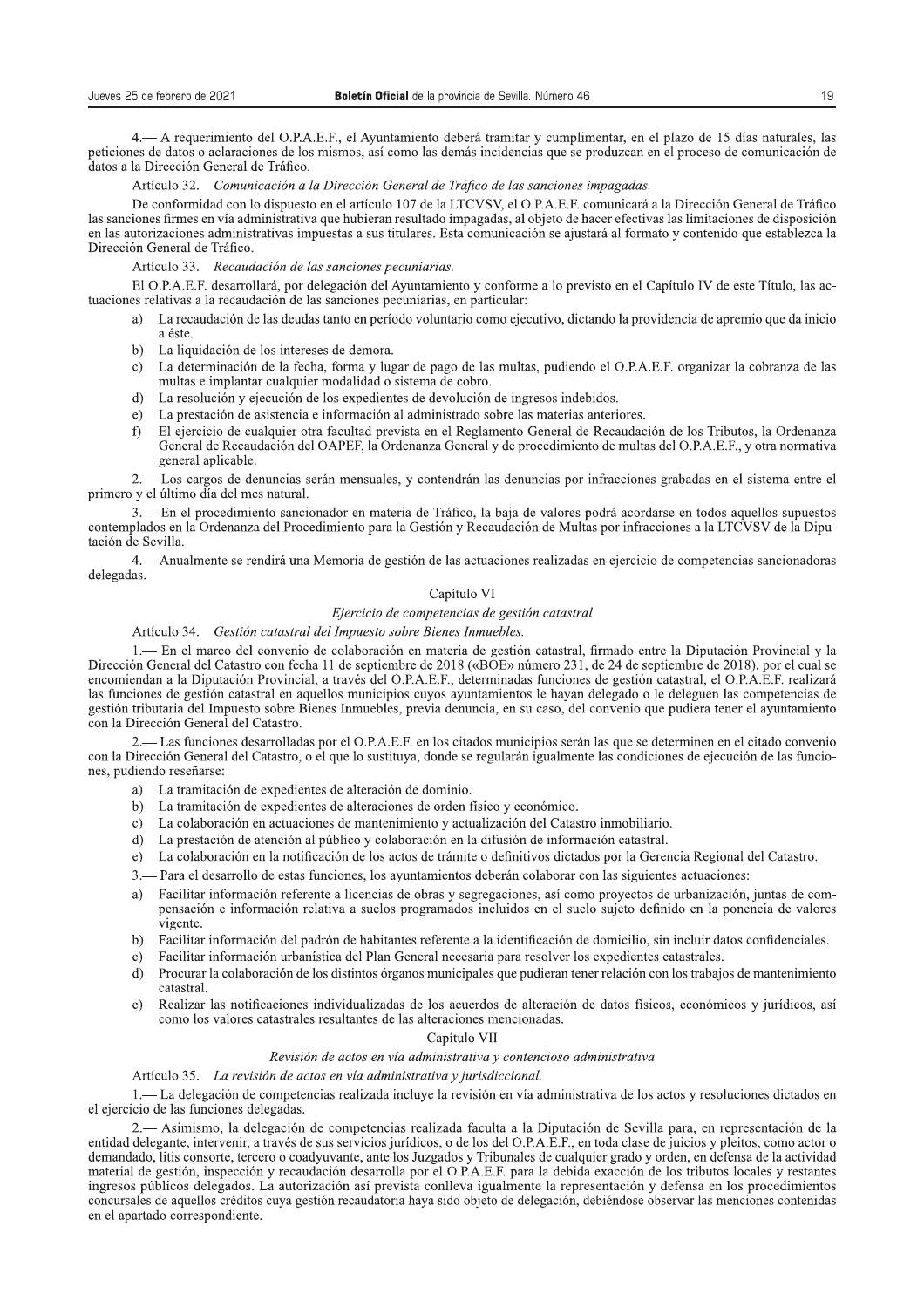4.— A requerimiento del O.P.A.E.F., el Ayuntamiento deberá tramitar y cumplimentar, en el plazo de 15 días naturales, las peticiones de datos o aclaraciones de los mismos, así como las demás incidencias que se produzcan en el proceso de comunicación de datos a la Dirección General de Tráfico.

Artículo 32. *Comunicación a la Dirección General de Tráfico de las sanciones impagadas.*

De conformidad con lo dispuesto en el artículo 107 de la LTCVSV, el O.P.A.E.F. comunicará a la Dirección General de Tráfico las sanciones firmes en vía administrativa que hubieran resultado impagadas, al objeto de hacer efectivas las limitaciones de disposición en las autorizaciones administrativas impuestas a sus titulares. Esta comunicación se ajustará al formato y contenido que establezca la Dirección General de Tráfico.

Artículo 33. *Recaudación de las sanciones pecuniarias.*

El O.P.A.E.F. desarrollará, por delegación del Ayuntamiento y conforme a lo previsto en el Capítulo IV de este Título, las actuaciones relativas a la recaudación de las sanciones pecuniarias, en particular:

a) La recaudación de las deudas tanto en período voluntario como ejecutivo, dictando la providencia de apremio que da inicio a éste.
b) La liquidación de los intereses de demora.
c) La determinación de la fecha, forma y lugar de pago de las multas, pudiendo el O.P.A.E.F. organizar la cobranza de las multas e implantar cualquier modalidad o sistema de cobro.
d) La resolución y ejecución de los expedientes de devolución de ingresos indebidos.
e) La prestación de asistencia e información al administrado sobre las materias anteriores.
f) El ejercicio de cualquier otra facultad prevista en el Reglamento General de Recaudación de los Tributos, la Ordenanza General de Recaudación del OAPEF, la Ordenanza General y de procedimiento de multas del O.P.A.E.F., y otra normativa general aplicable.

2.— Los cargos de denuncias serán mensuales, y contendrán las denuncias por infracciones grabadas en el sistema entre el primero y el último día del mes natural.

3.— En el procedimiento sancionador en materia de Tráfico, la baja de valores podrá acordarse en todos aquellos supuestos contemplados en la Ordenanza del Procedimiento para la Gestión y Recaudación de Multas por infracciones a la LTCVSV de la Diputación de Sevilla.

4.— Anualmente se rendirá una Memoria de gestión de las actuaciones realizadas en ejercicio de competencias sancionadoras delegadas.

## Capítulo VI

### *Ejercicio de competencias de gestión catastral*

Artículo 34. *Gestión catastral del Impuesto sobre Bienes Inmuebles.*

1.— En el marco del convenio de colaboración en materia de gestión catastral, firmado entre la Diputación Provincial y la Dirección General del Catastro con fecha 11 de septiembre de 2018 («BOE» número 231, de 24 de septiembre de 2018), por el cual se encomiendan a la Diputación Provincial, a través del O.P.A.E.F., determinadas funciones de gestión catastral, el O.P.A.E.F. realizará las funciones de gestión catastral en aquellos municipios cuyos ayuntamientos le hayan delegado o le deleguen las competencias de gestión tributaria del Impuesto sobre Bienes Inmuebles, previa denuncia, en su caso, del convenio que pudiera tener el ayuntamiento con la Dirección General del Catastro.

2.— Las funciones desarrolladas por el O.P.A.E.F. en los citados municipios serán las que se determinen en el citado convenio con la Dirección General del Catastro, o el que lo sustituya, donde se regularán igualmente las condiciones de ejecución de las funciones, pudiendo reseñarse:

a) La tramitación de expedientes de alteración de dominio.
b) La tramitación de expedientes de alteraciones de orden físico y económico.
c) La colaboración en actuaciones de mantenimiento y actualización del Catastro inmobiliario.
d) La prestación de atención al público y colaboración en la difusión de información catastral.
e) La colaboración en la notificación de los actos de trámite o definitivos dictados por la Gerencia Regional del Catastro.

3.— Para el desarrollo de estas funciones, los ayuntamientos deberán colaborar con las siguientes actuaciones:

a) Facilitar información referente a licencias de obras y segregaciones, así como proyectos de urbanización, juntas de compensación e información relativa a suelos programados incluidos en el suelo sujeto definido en la ponencia de valores vigente.
b) Facilitar información del padrón de habitantes referente a la identificación de domicilio, sin incluir datos confidenciales.
c) Facilitar información urbanística del Plan General necesaria para resolver los expedientes catastrales.
d) Procurar la colaboración de los distintos órganos municipales que pudieran tener relación con los trabajos de mantenimiento catastral.
e) Realizar las notificaciones individualizadas de los acuerdos de alteración de datos físicos, económicos y jurídicos, así como los valores catastrales resultantes de las alteraciones mencionadas.

## Capítulo VII

### *Revisión de actos en vía administrativa y contencioso administrativa*

Artículo 35. *La revisión de actos en vía administrativa y jurisdiccional.*

1.— La delegación de competencias realizada incluye la revisión en vía administrativa de los actos y resoluciones dictados en el ejercicio de las funciones delegadas.

2.— Asimismo, la delegación de competencias realizada faculta a la Diputación de Sevilla para, en representación de la entidad delegante, intervenir, a través de sus servicios jurídicos, o de los del O.P.A.E.F., en toda clase de juicios y pleitos, como actor o demandado, litis consorte, tercero o coadyuvante, ante los Juzgados y Tribunales de cualquier grado y orden, en defensa de la actividad material de gestión, inspección y recaudación desarrolla por el O.P.A.E.F. para la debida exacción de los tributos locales y restantes ingresos públicos delegados. La autorización así prevista conlleva igualmente la representación y defensa en los procedimientos concursales de aquellos créditos cuya gestión recaudatoria haya sido objeto de delegación, debiéndose observar las menciones contenidas en el apartado correspondiente.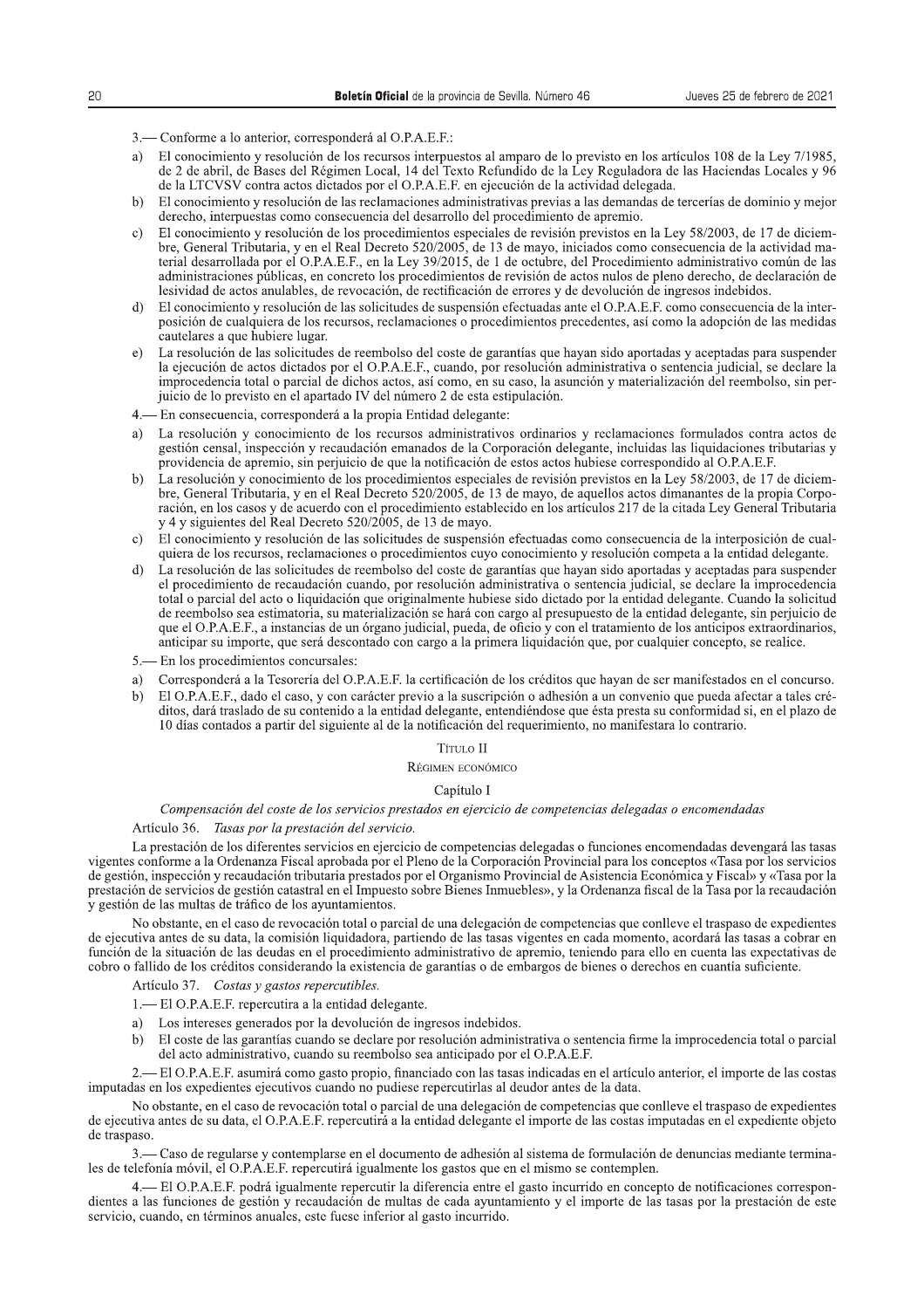3.— Conforme a lo anterior, corresponderá al O.P.A.E.F.:

a) El conocimiento y resolución de los recursos interpuestos al amparo de lo previsto en los artículos 108 de la Ley 7/1985, de 2 de abril, de Bases del Régimen Local, 14 del Texto Refundido de la Ley Reguladora de las Haciendas Locales y 96 de la LTCVSV contra actos dictados por el O.P.A.E.F. en ejecución de la actividad delegada.
b) El conocimiento y resolución de las reclamaciones administrativas previas a las demandas de tercerías de dominio y mejor derecho, interpuestas como consecuencia del desarrollo del procedimiento de apremio.
c) El conocimiento y resolución de los procedimientos especiales de revisión previstos en la Ley 58/2003, de 17 de diciembre, General Tributaria, y en el Real Decreto 520/2005, de 13 de mayo, iniciados como consecuencia de la actividad material desarrollada por el O.P.A.E.F., en la Ley 39/2015, de 1 de octubre, del Procedimiento administrativo común de las administraciones públicas, en concreto los procedimientos de revisión de actos nulos de pleno derecho, de declaración de lesividad de actos anulables, de revocación, de rectificación de errores y de devolución de ingresos indebidos.
d) El conocimiento y resolución de las solicitudes de suspensión efectuadas ante el O.P.A.E.F. como consecuencia de la interposición de cualquiera de los recursos, reclamaciones o procedimientos precedentes, así como la adopción de las medidas cautelares a que hubiere lugar.
e) La resolución de las solicitudes de reembolso del coste de garantías que hayan sido aportadas y aceptadas para suspender la ejecución de actos dictados por el O.P.A.E.F., cuando, por resolución administrativa o sentencia judicial, se declare la improcedencia total o parcial de dichos actos, así como, en su caso, la asunción y materialización del reembolso, sin perjuicio de lo previsto en el apartado IV del número 2 de esta estipulación.

4.— En consecuencia, corresponderá a la propia Entidad delegante:

a) La resolución y conocimiento de los recursos administrativos ordinarios y reclamaciones formulados contra actos de gestión censal, inspección y recaudación emanados de la Corporación delegante, incluidas las liquidaciones tributarias y providencia de apremio, sin perjuicio de que la notificación de estos actos hubiese correspondido al O.P.A.E.F.
b) La resolución y conocimiento de los procedimientos especiales de revisión previstos en la Ley 58/2003, de 17 de diciembre, General Tributaria, y en el Real Decreto 520/2005, de 13 de mayo, de aquellos actos dimanantes de la propia Corporación, en los casos y de acuerdo con el procedimiento establecido en los artículos 217 de la citada Ley General Tributaria y 4 y siguientes del Real Decreto 520/2005, de 13 de mayo.
c) El conocimiento y resolución de las solicitudes de suspensión efectuadas como consecuencia de la interposición de cualquiera de los recursos, reclamaciones o procedimientos cuyo conocimiento y resolución competa a la entidad delegante.
d) La resolución de las solicitudes de reembolso del coste de garantías que hayan sido aportadas y aceptadas para suspender el procedimiento de recaudación cuando, por resolución administrativa o sentencia judicial, se declare la improcedencia total o parcial del acto o liquidación que originalmente hubiese sido dictado por la entidad delegante. Cuando la solicitud de reembolso sea estimatoria, su materialización se hará con cargo al presupuesto de la entidad delegante, sin perjuicio de que el O.P.A.E.F., a instancias de un órgano judicial, pueda, de oficio y con el tratamiento de los anticipos extraordinarios, anticipar su importe, que será descontado con cargo a la primera liquidación que, por cualquier concepto, se realice.

5.— En los procedimientos concursales:

a) Corresponderá a la Tesorería del O.P.A.E.F. la certificación de los créditos que hayan de ser manifestados en el concurso.
b) El O.P.A.E.F., dado el caso, y con carácter previo a la suscripción o adhesión a un convenio que pueda afectar a tales créditos, dará traslado de su contenido a la entidad delegante, entendiéndose que ésta presta su conformidad si, en el plazo de 10 días contados a partir del siguiente al de la notificación del requerimiento, no manifestara lo contrario.

## Título II

## Régimen económico

### Capítulo I

*Compensación del coste de los servicios prestados en ejercicio de competencias delegadas o encomendadas*

Artículo 36. *Tasas por la prestación del servicio.*

La prestación de los diferentes servicios en ejercicio de competencias delegadas o funciones encomendadas devengará las tasas vigentes conforme a la Ordenanza Fiscal aprobada por el Pleno de la Corporación Provincial para los conceptos «Tasa por los servicios de gestión, inspección y recaudación tributaria prestados por el Organismo Provincial de Asistencia Económica y Fiscal» y «Tasa por la prestación de servicios de gestión catastral en el Impuesto sobre Bienes Inmuebles», y la Ordenanza fiscal de la Tasa por la recaudación y gestión de las multas de tráfico de los ayuntamientos.

No obstante, en el caso de revocación total o parcial de una delegación de competencias que conlleve el traspaso de expedientes de ejecutiva antes de su data, la comisión liquidadora, partiendo de las tasas vigentes en cada momento, acordará las tasas a cobrar en función de la situación de las deudas en el procedimiento administrativo de apremio, teniendo para ello en cuenta las expectativas de cobro o fallido de los créditos considerando la existencia de garantías o de embargos de bienes o derechos en cuantía suficiente.

Artículo 37. *Costas y gastos repercutibles.*

1.— El O.P.A.E.F. repercutirá a la entidad delegante.

a) Los intereses generados por la devolución de ingresos indebidos.
b) El coste de las garantías cuando se declare por resolución administrativa o sentencia firme la improcedencia total o parcial del acto administrativo, cuando su reembolso sea anticipado por el O.P.A.E.F.

2.— El O.P.A.E.F. asumirá como gasto propio, financiado con las tasas indicadas en el artículo anterior, el importe de las costas imputadas en los expedientes ejecutivos cuando no pudiese repercutirlas al deudor antes de la data.

No obstante, en el caso de revocación total o parcial de una delegación de competencias que conlleve el traspaso de expedientes de ejecutiva antes de su data, el O.P.A.E.F. repercutirá a la entidad delegante el importe de las costas imputadas en el expediente objeto de traspaso.

3.— Caso de regularse y contemplarse en el documento de adhesión al sistema de formulación de denuncias mediante terminales de telefonía móvil, el O.P.A.E.F. repercutirá igualmente los gastos que en el mismo se contemplen.

4.— El O.P.A.E.F. podrá igualmente repercutir la diferencia entre el gasto incurrido en concepto de notificaciones correspondientes a las funciones de gestión y recaudación de multas de cada ayuntamiento y el importe de las tasas por la prestación de este servicio, cuando, en términos anuales, este fuese inferior al gasto incurrido.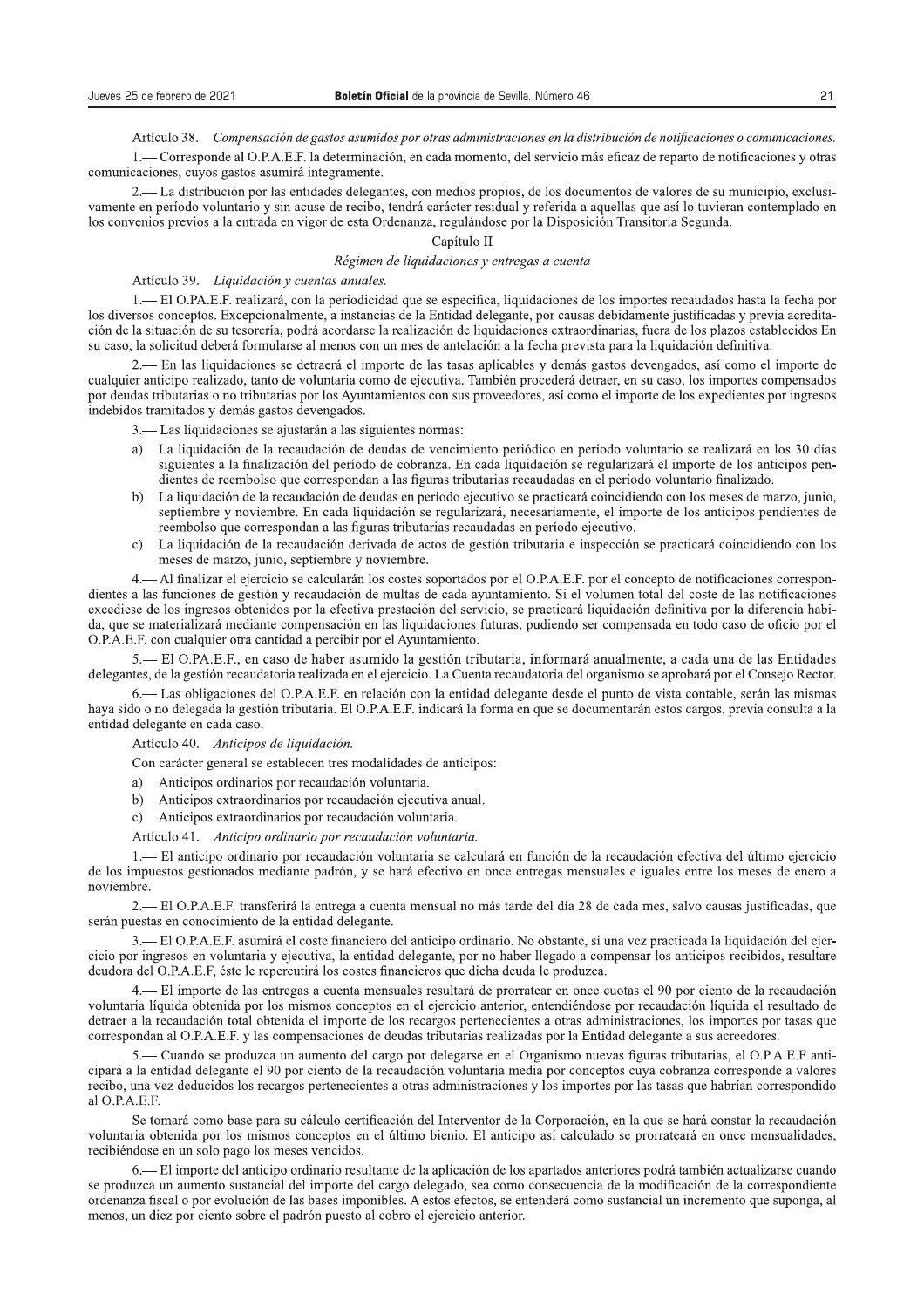Artículo 38. *Compensación de gastos asumidos por otras administraciones en la distribución de notificaciones o comunicaciones.*

1.— Corresponde al O.P.A.E.F. la determinación, en cada momento, del servicio más eficaz de reparto de notificaciones y otras comunicaciones, cuyos gastos asumirá íntegramente.

2.— La distribución por las entidades delegantes, con medios propios, de los documentos de valores de su municipio, exclusivamente en período voluntario y sin acuse de recibo, tendrá carácter residual y referida a aquellas que así lo tuvieran contemplado en los convenios previos a la entrada en vigor de esta Ordenanza, regulándose por la Disposición Transitoria Segunda.

## Capítulo II

### *Régimen de liquidaciones y entregas a cuenta*

Artículo 39. *Liquidación y cuentas anuales.*

1.— El O.PA.E.F. realizará, con la periodicidad que se especifica, liquidaciones de los importes recaudados hasta la fecha por los diversos conceptos. Excepcionalmente, a instancias de la Entidad delegante, por causas debidamente justificadas y previa acreditación de la situación de su tesorería, podrá acordarse la realización de liquidaciones extraordinarias, fuera de los plazos establecidos En su caso, la solicitud deberá formularse al menos con un mes de antelación a la fecha prevista para la liquidación definitiva.

2.— En las liquidaciones se detraerá el importe de las tasas aplicables y demás gastos devengados, así como el importe de cualquier anticipo realizado, tanto de voluntaria como de ejecutiva. También procederá detraer, en su caso, los importes compensados por deudas tributarias o no tributarias por los Ayuntamientos con sus proveedores, así como el importe de los expedientes por ingresos indebidos tramitados y demás gastos devengados.

3.— Las liquidaciones se ajustarán a las siguientes normas:

a) La liquidación de la recaudación de deudas de vencimiento periódico en período voluntario se realizará en los 30 días siguientes a la finalización del período de cobranza. En cada liquidación se regularizará el importe de los anticipos pendientes de reembolso que correspondan a las figuras tributarias recaudadas en el período voluntario finalizado.
b) La liquidación de la recaudación de deudas en período ejecutivo se practicará coincidiendo con los meses de marzo, junio, septiembre y noviembre. En cada liquidación se regularizará, necesariamente, el importe de los anticipos pendientes de reembolso que correspondan a las figuras tributarias recaudadas en período ejecutivo.
c) La liquidación de la recaudación derivada de actos de gestión tributaria e inspección se practicará coincidiendo con los meses de marzo, junio, septiembre y noviembre.

4.— Al finalizar el ejercicio se calcularán los costes soportados por el O.P.A.E.F. por el concepto de notificaciones correspondientes a las funciones de gestión y recaudación de multas de cada ayuntamiento. Si el volumen total del coste de las notificaciones excediese de los ingresos obtenidos por la efectiva prestación del servicio, se practicará liquidación definitiva por la diferencia habida, que se materializará mediante compensación en las liquidaciones futuras, pudiendo ser compensada en todo caso de oficio por el O.P.A.E.F. con cualquier otra cantidad a percibir por el Ayuntamiento.

5.— El O.PA.E.F., en caso de haber asumido la gestión tributaria, informará anualmente, a cada una de las Entidades delegantes, de la gestión recaudatoria realizada en el ejercicio. La Cuenta recaudatoria del organismo se aprobará por el Consejo Rector.

6.— Las obligaciones del O.P.A.E.F. en relación con la entidad delegante desde el punto de vista contable, serán las mismas haya sido o no delegada la gestión tributaria. El O.P.A.E.F. indicará la forma en que se documentarán estos cargos, previa consulta a la entidad delegante en cada caso.

Artículo 40. *Anticipos de liquidación.*

Con carácter general se establecen tres modalidades de anticipos:

a) Anticipos ordinarios por recaudación voluntaria.
b) Anticipos extraordinarios por recaudación ejecutiva anual.
c) Anticipos extraordinarios por recaudación voluntaria.

Artículo 41. *Anticipo ordinario por recaudación voluntaria.*

1.— El anticipo ordinario por recaudación voluntaria se calculará en función de la recaudación efectiva del último ejercicio de los impuestos gestionados mediante padrón, y se hará efectivo en once entregas mensuales e iguales entre los meses de enero a noviembre.

2.— El O.P.A.E.F. transferirá la entrega a cuenta mensual no más tarde del día 28 de cada mes, salvo causas justificadas, que serán puestas en conocimiento de la entidad delegante.

3.— El O.P.A.E.F. asumirá el coste financiero del anticipo ordinario. No obstante, si una vez practicada la liquidación del ejercicio por ingresos en voluntaria y ejecutiva, la entidad delegante, por no haber llegado a compensar los anticipos recibidos, resultare deudora del O.P.A.E.F, éste le repercutirá los costes financieros que dicha deuda le produzca.

4.— El importe de las entregas a cuenta mensuales resultará de prorratear en once cuotas el 90 por ciento de la recaudación voluntaria líquida obtenida por los mismos conceptos en el ejercicio anterior, entendiéndose por recaudación líquida el resultado de detraer a la recaudación total obtenida el importe de los recargos pertenecientes a otras administraciones, los importes por tasas que correspondan al O.P.A.E.F. y las compensaciones de deudas tributarias realizadas por la Entidad delegante a sus acreedores.

5.— Cuando se produzca un aumento del cargo por delegarse en el Organismo nuevas figuras tributarias, el O.P.A.E.F anticipará a la entidad delegante el 90 por ciento de la recaudación voluntaria media por conceptos cuya cobranza corresponde a valores recibo, una vez deducidos los recargos pertenecientes a otras administraciones y los importes por las tasas que habrían correspondido al O.P.A.E.F.

Se tomará como base para su cálculo certificación del Interventor de la Corporación, en la que se hará constar la recaudación voluntaria obtenida por los mismos conceptos en el último bienio. El anticipo así calculado se prorrateará en once mensualidades, recibiéndose en un solo pago los meses vencidos.

6.— El importe del anticipo ordinario resultante de la aplicación de los apartados anteriores podrá también actualizarse cuando se produzca un aumento sustancial del importe del cargo delegado, sea como consecuencia de la modificación de la correspondiente ordenanza fiscal o por evolución de las bases imponibles. A estos efectos, se entenderá como sustancial un incremento que suponga, al menos, un diez por ciento sobre el padrón puesto al cobro el ejercicio anterior.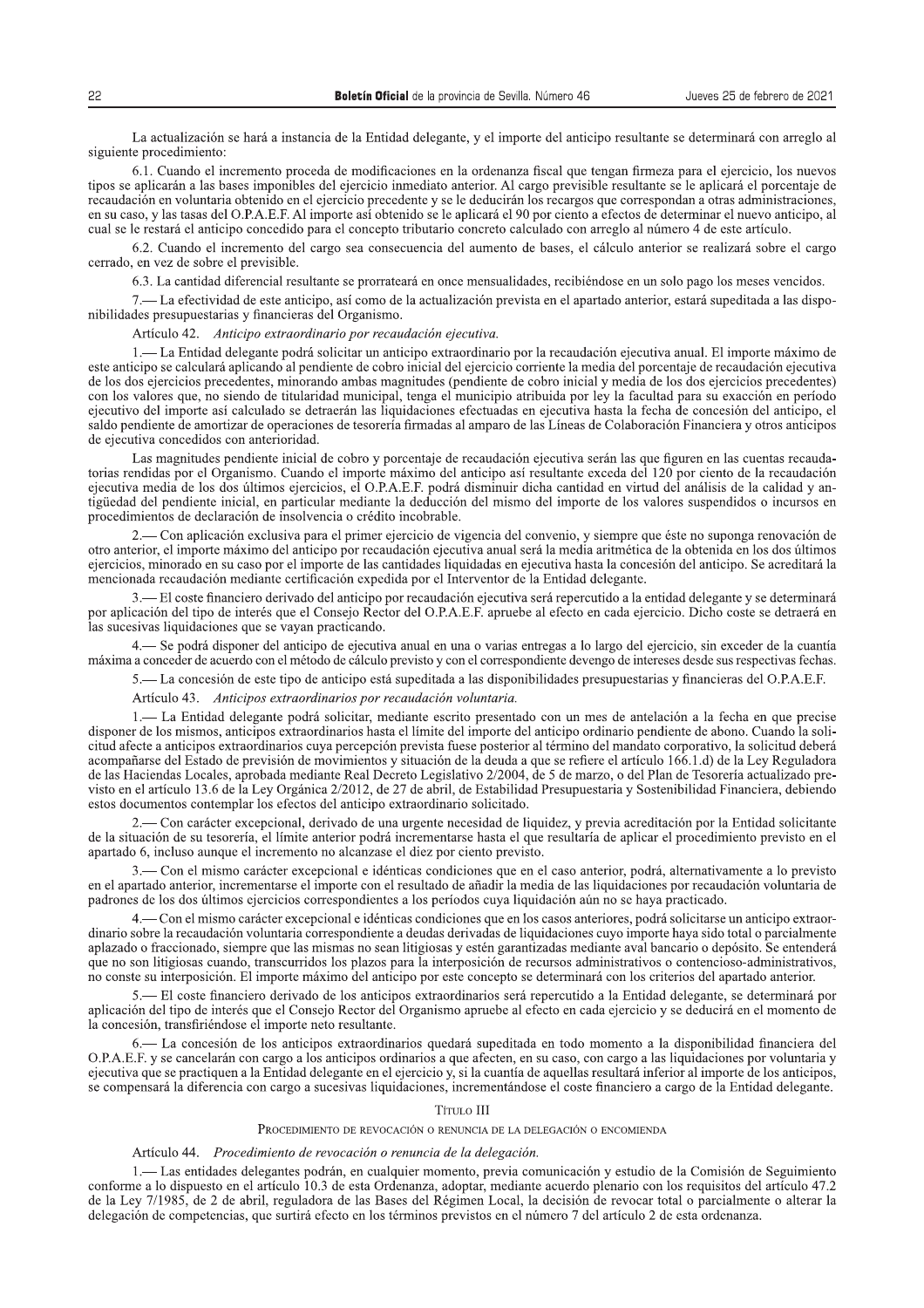La actualización se hará a instancia de la Entidad delegante, y el importe del anticipo resultante se determinará con arreglo al siguiente procedimiento:

6.1. Cuando el incremento proceda de modificaciones en la ordenanza fiscal que tengan firmeza para el ejercicio, los nuevos tipos se aplicarán a las bases imponibles del ejercicio inmediato anterior. Al cargo previsible resultante se le aplicará el porcentaje de recaudación en voluntaria obtenido en el ejercicio precedente y se le deducirán los recargos que correspondan a otras administraciones, en su caso, y las tasas del O.P.A.E.F. Al importe así obtenido se le aplicará el 90 por ciento a efectos de determinar el nuevo anticipo, al cual se le restará el anticipo concedido para el concepto tributario concreto calculado con arreglo al número 4 de este artículo.

6.2. Cuando el incremento del cargo sea consecuencia del aumento de bases, el cálculo anterior se realizará sobre el cargo cerrado, en vez de sobre el previsible.

6.3. La cantidad diferencial resultante se prorrateará en once mensualidades, recibiéndose en un solo pago los meses vencidos.

7.— La efectividad de este anticipo, así como de la actualización prevista en el apartado anterior, estará supeditada a las disponibilidades presupuestarias y financieras del Organismo.

Artículo 42. *Anticipo extraordinario por recaudación ejecutiva.*

1.— La Entidad delegante podrá solicitar un anticipo extraordinario por la recaudación ejecutiva anual. El importe máximo de este anticipo se calculará aplicando al pendiente de cobro inicial del ejercicio corriente la media del porcentaje de recaudación ejecutiva de los dos ejercicios precedentes, minorando ambas magnitudes (pendiente de cobro inicial y media de los dos ejercicios precedentes) con los valores que, no siendo de titularidad municipal, tenga el municipio atribuida por ley la facultad para su exacción en período ejecutivo del importe así calculado se detraerán las liquidaciones efectuadas en ejecutiva hasta la fecha de concesión del anticipo, el saldo pendiente de amortizar de operaciones de tesorería firmadas al amparo de las Líneas de Colaboración Financiera y otros anticipos de ejecutiva concedidos con anterioridad.

Las magnitudes pendiente inicial de cobro y porcentaje de recaudación ejecutiva serán las que figuren en las cuentas recaudatorias rendidas por el Organismo. Cuando el importe máximo del anticipo así resultante exceda del 120 por ciento de la recaudación ejecutiva media de los dos últimos ejercicios, el O.P.A.E.F. podrá disminuir dicha cantidad en virtud del análisis de la calidad y antigüedad del pendiente inicial, en particular mediante la deducción del mismo del importe de los valores suspendidos o incursos en procedimientos de declaración de insolvencia o crédito incobrable.

2.— Con aplicación exclusiva para el primer ejercicio de vigencia del convenio, y siempre que éste no suponga renovación de otro anterior, el importe máximo del anticipo por recaudación ejecutiva anual será la media aritmética de la obtenida en los dos últimos ejercicios, minorado en su caso por el importe de las cantidades liquidadas en ejecutiva hasta la concesión del anticipo. Se acreditará la mencionada recaudación mediante certificación expedida por el Interventor de la Entidad delegante.

3.— El coste financiero derivado del anticipo por recaudación ejecutiva será repercutido a la entidad delegante y se determinará por aplicación del tipo de interés que el Consejo Rector del O.P.A.E.F. apruebe al efecto en cada ejercicio. Dicho coste se detraerá en las sucesivas liquidaciones que se vayan practicando.

4.— Se podrá disponer del anticipo de ejecutiva anual en una o varias entregas a lo largo del ejercicio, sin exceder de la cuantía máxima a conceder de acuerdo con el método de cálculo previsto y con el correspondiente devengo de intereses desde sus respectivas fechas.

5.— La concesión de este tipo de anticipo está supeditada a las disponibilidades presupuestarias y financieras del O.P.A.E.F.

Artículo 43. *Anticipos extraordinarios por recaudación voluntaria.*

1.— La Entidad delegante podrá solicitar, mediante escrito presentado con un mes de antelación a la fecha en que precise disponer de los mismos, anticipos extraordinarios hasta el límite del importe del anticipo ordinario pendiente de abono. Cuando la solicitud afecte a anticipos extraordinarios cuya percepción prevista fuese posterior al término del mandato corporativo, la solicitud deberá acompañarse del Estado de previsión de movimientos y situación de la deuda a que se refiere el artículo 166.1.d) de la Ley Reguladora de las Haciendas Locales, aprobada mediante Real Decreto Legislativo 2/2004, de 5 de marzo, o del Plan de Tesorería actualizado previsto en el artículo 13.6 de la Ley Orgánica 2/2012, de 27 de abril, de Estabilidad Presupuestaria y Sostenibilidad Financiera, debiendo estos documentos contemplar los efectos del anticipo extraordinario solicitado.

2.— Con carácter excepcional, derivado de una urgente necesidad de liquidez, y previa acreditación por la Entidad solicitante de la situación de su tesorería, el límite anterior podrá incrementarse hasta el que resultaría de aplicar el procedimiento previsto en el apartado 6, incluso aunque el incremento no alcanzase el diez por ciento previsto.

3.— Con el mismo carácter excepcional e idénticas condiciones que en el caso anterior, podrá, alternativamente a lo previsto en el apartado anterior, incrementarse el importe con el resultado de añadir la media de las liquidaciones por recaudación voluntaria de padrones de los dos últimos ejercicios correspondientes a los períodos cuya liquidación aún no se haya practicado.

4.— Con el mismo carácter excepcional e idénticas condiciones que en los casos anteriores, podrá solicitarse un anticipo extraordinario sobre la recaudación voluntaria correspondiente a deudas derivadas de liquidaciones cuyo importe haya sido total o parcialmente aplazado o fraccionado, siempre que las mismas no sean litigiosas y estén garantizadas mediante aval bancario o depósito. Se entenderá que no son litigiosas cuando, transcurridos los plazos para la interposición de recursos administrativos o contencioso-administrativos, no conste su interposición. El importe máximo del anticipo por este concepto se determinará con los criterios del apartado anterior.

5.— El coste financiero derivado de los anticipos extraordinarios será repercutido a la Entidad delegante, se determinará por aplicación del tipo de interés que el Consejo Rector del Organismo apruebe al efecto en cada ejercicio y se deducirá en el momento de la concesión, transfiriéndose el importe neto resultante.

6.— La concesión de los anticipos extraordinarios quedará supeditada en todo momento a la disponibilidad financiera del O.P.A.E.F. y se cancelarán con cargo a los anticipos ordinarios a que afecten, en su caso, con cargo a las liquidaciones por voluntaria y ejecutiva que se practiquen a la Entidad delegante en el ejercicio y, si la cuantía de aquellas resultará inferior al importe de los anticipos, se compensará la diferencia con cargo a sucesivas liquidaciones, incrementándose el coste financiero a cargo de la Entidad delegante.

## Título III

### Procedimiento de revocación o renuncia de la delegación o encomienda

Artículo 44. *Procedimiento de revocación o renuncia de la delegación.*

1.— Las entidades delegantes podrán, en cualquier momento, previa comunicación y estudio de la Comisión de Seguimiento conforme a lo dispuesto en el artículo 10.3 de esta Ordenanza, adoptar, mediante acuerdo plenario con los requisitos del artículo 47.2 de la Ley 7/1985, de 2 de abril, reguladora de las Bases del Régimen Local, la decisión de revocar total o parcialmente o alterar la delegación de competencias, que surtirá efecto en los términos previstos en el número 7 del artículo 2 de esta ordenanza.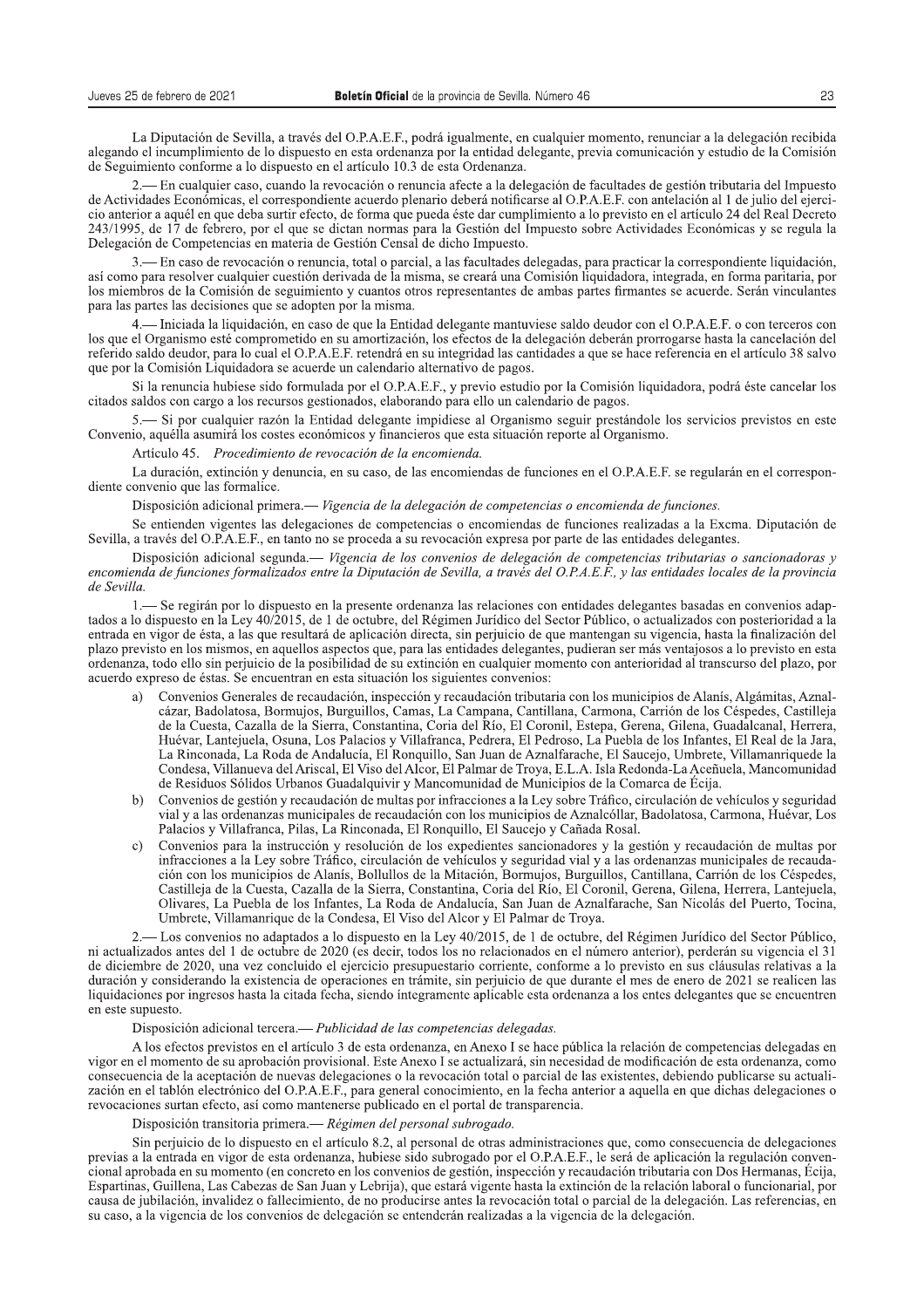La Diputación de Sevilla, a través del O.P.A.E.F., podrá igualmente, en cualquier momento, renunciar a la delegación recibida alegando el incumplimiento de lo dispuesto en esta ordenanza por la entidad delegante, previa comunicación y estudio de la Comisión de Seguimiento conforme a lo dispuesto en el artículo 10.3 de esta Ordenanza.

2.— En cualquier caso, cuando la revocación o renuncia afecte a la delegación de facultades de gestión tributaria del Impuesto de Actividades Económicas, el correspondiente acuerdo plenario deberá notificarse al O.P.A.E.F. con antelación al 1 de julio del ejercicio anterior a aquél en que deba surtir efecto, de forma que pueda éste dar cumplimiento a lo previsto en el artículo 24 del Real Decreto 243/1995, de 17 de febrero, por el que se dictan normas para la Gestión del Impuesto sobre Actividades Económicas y se regula la Delegación de Competencias en materia de Gestión Censal de dicho Impuesto.

3.— En caso de revocación o renuncia, total o parcial, a las facultades delegadas, para practicar la correspondiente liquidación, así como para resolver cualquier cuestión derivada de la misma, se creará una Comisión liquidadora, integrada, en forma paritaria, por los miembros de la Comisión de seguimiento y cuantos otros representantes de ambas partes firmantes se acuerde. Serán vinculantes para las partes las decisiones que se adopten por la misma.

4.— Iniciada la liquidación, en caso de que la Entidad delegante mantuviese saldo deudor con el O.P.A.E.F. o con terceros con los que el Organismo esté comprometido en su amortización, los efectos de la delegación deberán prorrogarse hasta la cancelación del referido saldo deudor, para lo cual el O.P.A.E.F. retendrá en su integridad las cantidades a que se hace referencia en el artículo 38 salvo que por la Comisión Liquidadora se acuerde un calendario alternativo de pagos.

Si la renuncia hubiese sido formulada por el O.P.A.E.F., y previo estudio por la Comisión liquidadora, podrá éste cancelar los citados saldos con cargo a los recursos gestionados, elaborando para ello un calendario de pagos.

5.— Si por cualquier razón la Entidad delegante impidiese al Organismo seguir prestándole los servicios previstos en este Convenio, aquélla asumirá los costes económicos y financieros que esta situación reporte al Organismo.

Artículo 45. *Procedimiento de revocación de la encomienda.*

La duración, extinción y denuncia, en su caso, de las encomiendas de funciones en el O.P.A.E.F. se regularán en el correspondiente convenio que las formalice.

Disposición adicional primera.— *Vigencia de la delegación de competencias o encomienda de funciones.*

Se entienden vigentes las delegaciones de competencias o encomiendas de funciones realizadas a la Excma. Diputación de Sevilla, a través del O.P.A.E.F., en tanto no se proceda a su revocación expresa por parte de las entidades delegantes.

Disposición adicional segunda.— *Vigencia de los convenios de delegación de competencias tributarias o sancionadoras y encomienda de funciones formalizados entre la Diputación de Sevilla, a través del O.P.A.E.F., y las entidades locales de la provincia de Sevilla.*

1.— Se regirán por lo dispuesto en la presente ordenanza las relaciones con entidades delegantes basadas en convenios adaptados a lo dispuesto en la Ley 40/2015, de 1 de octubre, del Régimen Jurídico del Sector Público, o actualizados con posterioridad a la entrada en vigor de ésta, a las que resultará de aplicación directa, sin perjuicio de que mantengan su vigencia, hasta la finalización del plazo previsto en los mismos, en aquellos aspectos que, para las entidades delegantes, pudieran ser más ventajosos a lo previsto en esta ordenanza, todo ello sin perjuicio de la posibilidad de su extinción en cualquier momento con anterioridad al transcurso del plazo, por acuerdo expreso de éstas. Se encuentran en esta situación los siguientes convenios:

a) Convenios Generales de recaudación, inspección y recaudación tributaria con los municipios de Alanís, Algámitas, Aznalcázar, Badolatosa, Bormujos, Burguillos, Camas, La Campana, Cantillana, Carmona, Carrión de los Céspedes, Castilleja de la Cuesta, Cazalla de la Sierra, Constantina, Coria del Río, El Coronil, Estepa, Gerena, Gilena, Guadalcanal, Herrera, Huévar, Lantejuela, Osuna, Los Palacios y Villafranca, Pedrera, El Pedroso, La Puebla de los Infantes, El Real de la Jara, La Rinconada, La Roda de Andalucía, El Ronquillo, San Juan de Aznalfarache, El Saucejo, Umbrete, Villamanriquede la Condesa, Villanueva del Ariscal, El Viso del Alcor, El Palmar de Troya, E.L.A. Isla Redonda-La Aceñuela, Mancomunidad de Residuos Sólidos Urbanos Guadalquivir y Mancomunidad de Municipios de la Comarca de Écija.

b) Convenios de gestión y recaudación de multas por infracciones a la Ley sobre Tráfico, circulación de vehículos y seguridad vial y a las ordenanzas municipales de recaudación con los municipios de Aznalcóllar, Badolatosa, Carmona, Huévar, Los Palacios y Villafranca, Pilas, La Rinconada, El Ronquillo, El Saucejo y Cañada Rosal.

c) Convenios para la instrucción y resolución de los expedientes sancionadores y la gestión y recaudación de multas por infracciones a la Ley sobre Tráfico, circulación de vehículos y seguridad vial y a las ordenanzas municipales de recaudación con los municipios de Alanís, Bollullos de la Mitación, Bormujos, Burguillos, Cantillana, Carrión de los Céspedes, Castilleja de la Cuesta, Cazalla de la Sierra, Constantina, Coria del Río, El Coronil, Gerena, Gilena, Herrera, Lantejuela, Olivares, La Puebla de los Infantes, La Roda de Andalucía, San Juan de Aznalfarache, San Nicolás del Puerto, Tocina, Umbrete, Villamanrique de la Condesa, El Viso del Alcor y El Palmar de Troya.

2.— Los convenios no adaptados a lo dispuesto en la Ley 40/2015, de 1 de octubre, del Régimen Jurídico del Sector Público, ni actualizados antes del 1 de octubre de 2020 (es decir, todos los no relacionados en el número anterior), perderán su vigencia el 31 de diciembre de 2020, una vez concluido el ejercicio presupuestario corriente, conforme a lo previsto en sus cláusulas relativas a la duración y considerando la existencia de operaciones en trámite, sin perjuicio de que durante el mes de enero de 2021 se realicen las liquidaciones por ingresos hasta la citada fecha, siendo íntegramente aplicable esta ordenanza a los entes delegantes que se encuentren en este supuesto.

Disposición adicional tercera.— *Publicidad de las competencias delegadas.*

A los efectos previstos en el artículo 3 de esta ordenanza, en Anexo I se hace pública la relación de competencias delegadas en vigor en el momento de su aprobación provisional. Este Anexo I se actualizará, sin necesidad de modificación de esta ordenanza, como consecuencia de la aceptación de nuevas delegaciones o la revocación total o parcial de las existentes, debiendo publicarse su actualización en el tablón electrónico del O.P.A.E.F., para general conocimiento, en la fecha anterior a aquella en que dichas delegaciones o revocaciones surtan efecto, así como mantenerse publicado en el portal de transparencia.

Disposición transitoria primera.— *Régimen del personal subrogado.*

Sin perjuicio de lo dispuesto en el artículo 8.2, al personal de otras administraciones que, como consecuencia de delegaciones previas a la entrada en vigor de esta ordenanza, hubiese sido subrogado por el O.P.A.E.F., le será de aplicación la regulación convencional aprobada en su momento (en concreto en los convenios de gestión, inspección y recaudación tributaria con Dos Hermanas, Écija, Espartinas, Guillena, Las Cabezas de San Juan y Lebrija), que estará vigente hasta la extinción de la relación laboral o funcionarial, por causa de jubilación, invalidez o fallecimiento, de no producirse antes la revocación total o parcial de la delegación. Las referencias, en su caso, a la vigencia de los convenios de delegación se entenderán realizadas a la vigencia de la delegación.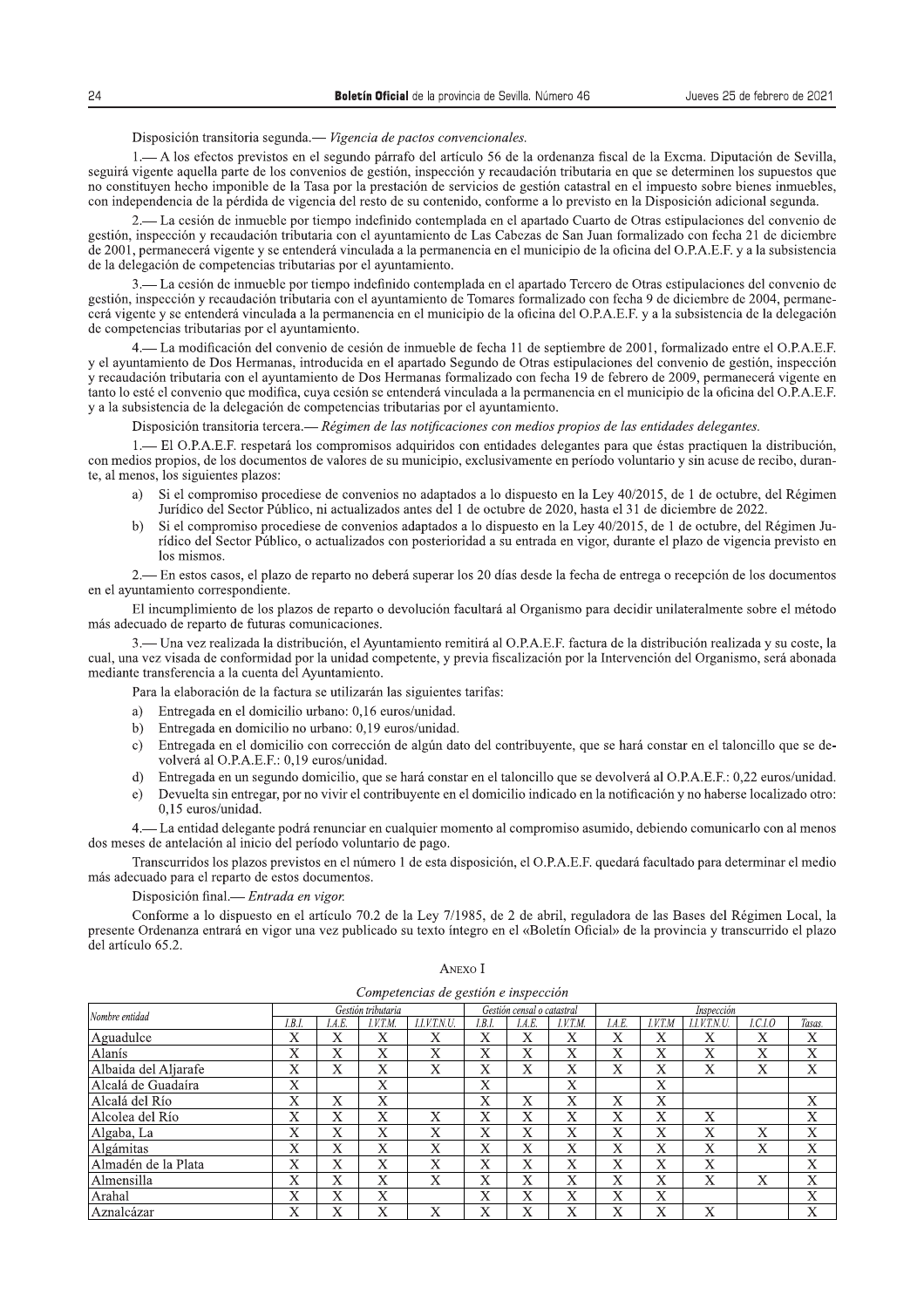Disposición transitoria segunda.— *Vigencia de pactos convencionales.*

1.— A los efectos previstos en el segundo párrafo del artículo 56 de la ordenanza fiscal de la Excma. Diputación de Sevilla, seguirá vigente aquella parte de los convenios de gestión, inspección y recaudación tributaria en que se determinen los supuestos que no constituyen hecho imponible de la Tasa por la prestación de servicios de gestión catastral en el impuesto sobre bienes inmuebles, con independencia de la pérdida de vigencia del resto de su contenido, conforme a lo previsto en la Disposición adicional segunda.

2.— La cesión de inmueble por tiempo indefinido contemplada en el apartado Cuarto de Otras estipulaciones del convenio de gestión, inspección y recaudación tributaria con el ayuntamiento de Las Cabezas de San Juan formalizado con fecha 21 de diciembre de 2001, permanecerá vigente y se entenderá vinculada a la permanencia en el municipio de la oficina del O.P.A.E.F. y a la subsistencia de la delegación de competencias tributarias por el ayuntamiento.

3.— La cesión de inmueble por tiempo indefinido contemplada en el apartado Tercero de Otras estipulaciones del convenio de gestión, inspección y recaudación tributaria con el ayuntamiento de Tomares formalizado con fecha 9 de diciembre de 2004, permanecerá vigente y se entenderá vinculada a la permanencia en el municipio de la oficina del O.P.A.E.F. y a la subsistencia de la delegación de competencias tributarias por el ayuntamiento.

4.— La modificación del convenio de cesión de inmueble de fecha 11 de septiembre de 2001, formalizado entre el O.P.A.E.F. y el ayuntamiento de Dos Hermanas, introducida en el apartado Segundo de Otras estipulaciones del convenio de gestión, inspección y recaudación tributaria con el ayuntamiento de Dos Hermanas formalizado con fecha 19 de febrero de 2009, permanecerá vigente en tanto lo esté el convenio que modifica, cuya cesión se entenderá vinculada a la permanencia en el municipio de la oficina del O.P.A.E.F. y a la subsistencia de la delegación de competencias tributarias por el ayuntamiento.

Disposición transitoria tercera.— *Régimen de las notificaciones con medios propios de las entidades delegantes.*

1.— El O.P.A.E.F. respetará los compromisos adquiridos con entidades delegantes para que éstas practiquen la distribución, con medios propios, de los documentos de valores de su municipio, exclusivamente en período voluntario y sin acuse de recibo, durante, al menos, los siguientes plazos:

a) Si el compromiso procediese de convenios no adaptados a lo dispuesto en la Ley 40/2015, de 1 de octubre, del Régimen Jurídico del Sector Público, ni actualizados antes del 1 de octubre de 2020, hasta el 31 de diciembre de 2022.
b) Si el compromiso procediese de convenios adaptados a lo dispuesto en la Ley 40/2015, de 1 de octubre, del Régimen Jurídico del Sector Público, o actualizados con posterioridad a su entrada en vigor, durante el plazo de vigencia previsto en los mismos.

2.— En estos casos, el plazo de reparto no deberá superar los 20 días desde la fecha de entrega o recepción de los documentos en el ayuntamiento correspondiente.

El incumplimiento de los plazos de reparto o devolución facultará al Organismo para decidir unilateralmente sobre el método más adecuado de reparto de futuras comunicaciones.

3.— Una vez realizada la distribución, el Ayuntamiento remitirá al O.P.A.E.F. factura de la distribución realizada y su coste, la cual, una vez visada de conformidad por la unidad competente, y previa fiscalización por la Intervención del Organismo, será abonada mediante transferencia a la cuenta del Ayuntamiento.

Para la elaboración de la factura se utilizarán las siguientes tarifas:

a) Entregada en el domicilio urbano: 0,16 euros/unidad.
b) Entregada en domicilio no urbano: 0,19 euros/unidad.
c) Entregada en el domicilio con corrección de algún dato del contribuyente, que se hará constar en el taloncillo que se devolverá al O.P.A.E.F.: 0,19 euros/unidad.
d) Entregada en un segundo domicilio, que se hará constar en el taloncillo que se devolverá al O.P.A.E.F.: 0,22 euros/unidad.
e) Devuelta sin entregar, por no vivir el contribuyente en el domicilio indicado en la notificación y no haberse localizado otro: 0,15 euros/unidad.

4.— La entidad delegante podrá renunciar en cualquier momento al compromiso asumido, debiendo comunicarlo con al menos dos meses de antelación al inicio del período voluntario de pago.

Transcurridos los plazos previstos en el número 1 de esta disposición, el O.P.A.E.F. quedará facultado para determinar el medio más adecuado para el reparto de estos documentos.

Disposición final.— *Entrada en vigor.*

Conforme a lo dispuesto en el artículo 70.2 de la Ley 7/1985, de 2 de abril, reguladora de las Bases del Régimen Local, la presente Ordenanza entrará en vigor una vez publicado su texto íntegro en el «Boletín Oficial» de la provincia y transcurrido el plazo del artículo 65.2.

## Anexo I

*Competencias de gestión e inspección*

| Nombre entidad | Gestión tributaria | | | | Gestión censal o catastral | | | Inspección | | | | |
|---|---|---|---|---|---|---|---|---|---|---|---|---|
| | I.B.I. | I.A.E. | I.V.T.M. | I.I.V.T.N.U. | I.B.I. | I.A.E. | I.V.T.M. | I.A.E. | I.V.T.M | I.I.V.T.N.U. | I.C.I.O | Tasas. |
| Aguadulce | X | X | X | X | X | X | X | X | X | X | X | X |
| Alanís | X | X | X | X | X | X | X | X | X | X | X | X |
| Albaida del Aljarafe | X | X | X | X | X | X | X | X | X | X | X | X |
| Alcalá de Guadaíra | X | | X | | X | | X | | X | | | |
| Alcalá del Río | X | X | X | | X | X | X | X | X | | | X |
| Alcolea del Río | X | X | X | X | X | X | X | X | X | X | | X |
| Algaba, La | X | X | X | X | X | X | X | X | X | X | X | X |
| Algámitas | X | X | X | X | X | X | X | X | X | X | X | X |
| Almadén de la Plata | X | X | X | X | X | X | X | X | X | X | | X |
| Almensilla | X | X | X | X | X | X | X | X | X | X | X | X |
| Arahal | X | X | X | | X | X | X | X | X | | | X |
| Aznalcázar | X | X | X | X | X | X | X | X | X | X | | X |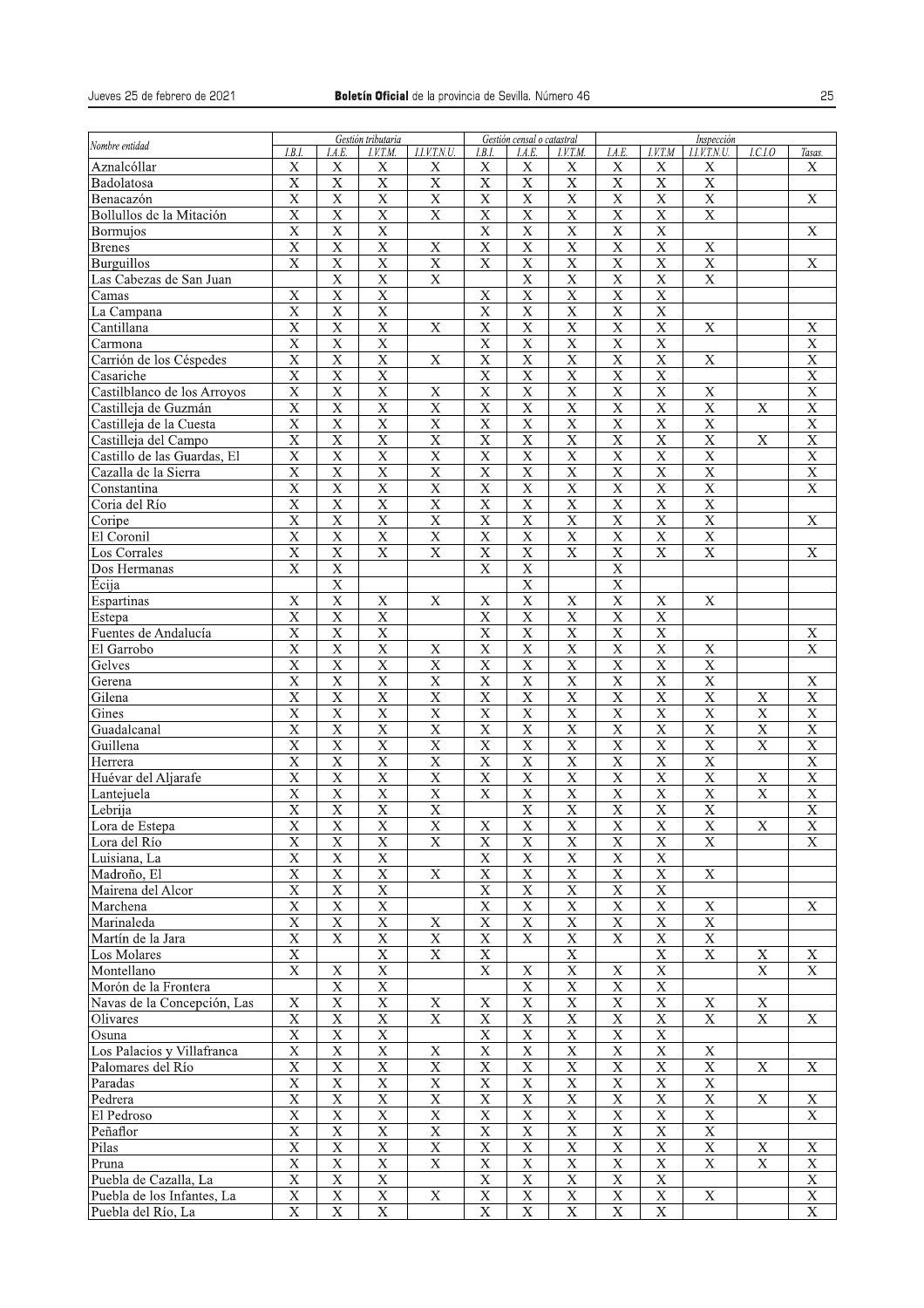| Nombre entidad | Gestión tributaria | | | | Gestión censal o catastral | | | Inspección | | | | |
|---|---|---|---|---|---|---|---|---|---|---|---|---|
| | I.B.I. | I.A.E. | I.V.T.M. | I.I.V.T.N.U. | I.B.I. | I.A.E. | I.V.T.M. | I.A.E. | I.V.T.M | I.I.V.T.N.U. | I.C.I.O | Tasas. |
| Aznalcóllar | X | X | X | X | X | X | X | X | X | X | | X |
| Badolatosa | X | X | X | X | X | X | X | X | X | X | | |
| Benacazón | X | X | X | X | X | X | X | X | X | X | | X |
| Bollullos de la Mitación | X | X | X | X | X | X | X | X | X | X | | |
| Bormujos | X | X | X | | X | X | X | X | X | | | X |
| Brenes | X | X | X | X | X | X | X | X | X | X | | |
| Burguillos | X | X | X | X | X | X | X | X | X | X | | X |
| Las Cabezas de San Juan | | X | X | X | | X | X | X | X | X | | |
| Camas | X | X | X | | X | X | X | X | X | | | |
| La Campana | X | X | X | | X | X | X | X | X | | | |
| Cantillana | X | X | X | X | X | X | X | X | X | X | | X |
| Carmona | X | X | X | | X | X | X | X | X | | | X |
| Carrión de los Céspedes | X | X | X | X | X | X | X | X | X | X | | X |
| Casariche | X | X | X | | X | X | X | X | X | | | X |
| Castilblanco de los Arroyos | X | X | X | X | X | X | X | X | X | X | | X |
| Castilleja de Guzmán | X | X | X | X | X | X | X | X | X | X | X | X |
| Castilleja de la Cuesta | X | X | X | X | X | X | X | X | X | X | | X |
| Castilleja del Campo | X | X | X | X | X | X | X | X | X | X | X | X |
| Castillo de las Guardas, El | X | X | X | X | X | X | X | X | X | X | | X |
| Cazalla de la Sierra | X | X | X | X | X | X | X | X | X | X | | X |
| Constantina | X | X | X | X | X | X | X | X | X | X | | X |
| Coria del Río | X | X | X | X | X | X | X | X | X | X | | |
| Coripe | X | X | X | X | X | X | X | X | X | X | | X |
| El Coronil | X | X | X | X | X | X | X | X | X | X | | |
| Los Corrales | X | X | X | X | X | X | X | X | X | X | | X |
| Dos Hermanas | X | X | | | X | X | | X | | | | |
| Écija | | X | | | | X | | X | | | | |
| Espartinas | X | X | X | X | X | X | X | X | X | X | | |
| Estepa | X | X | X | | X | X | X | X | X | | | |
| Fuentes de Andalucía | X | X | X | | X | X | X | X | X | | | X |
| El Garrobo | X | X | X | X | X | X | X | X | X | X | | X |
| Gelves | X | X | X | X | X | X | X | X | X | X | | |
| Gerena | X | X | X | X | X | X | X | X | X | X | | X |
| Gilena | X | X | X | X | X | X | X | X | X | X | X | X |
| Gines | X | X | X | X | X | X | X | X | X | X | X | X |
| Guadalcanal | X | X | X | X | X | X | X | X | X | X | X | X |
| Guillena | X | X | X | X | X | X | X | X | X | X | X | X |
| Herrera | X | X | X | X | X | X | X | X | X | X | | X |
| Huévar del Aljarafe | X | X | X | X | X | X | X | X | X | X | X | X |
| Lantejuela | X | X | X | X | X | X | X | X | X | X | X | X |
| Lebrija | X | X | X | X | | X | X | X | X | X | | X |
| Lora de Estepa | X | X | X | X | X | X | X | X | X | X | X | X |
| Lora del Río | X | X | X | X | X | X | X | X | X | X | | X |
| Luisiana, La | X | X | X | | X | X | X | X | X | | | |
| Madroño, El | X | X | X | X | X | X | X | X | X | X | | |
| Mairena del Alcor | X | X | X | | X | X | X | X | X | | | |
| Marchena | X | X | X | | X | X | X | X | X | X | | X |
| Marinaleda | X | X | X | X | X | X | X | X | X | X | | |
| Martín de la Jara | X | X | X | X | X | X | X | X | X | X | | |
| Los Molares | X | | X | X | X | | X | | X | X | X | X |
| Montellano | X | X | X | | X | X | X | X | X | | X | X |
| Morón de la Frontera | | X | X | | | X | X | X | X | | | |
| Navas de la Concepción, Las | X | X | X | X | X | X | X | X | X | X | X | |
| Olivares | X | X | X | X | X | X | X | X | X | X | X | X |
| Osuna | X | X | X | | X | X | X | X | X | | | |
| Los Palacios y Villafranca | X | X | X | X | X | X | X | X | X | X | | |
| Palomares del Río | X | X | X | X | X | X | X | X | X | X | X | X |
| Paradas | X | X | X | X | X | X | X | X | X | X | | |
| Pedrera | X | X | X | X | X | X | X | X | X | X | X | X |
| El Pedroso | X | X | X | X | X | X | X | X | X | X | | X |
| Peñaflor | X | X | X | X | X | X | X | X | X | X | | |
| Pilas | X | X | X | X | X | X | X | X | X | X | X | X |
| Pruna | X | X | X | X | X | X | X | X | X | X | X | X |
| Puebla de Cazalla, La | X | X | X | | X | X | X | X | X | | | X |
| Puebla de los Infantes, La | X | X | X | X | X | X | X | X | X | X | | X |
| Puebla del Río, La | X | X | X | | X | X | X | X | X | | | X |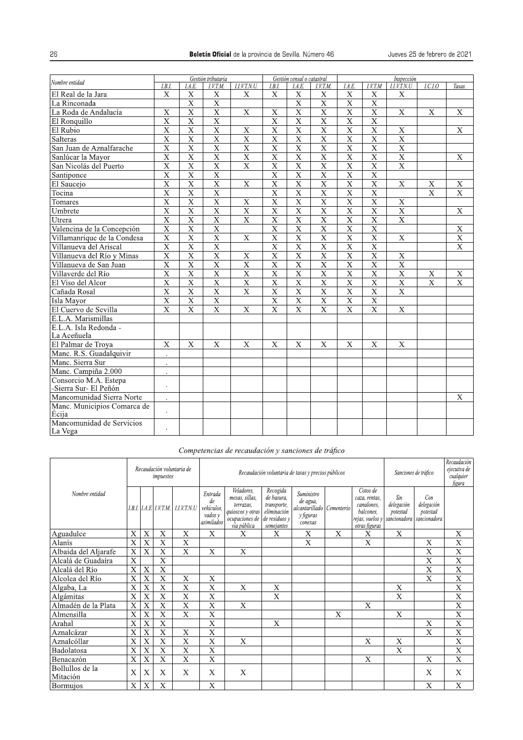| Nombre entidad | Gestión tributaria | | | | Gestión censal o catastral | | | Inspección | | | | |
|---|---|---|---|---|---|---|---|---|---|---|---|---|
| | I.B.I. | I.A.E. | I.V.T.M. | I.I.V.T.N.U. | I.B.I. | I.A.E. | I.V.T.M. | I.A.E. | I.V.T.M | I.I.V.T.N.U. | I.C.I.O | Tasas. |
| El Real de la Jara | X | X | X | X | X | X | X | X | X | X | | |
| La Rinconada | | X | X | | | X | X | X | X | | | |
| La Roda de Andalucía | X | X | X | X | X | X | X | X | X | X | X | X |
| El Ronquillo | X | X | X | | X | X | X | X | X | | | |
| El Rubio | X | X | X | X | X | X | X | X | X | X | | X |
| Salteras | X | X | X | X | X | X | X | X | X | X | | |
| San Juan de Aznalfarache | X | X | X | X | X | X | X | X | X | X | | |
| Sanlúcar la Mayor | X | X | X | X | X | X | X | X | X | X | | X |
| San Nicolás del Puerto | X | X | X | X | X | X | X | X | X | X | | |
| Santiponce | X | X | X | | X | X | X | X | X | | | |
| El Saucejo | X | X | X | X | X | X | X | X | X | X | X | X |
| Tocina | X | X | X | | X | X | X | X | X | | X | X |
| Tomares | X | X | X | X | X | X | X | X | X | X | | |
| Umbrete | X | X | X | X | X | X | X | X | X | X | | X |
| Utrera | X | X | X | X | X | X | X | X | X | X | | |
| Valencina de la Concepción | X | X | X | | X | X | X | X | X | | | X |
| Villamanrique de la Condesa | X | X | X | X | X | X | X | X | X | X | | X |
| Villanueva del Ariscal | X | X | X | | X | X | X | X | X | | | X |
| Villanueva del Río y Minas | X | X | X | X | X | X | X | X | X | X | | |
| Villanueva de San Juan | X | X | X | X | X | X | X | X | X | X | | |
| Villaverde del Río | X | X | X | X | X | X | X | X | X | X | X | X |
| El Viso del Alcor | X | X | X | X | X | X | X | X | X | X | X | X |
| Cañada Rosal | X | X | X | X | X | X | X | X | X | X | | |
| Isla Mayor | X | X | X | | X | X | X | X | X | | | |
| El Cuervo de Sevilla | X | X | X | X | X | X | X | X | X | X | | |
| E.L.A. Marismillas | | | | | | | | | | | | |
| E.L.A. Isla Redonda - La Aceñuela | | | | | | | | | | | | |
| El Palmar de Troya | X | X | X | X | X | X | X | X | X | X | | |
| Manc. R.S. Guadalquivir | . | | | | | | | | | | | |
| Manc. Sierra Sur | . | | | | | | | | | | | |
| Manc. Campiña 2.000 | . | | | | | | | | | | | |
| Consorcio M.A. Estepa -Sierra Sur- El Peñón | . | | | | | | | | | | | |
| Mancomunidad Sierra Norte | . | | | | | | | | | | | X |
| Manc. Municipios Comarca de Écija | . | | | | | | | | | | | |
| Mancomunidad de Servicios La Vega | . | | | | | | | | | | | |

*Competencias de recaudación y sanciones de tráfico*

| Nombre entidad | Recaudación voluntaria de impuestos | | | | Recaudación voluntaria de tasas y precios públicos | | | | | | Sanciones de tráfico | | Recaudación ejecutiva de cualquier figura |
|---|---|---|---|---|---|---|---|---|---|---|---|---|---|
| | I.B.I. | I.A.E | I.V.T.M. | I.I.V.T.N.U | Entrada de vehículos, vados y asimilados | Veladores, mesas, sillas, terrazas, quioscos y otras ocupaciones de vía pública | Recogida de basura, transporte, eliminación de residuos y semejantes | Suministro de agua, alcantarillado y figuras conexas | Cementerio | Cotos de caza, rentas, canalones, balcones, rejas, vuelos y otras figuras | Sin delegación potestad sancionadora | Con delegación potestad sancionadora | |
| Aguadulce | X | X | X | X | X | X | X | X | X | X | X | | X |
| Alanís | X | X | X | X | | | | X | | X | | X | X |
| Albaida del Aljarafe | X | X | X | X | X | X | | | | | | X | X |
| Alcalá de Guadaíra | X | | X | | | | | | | | | X | X |
| Alcalá del Río | X | X | X | | | | | | | | | X | X |
| Alcolea del Río | X | X | X | X | X | | | | | | | X | X |
| Algaba, La | X | X | X | X | X | X | X | | | | X | | X |
| Algámitas | X | X | X | X | X | | X | | | | X | | X |
| Almadén de la Plata | X | X | X | X | X | X | | | | X | | | X |
| Almensilla | X | X | X | X | X | | | | X | | X | | X |
| Arahal | X | X | X | | X | | X | | | | | X | X |
| Aznalcázar | X | X | X | X | X | | | | | | | X | X |
| Aznalcóllar | X | X | X | X | X | X | | | | X | X | | X |
| Badolatosa | X | X | X | X | X | | | | | | X | | X |
| Benacazón | X | X | X | X | X | | | | | X | | X | X |
| Bollullos de la Mitación | X | X | X | X | X | X | | | | | | X | X |
| Bormujos | X | X | X | | X | | | | | | | X | X |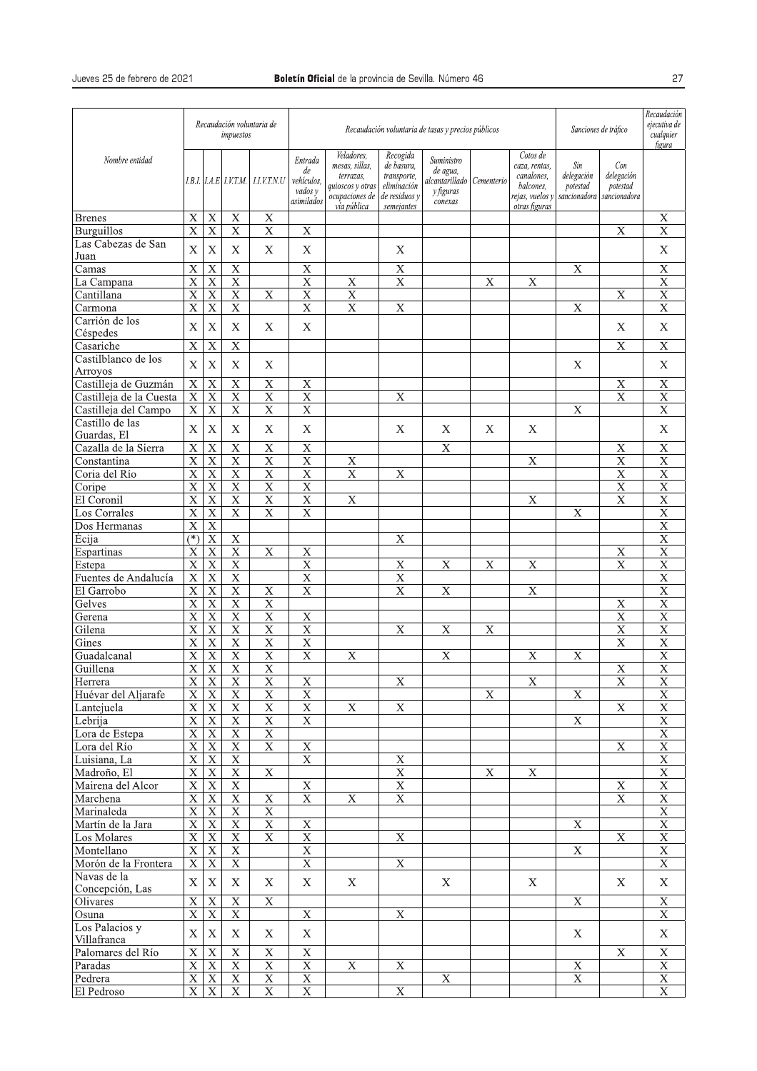| Nombre entidad | Recaudación voluntaria de impuestos | | | | Recaudación voluntaria de tasas y precios públicos | | | | | | Sanciones de tráfico | | Recaudación ejecutiva de cualquier figura |
|---|---|---|---|---|---|---|---|---|---|---|---|---|---|
| | I.B.I. | I.A.E | I.V.T.M. | I.I.V.T.N.U | Entrada de vehículos, vados y asimilados | Veladores, mesas, sillas, terrazas, quioscos y otras ocupaciones de vía pública | Recogida de basura, transporte, eliminación de residuos y semejantes | Suministro de agua, alcantarillado y figuras conexas | Cementerio | Cotos de caza, rentas, canalones, balcones, rejas, vuelos y otras figuras | Sin delegación potestad sancionadora | Con delegación potestad sancionadora | |
| Brenes | X | X | X | X | | | | | | | | | X |
| Burguillos | X | X | X | X | X | | | | | | | X | X |
| Las Cabezas de San Juan | X | X | X | X | X | | X | | | | | | X |
| Camas | X | X | X | | X | | X | | | | X | | X |
| La Campana | X | X | X | | X | X | X | | X | X | | | X |
| Cantillana | X | X | X | X | X | X | | | | | | X | X |
| Carmona | X | X | X | | X | X | X | | | | X | | X |
| Carrión de los Céspedes | X | X | X | X | X | | | | | | | X | X |
| Casariche | X | X | X | | | | | | | | | X | X |
| Castilblanco de los Arroyos | X | X | X | X | | | | | | | X | | X |
| Castilleja de Guzmán | X | X | X | X | X | | | | | | | X | X |
| Castilleja de la Cuesta | X | X | X | X | X | | X | | | | | X | X |
| Castilleja del Campo | X | X | X | X | X | | | | | | X | | X |
| Castillo de las Guardas, El | X | X | X | X | X | | X | X | X | X | | | X |
| Cazalla de la Sierra | X | X | X | X | X | | | X | | | | X | X |
| Constantina | X | X | X | X | X | X | | | | X | | X | X |
| Coria del Río | X | X | X | X | X | X | X | | | | | X | X |
| Coripe | X | X | X | X | X | | | | | | | X | X |
| El Coronil | X | X | X | X | X | X | | | | X | | X | X |
| Los Corrales | X | X | X | X | X | | | | | | X | | X |
| Dos Hermanas | X | X | | | | | | | | | | | X |
| Écija | (*) | X | X | | | | X | | | | | | X |
| Espartinas | X | X | X | X | X | | | | | | | X | X |
| Estepa | X | X | X | | X | | X | X | X | X | | X | X |
| Fuentes de Andalucía | X | X | X | | X | | X | | | | | | X |
| El Garrobo | X | X | X | X | X | | X | X | | X | | | X |
| Gelves | X | X | X | X | | | | | | | | X | X |
| Gerena | X | X | X | X | X | | | | | | | X | X |
| Gilena | X | X | X | X | X | | X | X | X | | | X | X |
| Gines | X | X | X | X | X | | | | | | | X | X |
| Guadalcanal | X | X | X | X | X | X | | X | | X | X | | X |
| Guillena | X | X | X | X | | | | | | | | X | X |
| Herrera | X | X | X | X | X | | X | | | X | | X | X |
| Huévar del Aljarafe | X | X | X | X | X | | | | X | | X | | X |
| Lantejuela | X | X | X | X | X | X | X | | | | | X | X |
| Lebrija | X | X | X | X | X | | | | | | X | | X |
| Lora de Estepa | X | X | X | X | | | | | | | | | X |
| Lora del Río | X | X | X | X | X | | | | | | | X | X |
| Luisiana, La | X | X | X | | X | | X | | | | | | X |
| Madroño, El | X | X | X | X | | | X | | X | X | | | X |
| Mairena del Alcor | X | X | X | | X | | X | | | | | X | X |
| Marchena | X | X | X | X | X | X | X | | | | | X | X |
| Marinaleda | X | X | X | X | | | | | | | | | X |
| Martín de la Jara | X | X | X | X | X | | | | | | X | | X |
| Los Molares | X | X | X | X | X | | X | | | | | X | X |
| Montellano | X | X | X | | X | | | | | | X | | X |
| Morón de la Frontera | X | X | X | | X | | X | | | | | | X |
| Navas de la Concepción, Las | X | X | X | X | X | X | | X | | X | | X | X |
| Olivares | X | X | X | X | | | | | | | X | | X |
| Osuna | X | X | X | | X | | X | | | | | | X |
| Los Palacios y Villafranca | X | X | X | X | X | | | | | | X | | X |
| Palomares del Río | X | X | X | X | X | | | | | | | X | X |
| Paradas | X | X | X | X | X | X | X | | | | X | | X |
| Pedrera | X | X | X | X | X | | | X | | | X | | X |
| El Pedroso | X | X | X | X | X | | X | | | | | | X |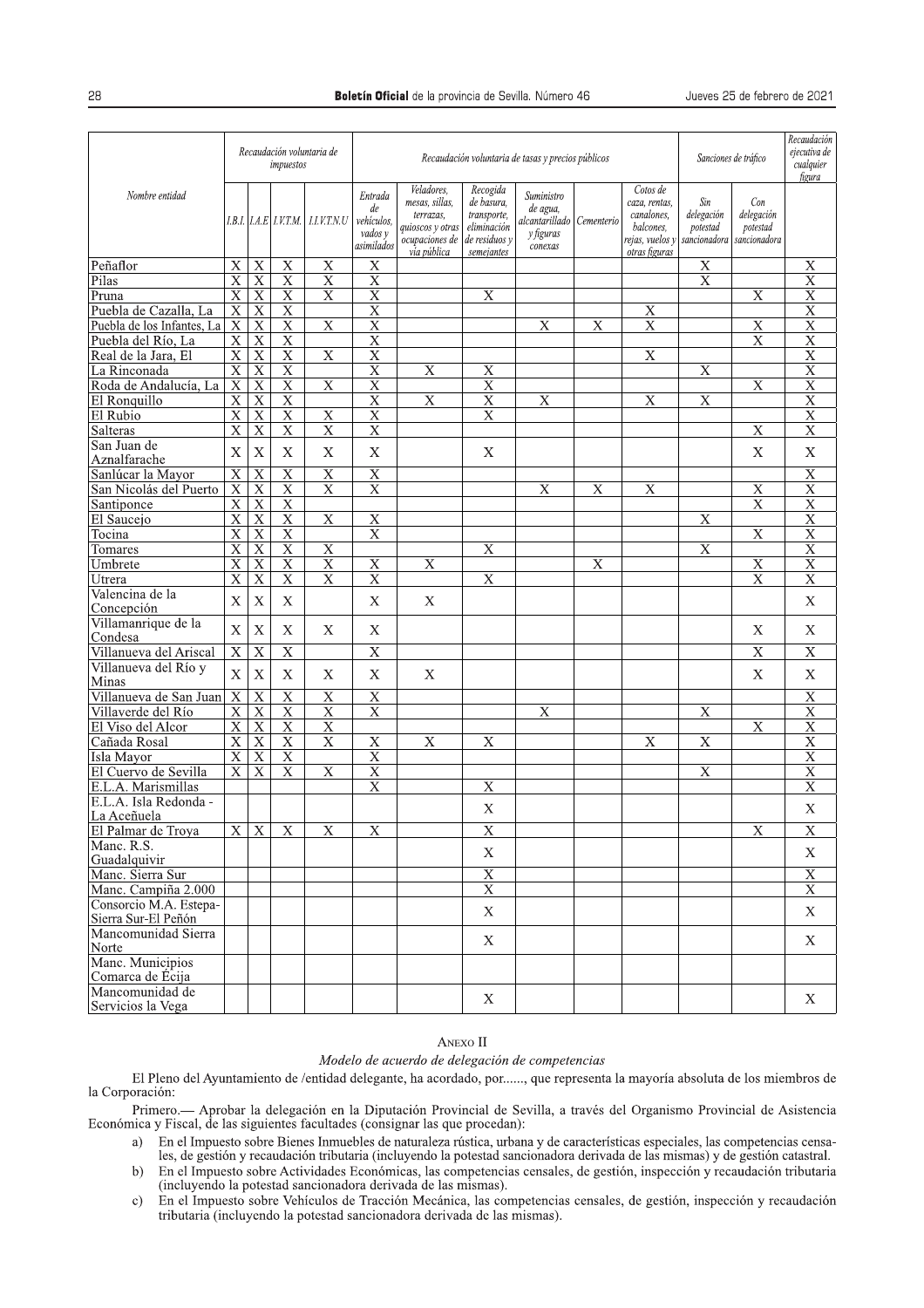| Nombre entidad | Recaudación voluntaria de impuestos | | | | Recaudación voluntaria de tasas y precios públicos | | | | | | Sanciones de tráfico | | Recaudación ejecutiva de cualquier figura |
|---|---|---|---|---|---|---|---|---|---|---|---|---|---|
| | I.B.I. | I.A.E | I.V.T.M. | I.I.V.T.N.U | Entrada de vehículos, vados y asimilados | Veladores, mesas, sillas, terrazas, quioscos y otras ocupaciones de vía pública | Recogida de basura, transporte, eliminación de residuos y semejantes | Suministro de agua, alcantarillado y figuras conexas | Cementerio | Cotos de caza, rentas, canalones, balcones, rejas, vuelos y otras figuras | Sin delegación potestad sancionadora | Con delegación potestad sancionadora | |
| Peñaflor | X | X | X | X | X | | | | | | X | | X |
| Pilas | X | X | X | X | X | | | | | | X | | X |
| Pruna | X | X | X | X | X | | X | | | | | X | X |
| Puebla de Cazalla, La | X | X | X | | X | | | | | X | | | X |
| Puebla de los Infantes, La | X | X | X | X | X | | | X | X | X | | X | X |
| Puebla del Río, La | X | X | X | | X | | | | | | | X | X |
| Real de la Jara, El | X | X | X | X | X | | | | | X | | | X |
| La Rinconada | X | X | X | | X | X | X | | | | X | | X |
| Roda de Andalucía, La | X | X | X | X | X | | X | | | | | X | X |
| El Ronquillo | X | X | X | | X | X | X | X | | X | X | | X |
| El Rubio | X | X | X | X | X | | X | | | | | | X |
| Salteras | X | X | X | X | X | | | | | | | X | X |
| San Juan de Aznalfarache | X | X | X | X | X | | X | | | | | X | X |
| Sanlúcar la Mayor | X | X | X | X | X | | | | | | | | X |
| San Nicolás del Puerto | X | X | X | X | X | | | X | X | X | | X | X |
| Santiponce | X | X | X | | | | | | | | | X | X |
| El Saucejo | X | X | X | X | X | | | | | | X | | X |
| Tocina | X | X | X | | X | | | | | | | X | X |
| Tomares | X | X | X | X | | | X | | | | X | | X |
| Umbrete | X | X | X | X | X | X | | | X | | | X | X |
| Utrera | X | X | X | X | X | | X | | | | | X | X |
| Valencina de la Concepción | X | X | X | | X | X | | | | | | | X |
| Villamanrique de la Condesa | X | X | X | X | X | | | | | | | X | X |
| Villanueva del Ariscal | X | X | X | | X | | | | | | | X | X |
| Villanueva del Río y Minas | X | X | X | X | X | X | | | | | | X | X |
| Villanueva de San Juan | X | X | X | X | X | | | | | | | | X |
| Villaverde del Río | X | X | X | X | X | | | X | | | X | | X |
| El Viso del Alcor | X | X | X | X | | | | | | | | X | X |
| Cañada Rosal | X | X | X | X | X | X | X | | | X | X | | X |
| Isla Mayor | X | X | X | | X | | | | | | | | X |
| El Cuervo de Sevilla | X | X | X | X | X | | | | | | X | | X |
| E.L.A. Marismillas | | | | | X | | X | | | | | | X |
| E.L.A. Isla Redonda - La Aceñuela | | | | | | | X | | | | | | X |
| El Palmar de Troya | X | X | X | X | X | | X | | | | | X | X |
| Manc. R.S. Guadalquivir | | | | | | | X | | | | | | X |
| Manc. Sierra Sur | | | | | | | X | | | | | | X |
| Manc. Campiña 2.000 | | | | | | | X | | | | | | X |
| Consorcio M.A. Estepa-Sierra Sur-El Peñón | | | | | | | X | | | | | | X |
| Mancomunidad Sierra Norte | | | | | | | X | | | | | | X |
| Manc. Municipios Comarca de Écija | | | | | | | | | | | | | |
| Mancomunidad de Servicios la Vega | | | | | | | X | | | | | | X |

## Anexo II

*Modelo de acuerdo de delegación de competencias*

El Pleno del Ayuntamiento de /entidad delegante, ha acordado, por......, que representa la mayoría absoluta de los miembros de la Corporación:

Primero.— Aprobar la delegación en la Diputación Provincial de Sevilla, a través del Organismo Provincial de Asistencia Económica y Fiscal, de las siguientes facultades (consignar las que procedan):

a) En el Impuesto sobre Bienes Inmuebles de naturaleza rústica, urbana y de características especiales, las competencias censales, de gestión y recaudación tributaria (incluyendo la potestad sancionadora derivada de las mismas) y de gestión catastral.

b) En el Impuesto sobre Actividades Económicas, las competencias censales, de gestión, inspección y recaudación tributaria (incluyendo la potestad sancionadora derivada de las mismas).

c) En el Impuesto sobre Vehículos de Tracción Mecánica, las competencias censales, de gestión, inspección y recaudación tributaria (incluyendo la potestad sancionadora derivada de las mismas).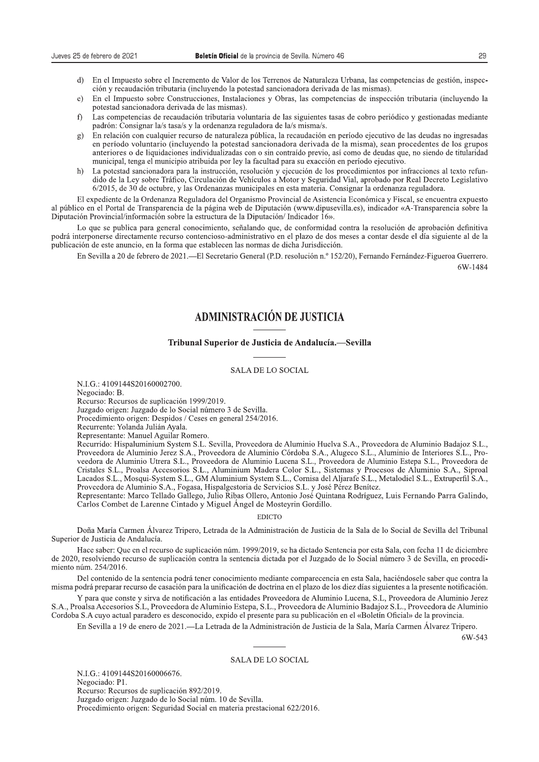d) En el Impuesto sobre el Incremento de Valor de los Terrenos de Naturaleza Urbana, las competencias de gestión, inspección y recaudación tributaria (incluyendo la potestad sancionadora derivada de las mismas).
e) En el Impuesto sobre Construcciones, Instalaciones y Obras, las competencias de inspección tributaria (incluyendo la potestad sancionadora derivada de las mismas).
f) Las competencias de recaudación tributaria voluntaria de las siguientes tasas de cobro periódico y gestionadas mediante padrón: Consignar la/s tasa/s y la ordenanza reguladora de la/s misma/s.
g) En relación con cualquier recurso de naturaleza pública, la recaudación en período ejecutivo de las deudas no ingresadas en período voluntario (incluyendo la potestad sancionadora derivada de la misma), sean procedentes de los grupos anteriores o de liquidaciones individualizadas con o sin contraído previo, así como de deudas que, no siendo de titularidad municipal, tenga el municipio atribuida por ley la facultad para su exacción en período ejecutivo.
h) La potestad sancionadora para la instrucción, resolución y ejecución de los procedimientos por infracciones al texto refundido de la Ley sobre Tráfico, Circulación de Vehículos a Motor y Seguridad Vial, aprobado por Real Decreto Legislativo 6/2015, de 30 de octubre, y las Ordenanzas municipales en esta materia. Consignar la ordenanza reguladora.

El expediente de la Ordenanza Reguladora del Organismo Provincial de Asistencia Económica y Fiscal, se encuentra expuesto al público en el Portal de Transparencia de la página web de Diputación (www.dipusevilla.es), indicador «A-Transparencia sobre la Diputación Provincial/información sobre la estructura de la Diputación/ Indicador 16».

Lo que se publica para general conocimiento, señalando que, de conformidad contra la resolución de aprobación definitiva podrá interponerse directamente recurso contencioso-administrativo en el plazo de dos meses a contar desde el día siguiente al de la publicación de este anuncio, en la forma que establecen las normas de dicha Jurisdicción.

En Sevilla a 20 de febrero de 2021.—El Secretario General (P.D. resolución n.º 152/20), Fernando Fernández-Figueroa Guerrero.

6W-1484

# ADMINISTRACIÓN DE JUSTICIA

## Tribunal Superior de Justicia de Andalucía.—Sevilla

### SALA DE LO SOCIAL

N.I.G.: 4109144S20160002700.
Negociado: B.
Recurso: Recursos de suplicación 1999/2019.
Juzgado origen: Juzgado de lo Social número 3 de Sevilla.
Procedimiento origen: Despidos / Ceses en general 254/2016.
Recurrente: Yolanda Julián Ayala.
Representante: Manuel Aguilar Romero.
Recurrido: Hispaluminium System S.L. Sevilla, Proveedora de Aluminio Huelva S.A., Proveedora de Aluminio Badajoz S.L., Proveedora de Aluminio Jerez S.A., Proveedora de Aluminio Córdoba S.A., Alugeco S.L., Aluminio de Interiores S.L., Proveedora de Aluminio Utrera S.L., Proveedora de Aluminio Lucena S.L., Proveedora de Aluminio Estepa S.L., Proveedora de Cristales S.L., Proalsa Accesorios S.L., Aluminium Madera Color S.L., Sistemas y Procesos de Aluminio S.A., Siproal Lacados S.L., Mosqui-System S.L., GM Aluminium System S.L., Cornisa del Aljarafe S.L., Metalodiel S.L., Extruperfil S.A., Proveedora de Aluminio S.A., Fogasa, Hispalgestoria de Servicios S.L. y José Pérez Benítez.
Representante: Marco Tellado Gallego, Julio Ribas Ollero, Antonio José Quintana Rodríguez, Luis Fernando Parra Galindo, Carlos Combet de Larenne Cintado y Miguel Ángel de Mosteyrin Gordillo.

EDICTO

Doña María Carmen Álvarez Tripero, Letrada de la Administración de Justicia de la Sala de lo Social de Sevilla del Tribunal Superior de Justicia de Andalucía.

Hace saber: Que en el recurso de suplicación núm. 1999/2019, se ha dictado Sentencia por esta Sala, con fecha 11 de diciembre de 2020, resolviendo recurso de suplicación contra la sentencia dictada por el Juzgado de lo Social número 3 de Sevilla, en procedimiento núm. 254/2016.

Del contenido de la sentencia podrá tener conocimiento mediante comparecencia en esta Sala, haciéndosele saber que contra la misma podrá preparar recurso de casación para la unificación de doctrina en el plazo de los diez días siguientes a la presente notificación.

Y para que conste y sirva de notificación a las entidades Proveedora de Aluminio Lucena, S.L, Proveedora de Aluminio Jerez S.A., Proalsa Accesorios S.L, Proveedora de Aluminio Estepa, S.L., Proveedora de Aluminio Badajoz S.L., Proveedora de Aluminio Cordoba S.A cuyo actual paradero es desconocido, expido el presente para su publicación en el «Boletín Oficial» de la provincia.

En Sevilla a 19 de enero de 2021.—La Letrada de la Administración de Justicia de la Sala, María Carmen Álvarez Tripero.

6W-543

### SALA DE LO SOCIAL

N.I.G.: 4109144S20160006676.
Negociado: P1.
Recurso: Recursos de suplicación 892/2019.
Juzgado origen: Juzgado de lo Social núm. 10 de Sevilla.
Procedimiento origen: Seguridad Social en materia prestacional 622/2016.